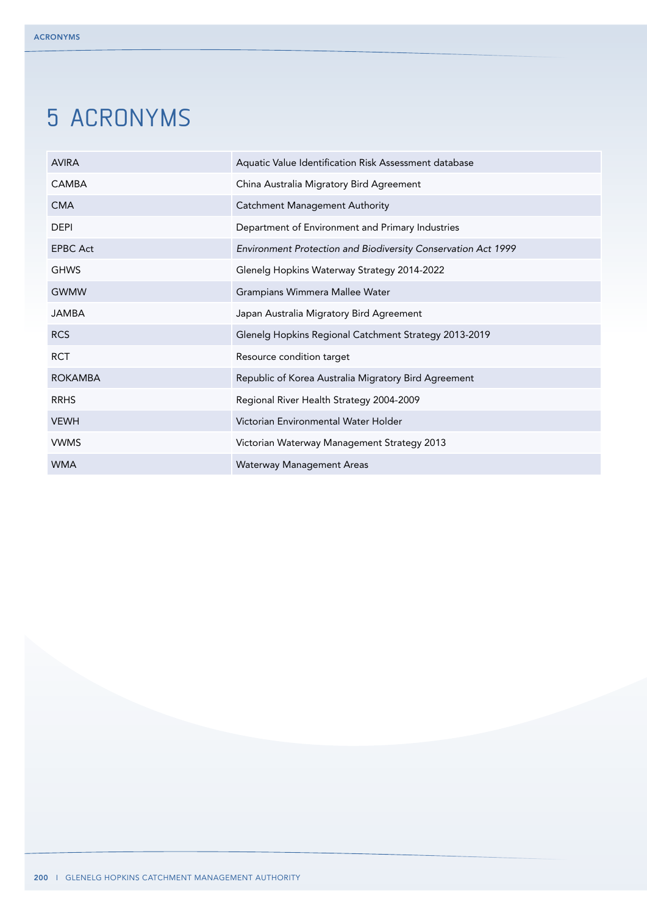# 5 ACRONYMS

| | |
|---|---|
| AVIRA | Aquatic Value Identification Risk Assessment database |
| CAMBA | China Australia Migratory Bird Agreement |
| CMA | Catchment Management Authority |
| DEPI | Department of Environment and Primary Industries |
| EPBC Act | *Environment Protection and Biodiversity Conservation Act 1999* |
| GHWS | Glenelg Hopkins Waterway Strategy 2014-2022 |
| GWMW | Grampians Wimmera Mallee Water |
| JAMBA | Japan Australia Migratory Bird Agreement |
| RCS | Glenelg Hopkins Regional Catchment Strategy 2013-2019 |
| RCT | Resource condition target |
| ROKAMBA | Republic of Korea Australia Migratory Bird Agreement |
| RRHS | Regional River Health Strategy 2004-2009 |
| VEWH | Victorian Environmental Water Holder |
| VWMS | Victorian Waterway Management Strategy 2013 |
| WMA | Waterway Management Areas |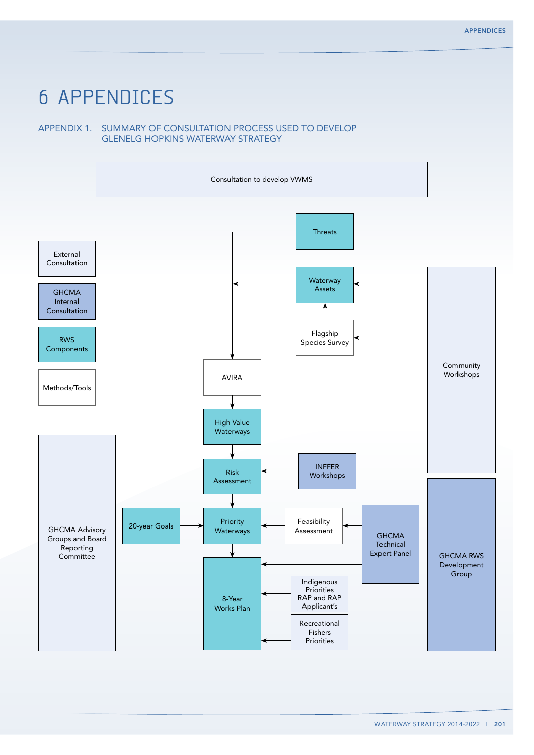# 6 APPENDICES

## APPENDIX 1. SUMMARY OF CONSULTATION PROCESS USED TO DEVELOP GLENELG HOPKINS WATERWAY STRATEGY

Consultation to develop VWMS

External Consultation

GHCMA Internal Consultation

RWS Components

Methods/Tools

Threats

Waterway Assets

Flagship Species Survey

Community Workshops

AVIRA

High Value Waterways

Risk Assessment

INFFER Workshops

GHCMA Advisory Groups and Board Reporting Committee

20-year Goals

Priority Waterways

Feasibility Assessment

GHCMA Technical Expert Panel

GHCMA RWS Development Group

8-Year Works Plan

Indigenous Priorities RAP and RAP Applicant's

Recreational Fishers Priorities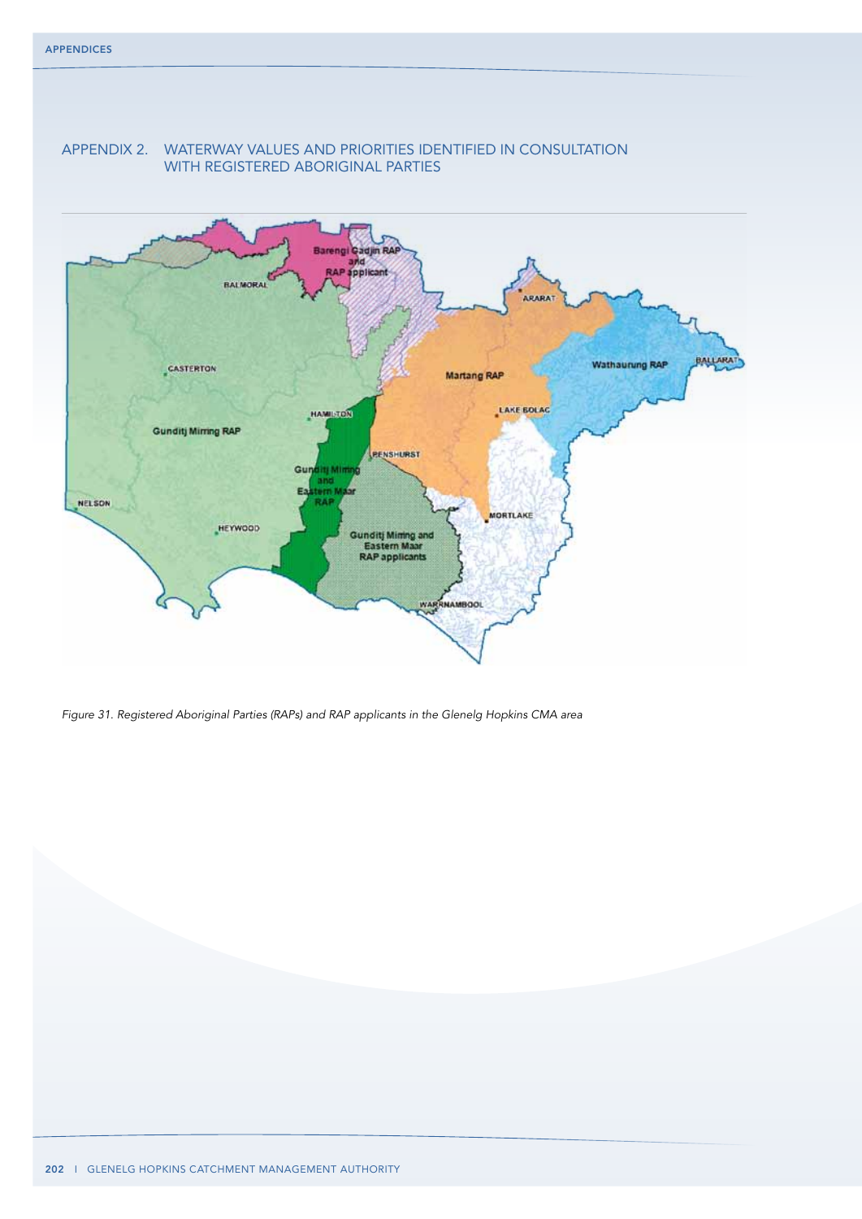## APPENDIX 2. WATERWAY VALUES AND PRIORITIES IDENTIFIED IN CONSULTATION WITH REGISTERED ABORIGINAL PARTIES

*Figure 31. Registered Aboriginal Parties (RAPs) and RAP applicants in the Glenelg Hopkins CMA area*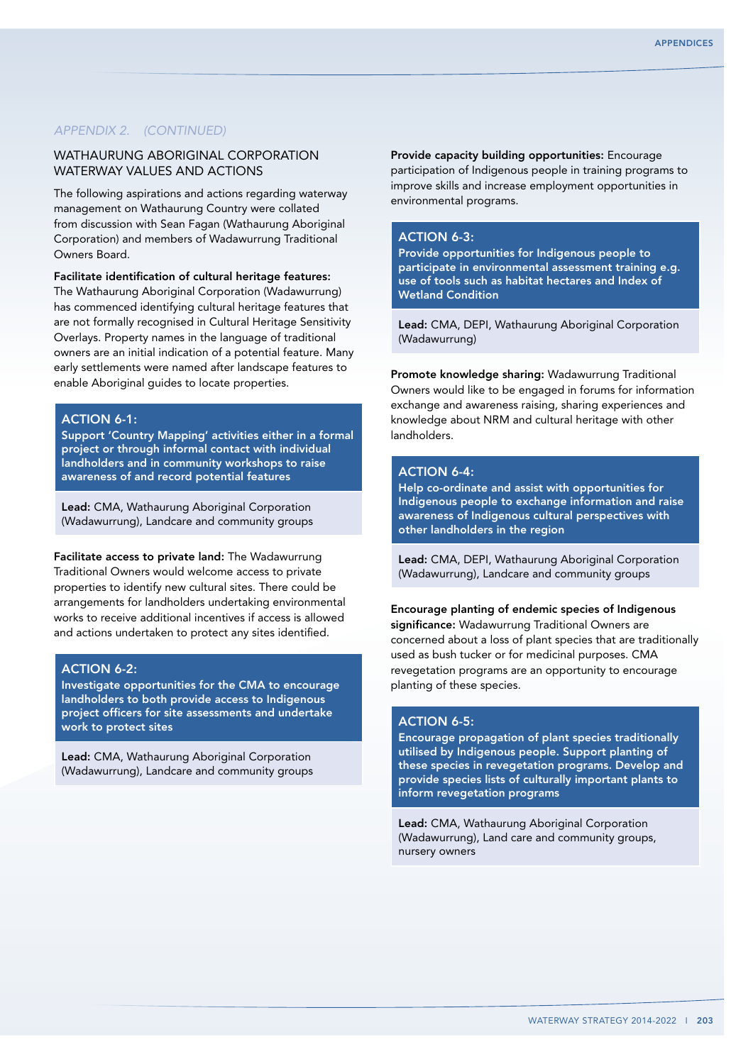*APPENDIX 2. (CONTINUED)*

## WATHAURUNG ABORIGINAL CORPORATION WATERWAY VALUES AND ACTIONS

The following aspirations and actions regarding waterway management on Wathaurung Country were collated from discussion with Sean Fagan (Wathaurung Aboriginal Corporation) and members of Wadawurrung Traditional Owners Board.

**Facilitate identification of cultural heritage features:** The Wathaurung Aboriginal Corporation (Wadawurrung) has commenced identifying cultural heritage features that are not formally recognised in Cultural Heritage Sensitivity Overlays. Property names in the language of traditional owners are an initial indication of a potential feature. Many early settlements were named after landscape features to enable Aboriginal guides to locate properties.

**ACTION 6-1:**
**Support 'Country Mapping' activities either in a formal project or through informal contact with individual landholders and in community workshops to raise awareness of and record potential features**

**Lead:** CMA, Wathaurung Aboriginal Corporation (Wadawurrung), Landcare and community groups

**Facilitate access to private land:** The Wadawurrung Traditional Owners would welcome access to private properties to identify new cultural sites. There could be arrangements for landholders undertaking environmental works to receive additional incentives if access is allowed and actions undertaken to protect any sites identified.

**ACTION 6-2:**
**Investigate opportunities for the CMA to encourage landholders to both provide access to Indigenous project officers for site assessments and undertake work to protect sites**

**Lead:** CMA, Wathaurung Aboriginal Corporation (Wadawurrung), Landcare and community groups

**Provide capacity building opportunities:** Encourage participation of Indigenous people in training programs to improve skills and increase employment opportunities in environmental programs.

**ACTION 6-3:**
**Provide opportunities for Indigenous people to participate in environmental assessment training e.g. use of tools such as habitat hectares and Index of Wetland Condition**

**Lead:** CMA, DEPI, Wathaurung Aboriginal Corporation (Wadawurrung)

**Promote knowledge sharing:** Wadawurrung Traditional Owners would like to be engaged in forums for information exchange and awareness raising, sharing experiences and knowledge about NRM and cultural heritage with other landholders.

**ACTION 6-4:**
**Help co-ordinate and assist with opportunities for Indigenous people to exchange information and raise awareness of Indigenous cultural perspectives with other landholders in the region**

**Lead:** CMA, DEPI, Wathaurung Aboriginal Corporation (Wadawurrung), Landcare and community groups

**Encourage planting of endemic species of Indigenous significance:** Wadawurrung Traditional Owners are concerned about a loss of plant species that are traditionally used as bush tucker or for medicinal purposes. CMA revegetation programs are an opportunity to encourage planting of these species.

**ACTION 6-5:**
**Encourage propagation of plant species traditionally utilised by Indigenous people. Support planting of these species in revegetation programs. Develop and provide species lists of culturally important plants to inform revegetation programs**

**Lead:** CMA, Wathaurung Aboriginal Corporation (Wadawurrung), Land care and community groups, nursery owners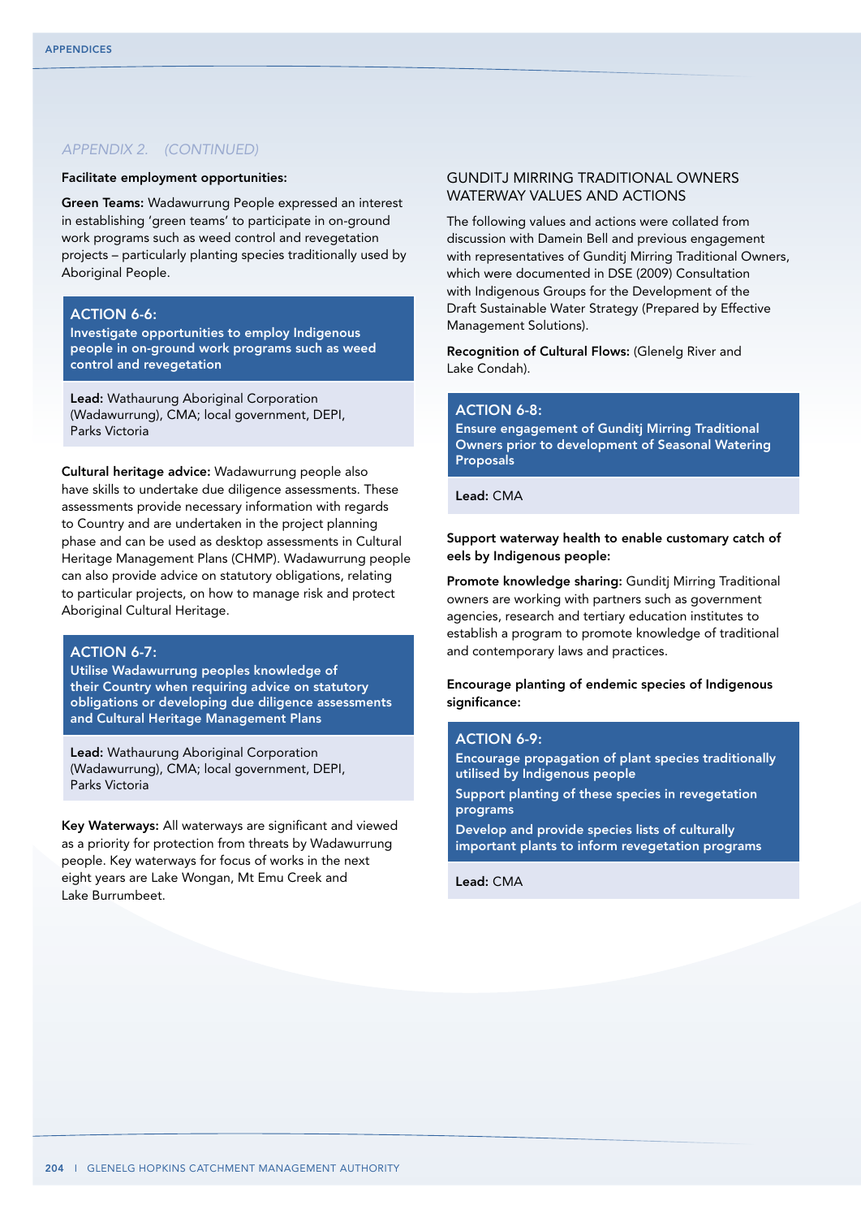*APPENDIX 2. (CONTINUED)*

**Facilitate employment opportunities:**

**Green Teams:** Wadawurrung People expressed an interest in establishing 'green teams' to participate in on-ground work programs such as weed control and revegetation projects – particularly planting species traditionally used by Aboriginal People.

**ACTION 6-6:**
**Investigate opportunities to employ Indigenous people in on-ground work programs such as weed control and revegetation**

**Lead:** Wathaurung Aboriginal Corporation (Wadawurrung), CMA; local government, DEPI, Parks Victoria

**Cultural heritage advice:** Wadawurrung people also have skills to undertake due diligence assessments. These assessments provide necessary information with regards to Country and are undertaken in the project planning phase and can be used as desktop assessments in Cultural Heritage Management Plans (CHMP). Wadawurrung people can also provide advice on statutory obligations, relating to particular projects, on how to manage risk and protect Aboriginal Cultural Heritage.

**ACTION 6-7:**
**Utilise Wadawurrung peoples knowledge of their Country when requiring advice on statutory obligations or developing due diligence assessments and Cultural Heritage Management Plans**

**Lead:** Wathaurung Aboriginal Corporation (Wadawurrung), CMA; local government, DEPI, Parks Victoria

**Key Waterways:** All waterways are significant and viewed as a priority for protection from threats by Wadawurrung people. Key waterways for focus of works in the next eight years are Lake Wongan, Mt Emu Creek and Lake Burrumbeet.

## GUNDITJ MIRRING TRADITIONAL OWNERS WATERWAY VALUES AND ACTIONS

The following values and actions were collated from discussion with Damein Bell and previous engagement with representatives of Gunditj Mirring Traditional Owners, which were documented in DSE (2009) Consultation with Indigenous Groups for the Development of the Draft Sustainable Water Strategy (Prepared by Effective Management Solutions).

**Recognition of Cultural Flows:** (Glenelg River and Lake Condah).

**ACTION 6-8:**
**Ensure engagement of Gunditj Mirring Traditional Owners prior to development of Seasonal Watering Proposals**

**Lead:** CMA

**Support waterway health to enable customary catch of eels by Indigenous people:**

**Promote knowledge sharing:** Gunditj Mirring Traditional owners are working with partners such as government agencies, research and tertiary education institutes to establish a program to promote knowledge of traditional and contemporary laws and practices.

**Encourage planting of endemic species of Indigenous significance:**

**ACTION 6-9:**
**Encourage propagation of plant species traditionally utilised by Indigenous people**
**Support planting of these species in revegetation programs**
**Develop and provide species lists of culturally important plants to inform revegetation programs**

**Lead:** CMA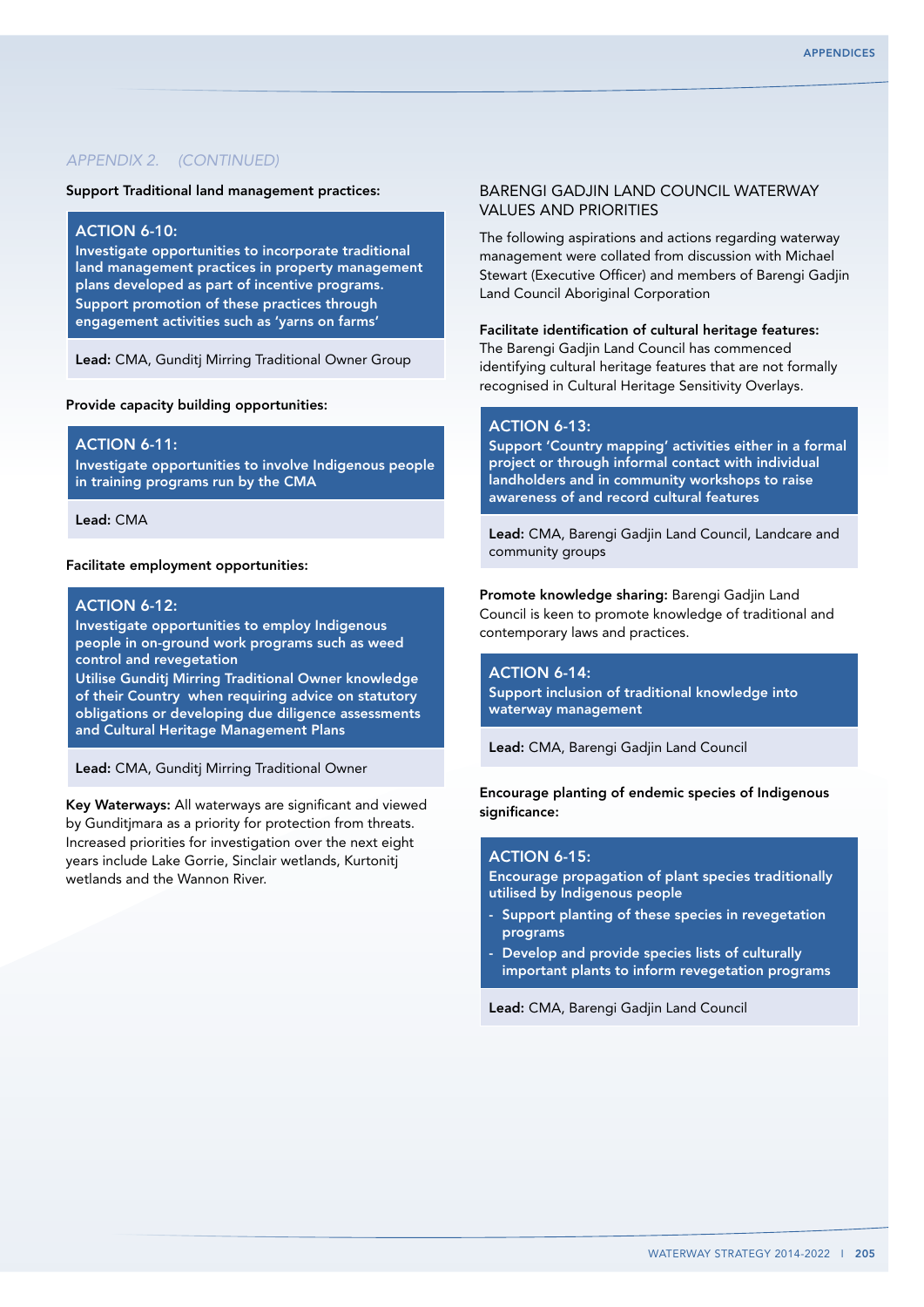*APPENDIX 2. (CONTINUED)*

**Support Traditional land management practices:**

**ACTION 6-10:**
**Investigate opportunities to incorporate traditional land management practices in property management plans developed as part of incentive programs. Support promotion of these practices through engagement activities such as 'yarns on farms'**

**Lead:** CMA, Gunditj Mirring Traditional Owner Group

**Provide capacity building opportunities:**

**ACTION 6-11:**
**Investigate opportunities to involve Indigenous people in training programs run by the CMA**

**Lead:** CMA

**Facilitate employment opportunities:**

**ACTION 6-12:**
**Investigate opportunities to employ Indigenous people in on-ground work programs such as weed control and revegetation**
**Utilise Gunditj Mirring Traditional Owner knowledge of their Country when requiring advice on statutory obligations or developing due diligence assessments and Cultural Heritage Management Plans**

**Lead:** CMA, Gunditj Mirring Traditional Owner

**Key Waterways:** All waterways are significant and viewed by Gunditjmara as a priority for protection from threats. Increased priorities for investigation over the next eight years include Lake Gorrie, Sinclair wetlands, Kurtonitj wetlands and the Wannon River.

## BARENGI GADJIN LAND COUNCIL WATERWAY VALUES AND PRIORITIES

The following aspirations and actions regarding waterway management were collated from discussion with Michael Stewart (Executive Officer) and members of Barengi Gadjin Land Council Aboriginal Corporation

**Facilitate identification of cultural heritage features:** The Barengi Gadjin Land Council has commenced identifying cultural heritage features that are not formally recognised in Cultural Heritage Sensitivity Overlays.

**ACTION 6-13:**
**Support 'Country mapping' activities either in a formal project or through informal contact with individual landholders and in community workshops to raise awareness of and record cultural features**

**Lead:** CMA, Barengi Gadjin Land Council, Landcare and community groups

**Promote knowledge sharing:** Barengi Gadjin Land Council is keen to promote knowledge of traditional and contemporary laws and practices.

**ACTION 6-14:**
**Support inclusion of traditional knowledge into waterway management**

**Lead:** CMA, Barengi Gadjin Land Council

**Encourage planting of endemic species of Indigenous significance:**

**ACTION 6-15:**
**Encourage propagation of plant species traditionally utilised by Indigenous people**
- **Support planting of these species in revegetation programs**
- **Develop and provide species lists of culturally important plants to inform revegetation programs**

**Lead:** CMA, Barengi Gadjin Land Council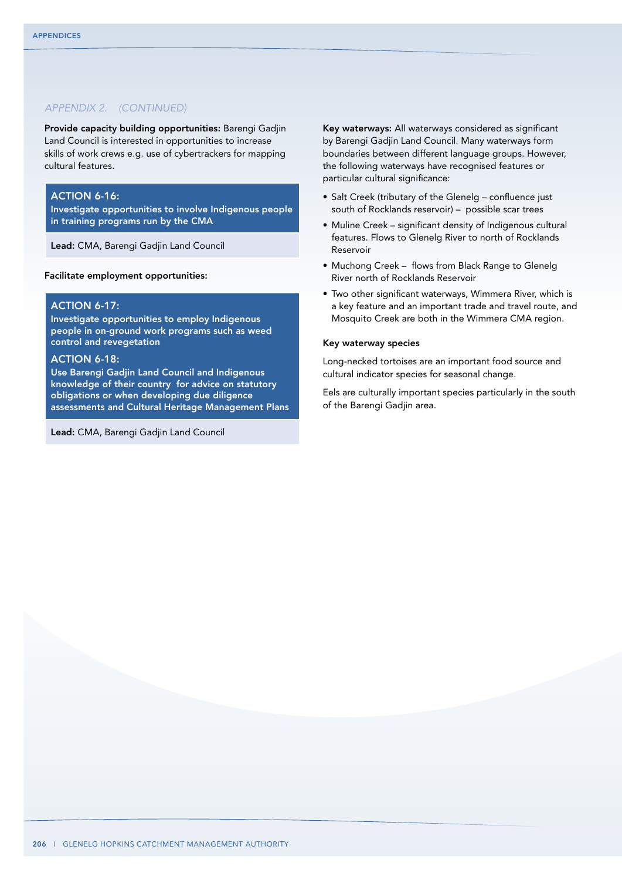*APPENDIX 2. (CONTINUED)*

**Provide capacity building opportunities:** Barengi Gadjin Land Council is interested in opportunities to increase skills of work crews e.g. use of cybertrackers for mapping cultural features.

**ACTION 6-16:**
**Investigate opportunities to involve Indigenous people in training programs run by the CMA**

**Lead:** CMA, Barengi Gadjin Land Council

**Facilitate employment opportunities:**

**ACTION 6-17:**
**Investigate opportunities to employ Indigenous people in on-ground work programs such as weed control and revegetation**

**ACTION 6-18:**
**Use Barengi Gadjin Land Council and Indigenous knowledge of their country for advice on statutory obligations or when developing due diligence assessments and Cultural Heritage Management Plans**

**Lead:** CMA, Barengi Gadjin Land Council

**Key waterways:** All waterways considered as significant by Barengi Gadjin Land Council. Many waterways form boundaries between different language groups. However, the following waterways have recognised features or particular cultural significance:

- Salt Creek (tributary of the Glenelg – confluence just south of Rocklands reservoir) – possible scar trees
- Muline Creek – significant density of Indigenous cultural features. Flows to Glenelg River to north of Rocklands Reservoir
- Muchong Creek – flows from Black Range to Glenelg River north of Rocklands Reservoir
- Two other significant waterways, Wimmera River, which is a key feature and an important trade and travel route, and Mosquito Creek are both in the Wimmera CMA region.

**Key waterway species**

Long-necked tortoises are an important food source and cultural indicator species for seasonal change.

Eels are culturally important species particularly in the south of the Barengi Gadjin area.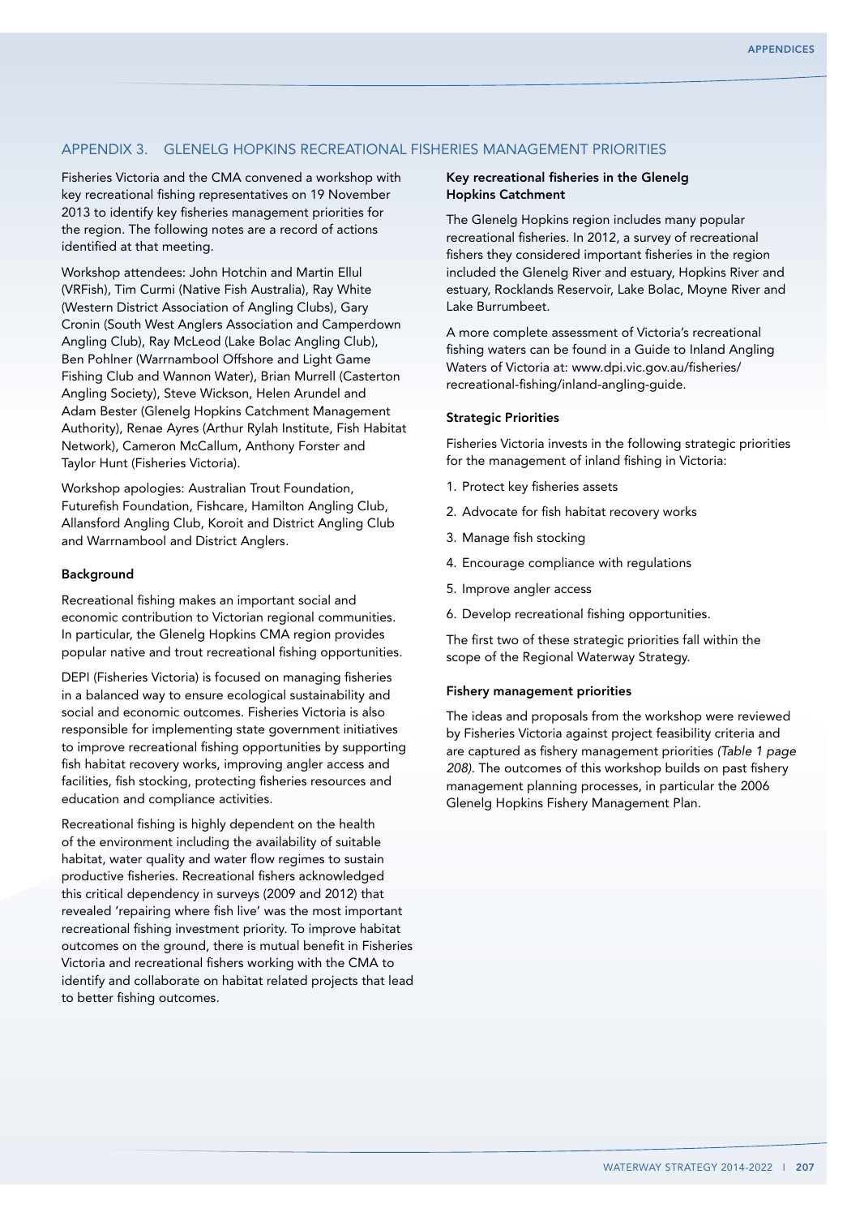## APPENDIX 3. GLENELG HOPKINS RECREATIONAL FISHERIES MANAGEMENT PRIORITIES

Fisheries Victoria and the CMA convened a workshop with key recreational fishing representatives on 19 November 2013 to identify key fisheries management priorities for the region. The following notes are a record of actions identified at that meeting.

Workshop attendees: John Hotchin and Martin Ellul (VRFish), Tim Curmi (Native Fish Australia), Ray White (Western District Association of Angling Clubs), Gary Cronin (South West Anglers Association and Camperdown Angling Club), Ray McLeod (Lake Bolac Angling Club), Ben Pohlner (Warrnambool Offshore and Light Game Fishing Club and Wannon Water), Brian Murrell (Casterton Angling Society), Steve Wickson, Helen Arundel and Adam Bester (Glenelg Hopkins Catchment Management Authority), Renae Ayres (Arthur Rylah Institute, Fish Habitat Network), Cameron McCallum, Anthony Forster and Taylor Hunt (Fisheries Victoria).

Workshop apologies: Australian Trout Foundation, Futurefish Foundation, Fishcare, Hamilton Angling Club, Allansford Angling Club, Koroit and District Angling Club and Warrnambool and District Anglers.

### Background

Recreational fishing makes an important social and economic contribution to Victorian regional communities. In particular, the Glenelg Hopkins CMA region provides popular native and trout recreational fishing opportunities.

DEPI (Fisheries Victoria) is focused on managing fisheries in a balanced way to ensure ecological sustainability and social and economic outcomes. Fisheries Victoria is also responsible for implementing state government initiatives to improve recreational fishing opportunities by supporting fish habitat recovery works, improving angler access and facilities, fish stocking, protecting fisheries resources and education and compliance activities.

Recreational fishing is highly dependent on the health of the environment including the availability of suitable habitat, water quality and water flow regimes to sustain productive fisheries. Recreational fishers acknowledged this critical dependency in surveys (2009 and 2012) that revealed 'repairing where fish live' was the most important recreational fishing investment priority. To improve habitat outcomes on the ground, there is mutual benefit in Fisheries Victoria and recreational fishers working with the CMA to identify and collaborate on habitat related projects that lead to better fishing outcomes.

### Key recreational fisheries in the Glenelg Hopkins Catchment

The Glenelg Hopkins region includes many popular recreational fisheries. In 2012, a survey of recreational fishers they considered important fisheries in the region included the Glenelg River and estuary, Hopkins River and estuary, Rocklands Reservoir, Lake Bolac, Moyne River and Lake Burrumbeet.

A more complete assessment of Victoria's recreational fishing waters can be found in a Guide to Inland Angling Waters of Victoria at: www.dpi.vic.gov.au/fisheries/recreational-fishing/inland-angling-guide.

### Strategic Priorities

Fisheries Victoria invests in the following strategic priorities for the management of inland fishing in Victoria:

1. Protect key fisheries assets
2. Advocate for fish habitat recovery works
3. Manage fish stocking
4. Encourage compliance with regulations
5. Improve angler access
6. Develop recreational fishing opportunities.

The first two of these strategic priorities fall within the scope of the Regional Waterway Strategy.

### Fishery management priorities

The ideas and proposals from the workshop were reviewed by Fisheries Victoria against project feasibility criteria and are captured as fishery management priorities *(Table 1 page 208)*. The outcomes of this workshop builds on past fishery management planning processes, in particular the 2006 Glenelg Hopkins Fishery Management Plan.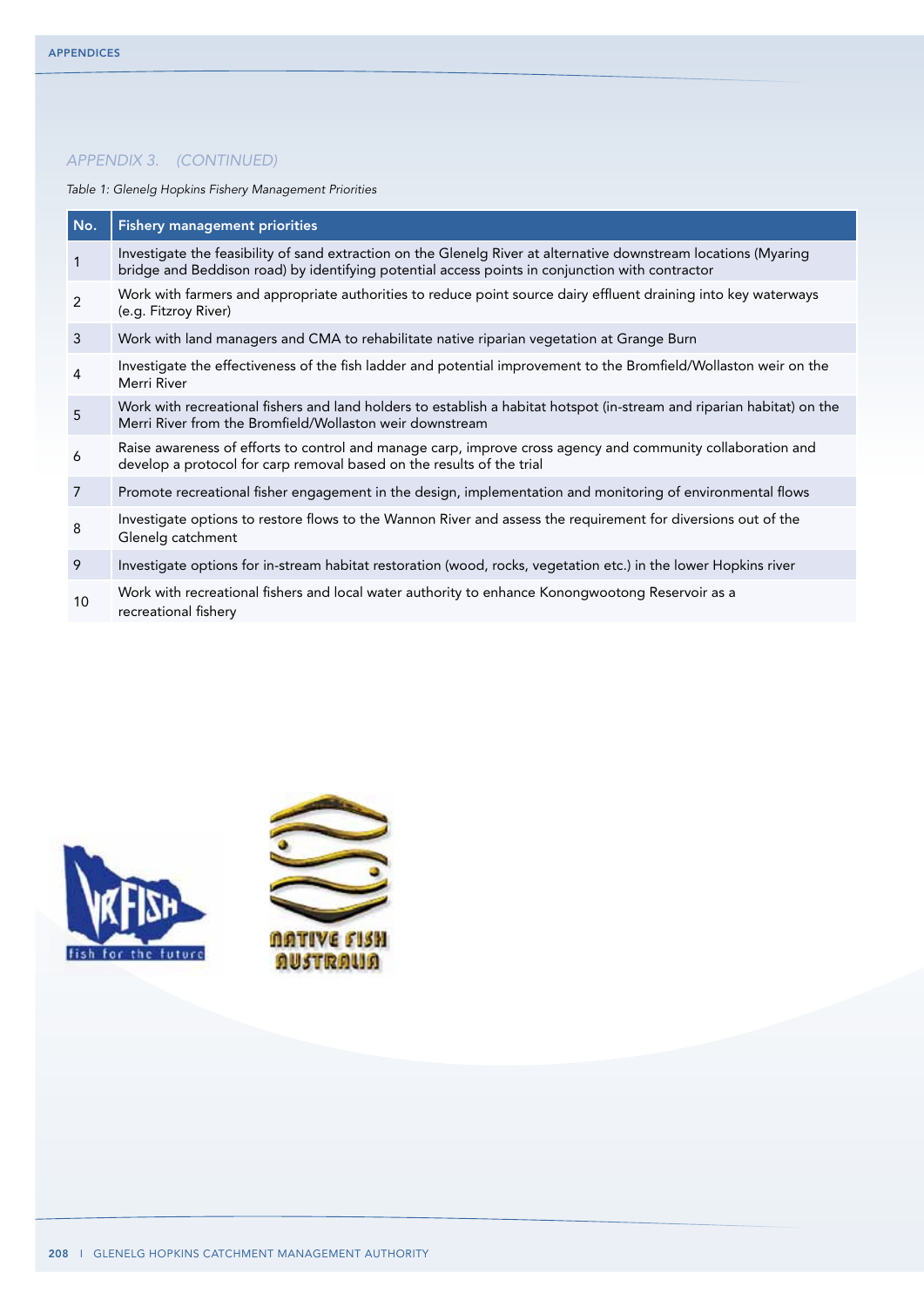*APPENDIX 3. (CONTINUED)*

*Table 1: Glenelg Hopkins Fishery Management Priorities*

| No. | Fishery management priorities |
|---|---|
| 1 | Investigate the feasibility of sand extraction on the Glenelg River at alternative downstream locations (Myaring bridge and Beddison road) by identifying potential access points in conjunction with contractor |
| 2 | Work with farmers and appropriate authorities to reduce point source dairy effluent draining into key waterways (e.g. Fitzroy River) |
| 3 | Work with land managers and CMA to rehabilitate native riparian vegetation at Grange Burn |
| 4 | Investigate the effectiveness of the fish ladder and potential improvement to the Bromfield/Wollaston weir on the Merri River |
| 5 | Work with recreational fishers and land holders to establish a habitat hotspot (in-stream and riparian habitat) on the Merri River from the Bromfield/Wollaston weir downstream |
| 6 | Raise awareness of efforts to control and manage carp, improve cross agency and community collaboration and develop a protocol for carp removal based on the results of the trial |
| 7 | Promote recreational fisher engagement in the design, implementation and monitoring of environmental flows |
| 8 | Investigate options to restore flows to the Wannon River and assess the requirement for diversions out of the Glenelg catchment |
| 9 | Investigate options for in-stream habitat restoration (wood, rocks, vegetation etc.) in the lower Hopkins river |
| 10 | Work with recreational fishers and local water authority to enhance Konongwootong Reservoir as a recreational fishery |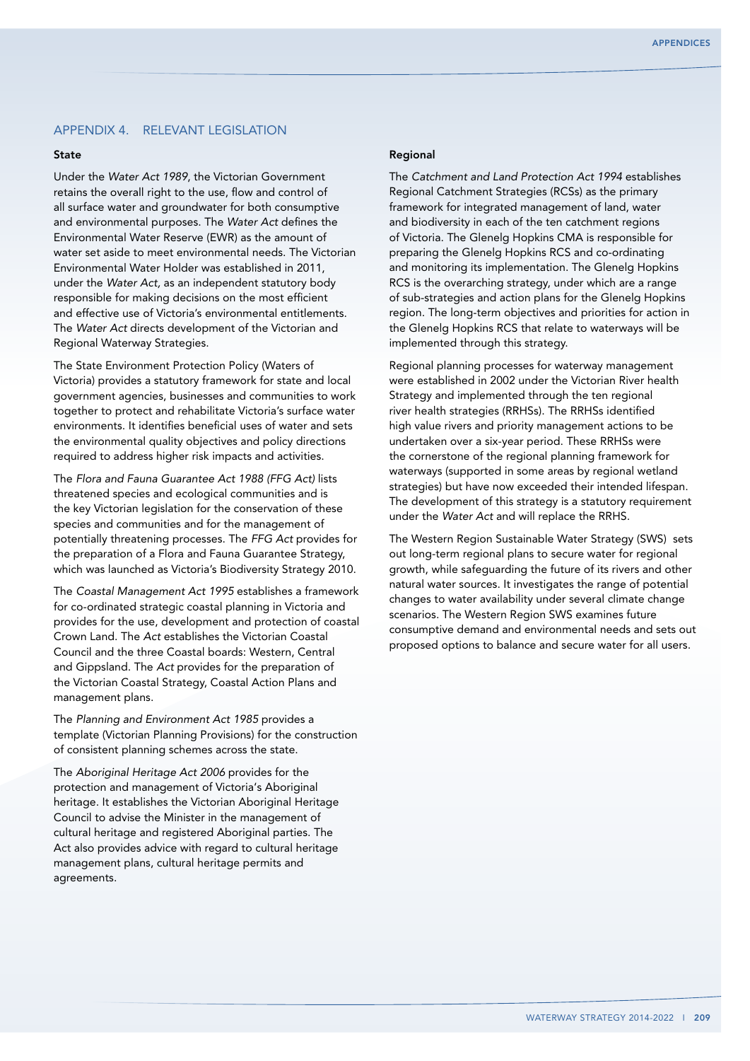## APPENDIX 4. RELEVANT LEGISLATION

### State

Under the *Water Act 1989*, the Victorian Government retains the overall right to the use, flow and control of all surface water and groundwater for both consumptive and environmental purposes. The *Water Act* defines the Environmental Water Reserve (EWR) as the amount of water set aside to meet environmental needs. The Victorian Environmental Water Holder was established in 2011, under the *Water Act*, as an independent statutory body responsible for making decisions on the most efficient and effective use of Victoria's environmental entitlements. The *Water Act* directs development of the Victorian and Regional Waterway Strategies.

The State Environment Protection Policy (Waters of Victoria) provides a statutory framework for state and local government agencies, businesses and communities to work together to protect and rehabilitate Victoria's surface water environments. It identifies beneficial uses of water and sets the environmental quality objectives and policy directions required to address higher risk impacts and activities.

The *Flora and Fauna Guarantee Act 1988 (FFG Act)* lists threatened species and ecological communities and is the key Victorian legislation for the conservation of these species and communities and for the management of potentially threatening processes. The *FFG Act* provides for the preparation of a Flora and Fauna Guarantee Strategy, which was launched as Victoria's Biodiversity Strategy 2010.

The *Coastal Management Act 1995* establishes a framework for co-ordinated strategic coastal planning in Victoria and provides for the use, development and protection of coastal Crown Land. The *Act* establishes the Victorian Coastal Council and the three Coastal boards: Western, Central and Gippsland. The *Act* provides for the preparation of the Victorian Coastal Strategy, Coastal Action Plans and management plans.

The *Planning and Environment Act 1985* provides a template (Victorian Planning Provisions) for the construction of consistent planning schemes across the state.

The *Aboriginal Heritage Act 2006* provides for the protection and management of Victoria's Aboriginal heritage. It establishes the Victorian Aboriginal Heritage Council to advise the Minister in the management of cultural heritage and registered Aboriginal parties. The Act also provides advice with regard to cultural heritage management plans, cultural heritage permits and agreements.

### Regional

The *Catchment and Land Protection Act 1994* establishes Regional Catchment Strategies (RCSs) as the primary framework for integrated management of land, water and biodiversity in each of the ten catchment regions of Victoria. The Glenelg Hopkins CMA is responsible for preparing the Glenelg Hopkins RCS and co-ordinating and monitoring its implementation. The Glenelg Hopkins RCS is the overarching strategy, under which are a range of sub-strategies and action plans for the Glenelg Hopkins region. The long-term objectives and priorities for action in the Glenelg Hopkins RCS that relate to waterways will be implemented through this strategy.

Regional planning processes for waterway management were established in 2002 under the Victorian River health Strategy and implemented through the ten regional river health strategies (RRHSs). The RRHSs identified high value rivers and priority management actions to be undertaken over a six-year period. These RRHSs were the cornerstone of the regional planning framework for waterways (supported in some areas by regional wetland strategies) but have now exceeded their intended lifespan. The development of this strategy is a statutory requirement under the *Water Act* and will replace the RRHS.

The Western Region Sustainable Water Strategy (SWS) sets out long-term regional plans to secure water for regional growth, while safeguarding the future of its rivers and other natural water sources. It investigates the range of potential changes to water availability under several climate change scenarios. The Western Region SWS examines future consumptive demand and environmental needs and sets out proposed options to balance and secure water for all users.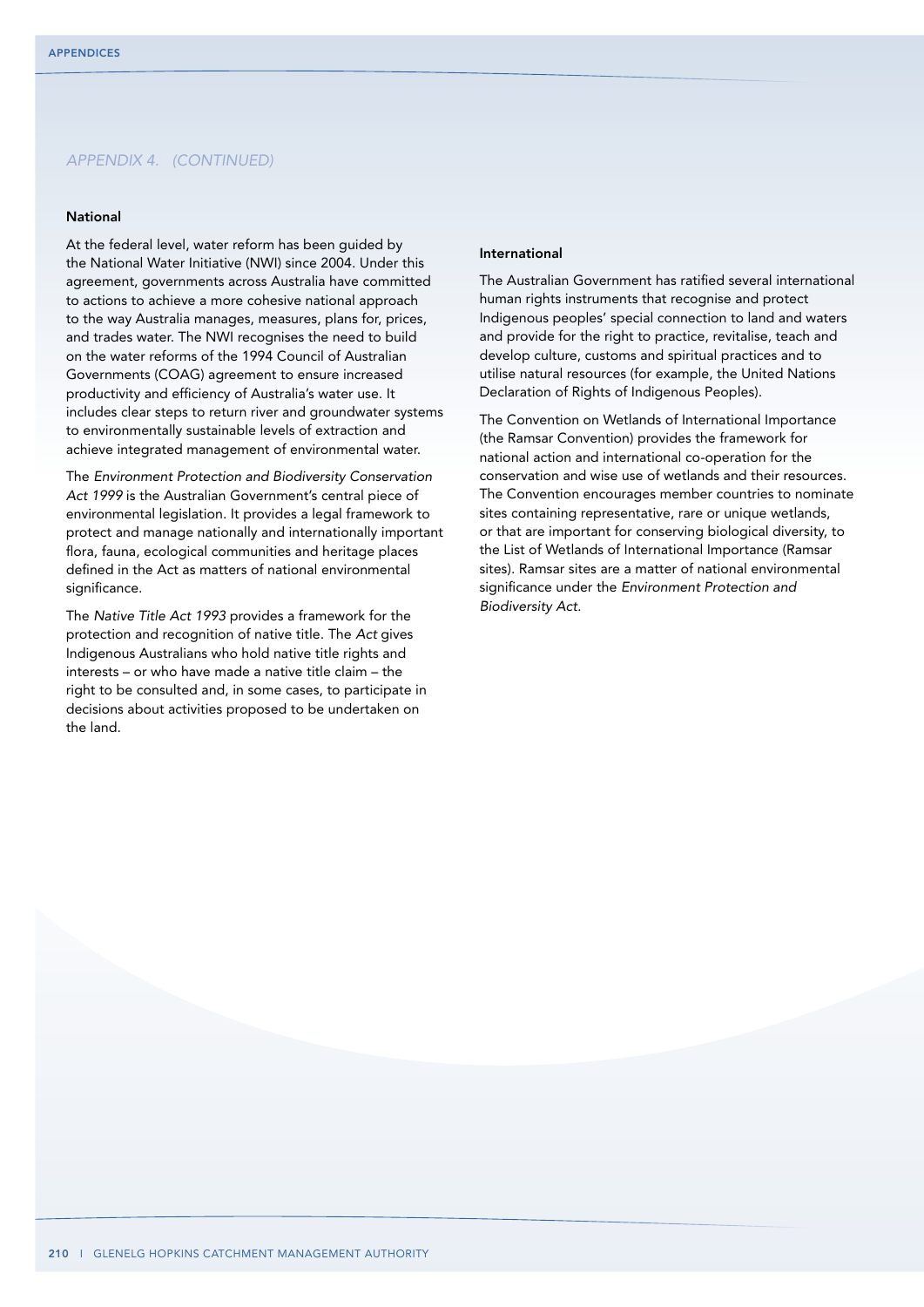*APPENDIX 4. (CONTINUED)*

### National

At the federal level, water reform has been guided by the National Water Initiative (NWI) since 2004. Under this agreement, governments across Australia have committed to actions to achieve a more cohesive national approach to the way Australia manages, measures, plans for, prices, and trades water. The NWI recognises the need to build on the water reforms of the 1994 Council of Australian Governments (COAG) agreement to ensure increased productivity and efficiency of Australia's water use. It includes clear steps to return river and groundwater systems to environmentally sustainable levels of extraction and achieve integrated management of environmental water.

The *Environment Protection and Biodiversity Conservation Act 1999* is the Australian Government's central piece of environmental legislation. It provides a legal framework to protect and manage nationally and internationally important flora, fauna, ecological communities and heritage places defined in the Act as matters of national environmental significance.

The *Native Title Act 1993* provides a framework for the protection and recognition of native title. The *Act* gives Indigenous Australians who hold native title rights and interests – or who have made a native title claim – the right to be consulted and, in some cases, to participate in decisions about activities proposed to be undertaken on the land.

### International

The Australian Government has ratified several international human rights instruments that recognise and protect Indigenous peoples' special connection to land and waters and provide for the right to practice, revitalise, teach and develop culture, customs and spiritual practices and to utilise natural resources (for example, the United Nations Declaration of Rights of Indigenous Peoples).

The Convention on Wetlands of International Importance (the Ramsar Convention) provides the framework for national action and international co-operation for the conservation and wise use of wetlands and their resources. The Convention encourages member countries to nominate sites containing representative, rare or unique wetlands, or that are important for conserving biological diversity, to the List of Wetlands of International Importance (Ramsar sites). Ramsar sites are a matter of national environmental significance under the *Environment Protection and Biodiversity Act*.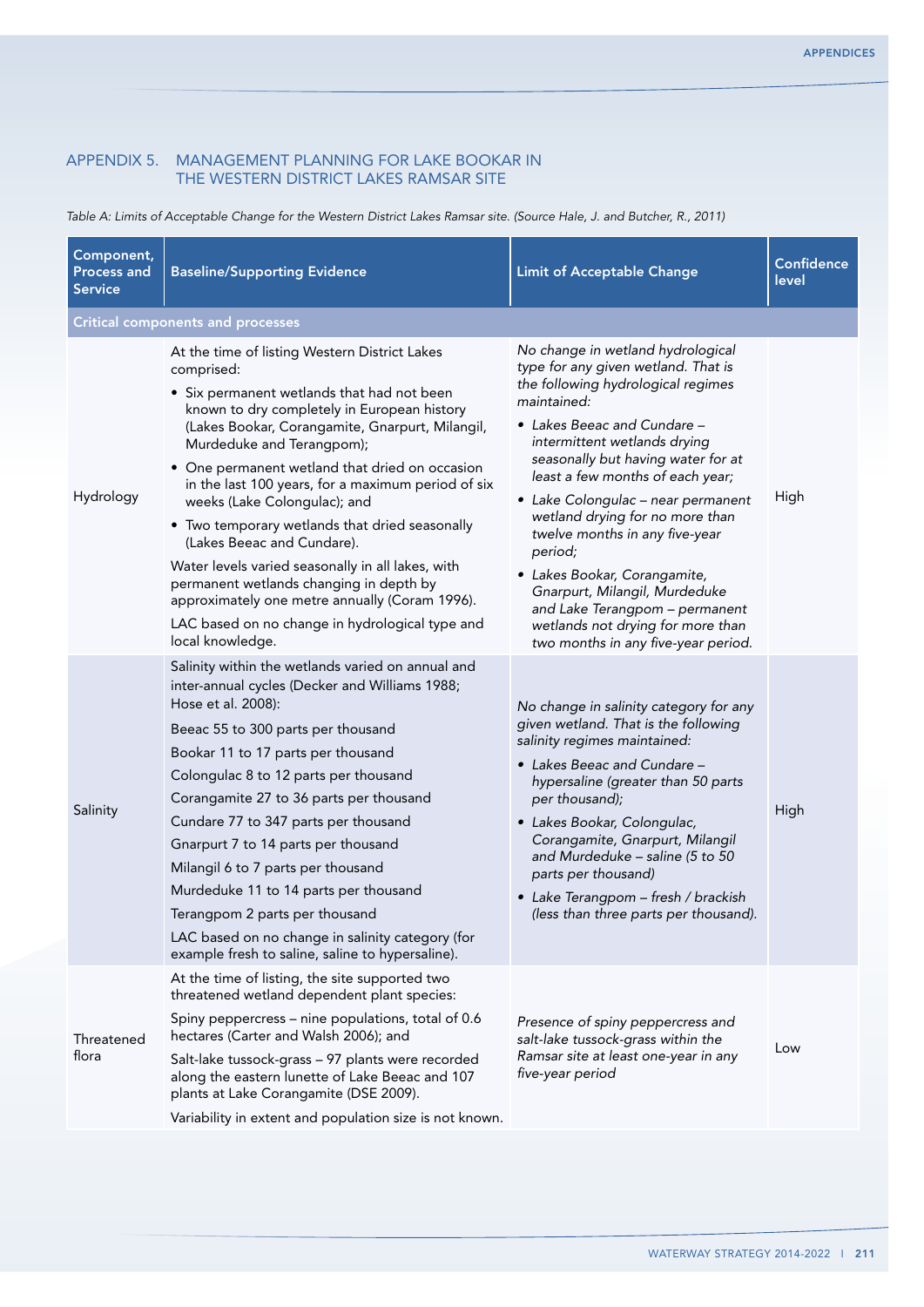## APPENDIX 5. MANAGEMENT PLANNING FOR LAKE BOOKAR IN THE WESTERN DISTRICT LAKES RAMSAR SITE

*Table A: Limits of Acceptable Change for the Western District Lakes Ramsar site. (Source Hale, J. and Butcher, R., 2011)*

| Component, Process and Service | Baseline/Supporting Evidence | Limit of Acceptable Change | Confidence level |
|---|---|---|---|
| **Critical components and processes** | | | |
| Hydrology | At the time of listing Western District Lakes comprised:<br>• Six permanent wetlands that had not been known to dry completely in European history (Lakes Bookar, Corangamite, Gnarpurt, Milangil, Murdeduke and Terangpom);<br>• One permanent wetland that dried on occasion in the last 100 years, for a maximum period of six weeks (Lake Colongulac); and<br>• Two temporary wetlands that dried seasonally (Lakes Beeac and Cundare).<br>Water levels varied seasonally in all lakes, with permanent wetlands changing in depth by approximately one metre annually (Coram 1996).<br>LAC based on no change in hydrological type and local knowledge. | *No change in wetland hydrological type for any given wetland. That is the following hydrological regimes maintained:*<br>• *Lakes Beeac and Cundare – intermittent wetlands drying seasonally but having water for at least a few months of each year;*<br>• *Lake Colongulac – near permanent wetland drying for no more than twelve months in any five-year period;*<br>• *Lakes Bookar, Corangamite, Gnarpurt, Milangil, Murdeduke and Lake Terangpom – permanent wetlands not drying for more than two months in any five-year period.* | High |
| Salinity | Salinity within the wetlands varied on annual and inter-annual cycles (Decker and Williams 1988; Hose et al. 2008):<br>Beeac 55 to 300 parts per thousand<br>Bookar 11 to 17 parts per thousand<br>Colongulac 8 to 12 parts per thousand<br>Corangamite 27 to 36 parts per thousand<br>Cundare 77 to 347 parts per thousand<br>Gnarpurt 7 to 14 parts per thousand<br>Milangil 6 to 7 parts per thousand<br>Murdeduke 11 to 14 parts per thousand<br>Terangpom 2 parts per thousand<br>LAC based on no change in salinity category (for example fresh to saline, saline to hypersaline). | *No change in salinity category for any given wetland. That is the following salinity regimes maintained:*<br>• *Lakes Beeac and Cundare – hypersaline (greater than 50 parts per thousand);*<br>• *Lakes Bookar, Colongulac, Corangamite, Gnarpurt, Milangil and Murdeduke – saline (5 to 50 parts per thousand)*<br>• *Lake Terangpom – fresh / brackish (less than three parts per thousand).* | High |
| Threatened flora | At the time of listing, the site supported two threatened wetland dependent plant species:<br>Spiny peppercress – nine populations, total of 0.6 hectares (Carter and Walsh 2006); and<br>Salt-lake tussock-grass – 97 plants were recorded along the eastern lunette of Lake Beeac and 107 plants at Lake Corangamite (DSE 2009).<br>Variability in extent and population size is not known. | *Presence of spiny peppercress and salt-lake tussock-grass within the Ramsar site at least one-year in any five-year period* | Low |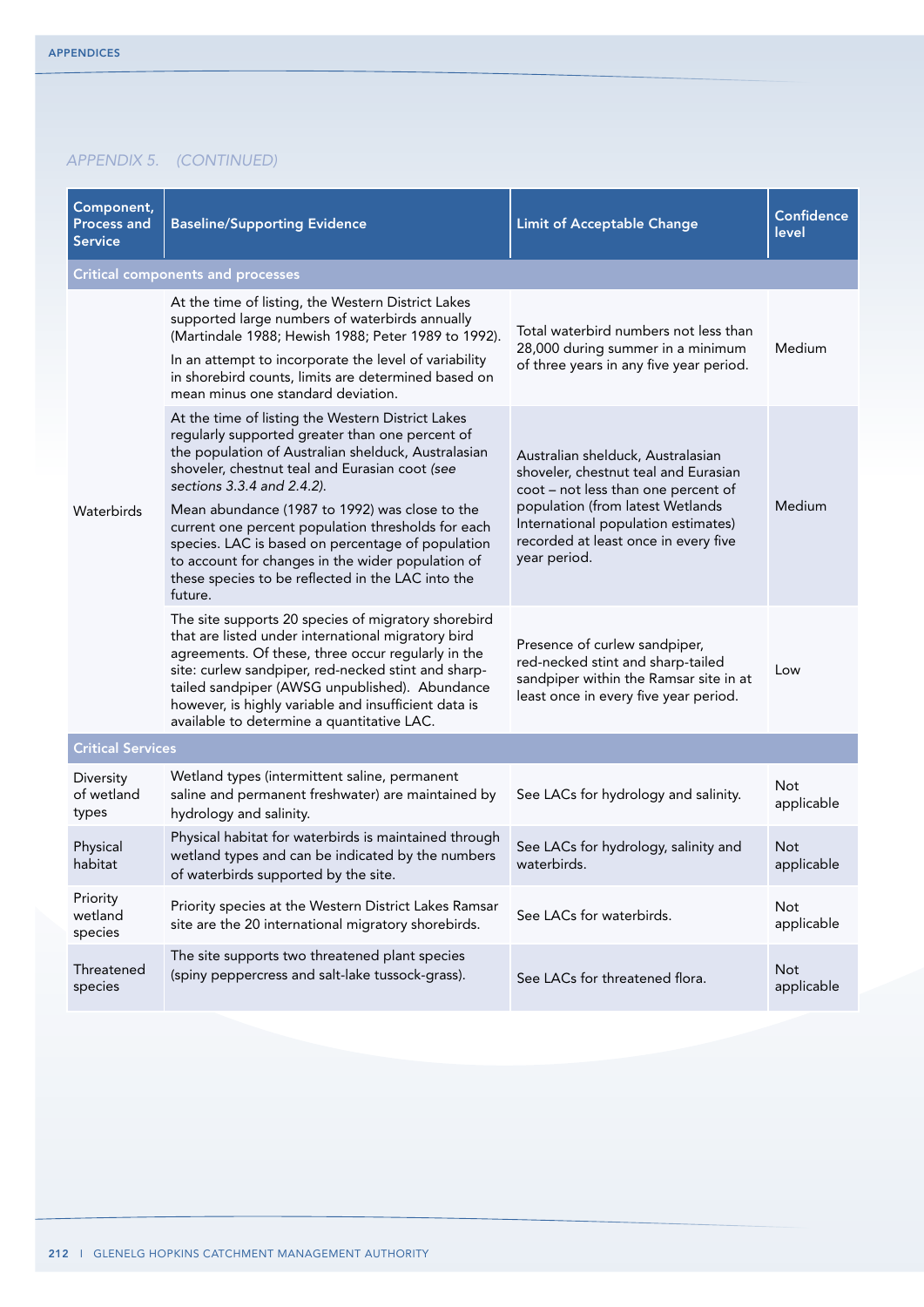*APPENDIX 5. (CONTINUED)*

| Component, Process and Service | Baseline/Supporting Evidence | Limit of Acceptable Change | Confidence level |
|---|---|---|---|
| **Critical components and processes** | | | |
| Waterbirds | At the time of listing, the Western District Lakes supported large numbers of waterbirds annually (Martindale 1988; Hewish 1988; Peter 1989 to 1992). In an attempt to incorporate the level of variability in shorebird counts, limits are determined based on mean minus one standard deviation. | Total waterbird numbers not less than 28,000 during summer in a minimum of three years in any five year period. | Medium |
| | At the time of listing the Western District Lakes regularly supported greater than one percent of the population of Australian shelduck, Australasian shoveler, chestnut teal and Eurasian coot *(see sections 3.3.4 and 2.4.2)*. Mean abundance (1987 to 1992) was close to the current one percent population thresholds for each species. LAC is based on percentage of population to account for changes in the wider population of these species to be reflected in the LAC into the future. | Australian shelduck, Australasian shoveler, chestnut teal and Eurasian coot – not less than one percent of population (from latest Wetlands International population estimates) recorded at least once in every five year period. | Medium |
| | The site supports 20 species of migratory shorebird that are listed under international migratory bird agreements. Of these, three occur regularly in the site: curlew sandpiper, red-necked stint and sharp-tailed sandpiper (AWSG unpublished). Abundance however, is highly variable and insufficient data is available to determine a quantitative LAC. | Presence of curlew sandpiper, red-necked stint and sharp-tailed sandpiper within the Ramsar site in at least once in every five year period. | Low |
| **Critical Services** | | | |
| Diversity of wetland types | Wetland types (intermittent saline, permanent saline and permanent freshwater) are maintained by hydrology and salinity. | See LACs for hydrology and salinity. | Not applicable |
| Physical habitat | Physical habitat for waterbirds is maintained through wetland types and can be indicated by the numbers of waterbirds supported by the site. | See LACs for hydrology, salinity and waterbirds. | Not applicable |
| Priority wetland species | Priority species at the Western District Lakes Ramsar site are the 20 international migratory shorebirds. | See LACs for waterbirds. | Not applicable |
| Threatened species | The site supports two threatened plant species (spiny peppercress and salt-lake tussock-grass). | See LACs for threatened flora. | Not applicable |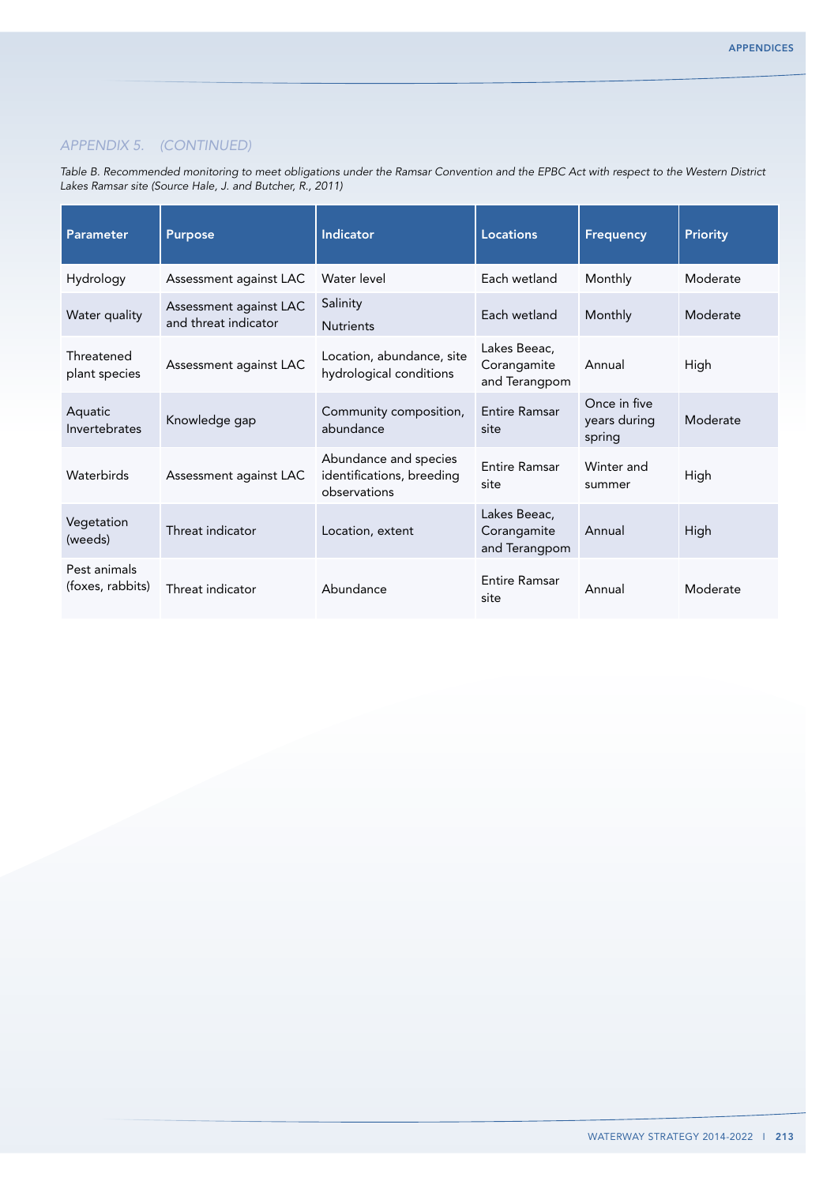*APPENDIX 5. (CONTINUED)*

*Table B. Recommended monitoring to meet obligations under the Ramsar Convention and the EPBC Act with respect to the Western District Lakes Ramsar site (Source Hale, J. and Butcher, R., 2011)*

| Parameter | Purpose | Indicator | Locations | Frequency | Priority |
|---|---|---|---|---|---|
| Hydrology | Assessment against LAC | Water level | Each wetland | Monthly | Moderate |
| Water quality | Assessment against LAC and threat indicator | Salinity<br>Nutrients | Each wetland | Monthly | Moderate |
| Threatened plant species | Assessment against LAC | Location, abundance, site hydrological conditions | Lakes Beeac, Corangamite and Terangpom | Annual | High |
| Aquatic Invertebrates | Knowledge gap | Community composition, abundance | Entire Ramsar site | Once in five years during spring | Moderate |
| Waterbirds | Assessment against LAC | Abundance and species identifications, breeding observations | Entire Ramsar site | Winter and summer | High |
| Vegetation (weeds) | Threat indicator | Location, extent | Lakes Beeac, Corangamite and Terangpom | Annual | High |
| Pest animals (foxes, rabbits) | Threat indicator | Abundance | Entire Ramsar site | Annual | Moderate |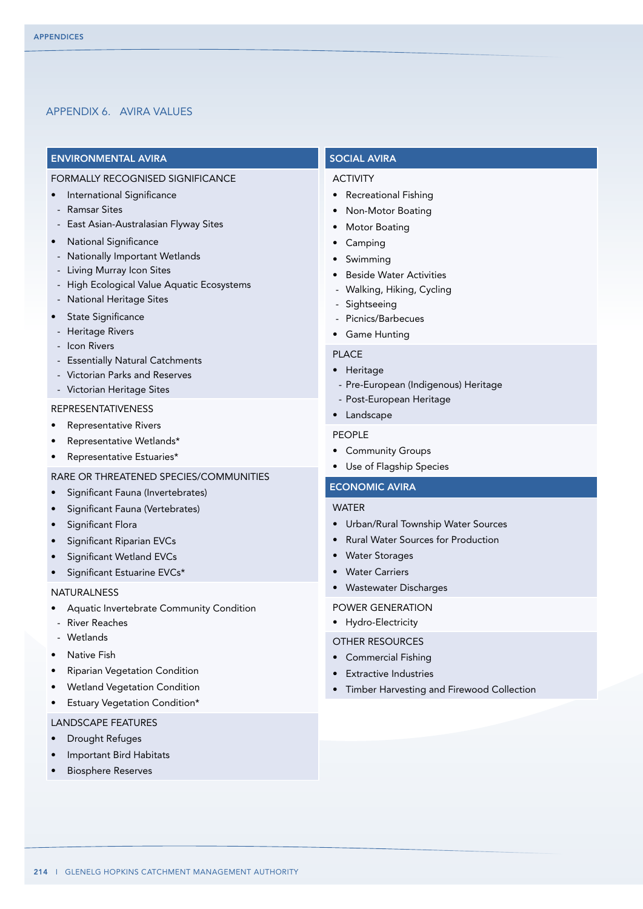## APPENDIX 6. AVIRA VALUES

### ENVIRONMENTAL AVIRA

**FORMALLY RECOGNISED SIGNIFICANCE**

- International Significance
  - Ramsar Sites
  - East Asian-Australasian Flyway Sites
- National Significance
  - Nationally Important Wetlands
  - Living Murray Icon Sites
  - High Ecological Value Aquatic Ecosystems
  - National Heritage Sites
- State Significance
  - Heritage Rivers
  - Icon Rivers
  - Essentially Natural Catchments
  - Victorian Parks and Reserves
  - Victorian Heritage Sites

**REPRESENTATIVENESS**

- Representative Rivers
- Representative Wetlands*
- Representative Estuaries*

**RARE OR THREATENED SPECIES/COMMUNITIES**

- Significant Fauna (Invertebrates)
- Significant Fauna (Vertebrates)
- Significant Flora
- Significant Riparian EVCs
- Significant Wetland EVCs
- Significant Estuarine EVCs*

**NATURALNESS**

- Aquatic Invertebrate Community Condition
  - River Reaches
  - Wetlands
- Native Fish
- Riparian Vegetation Condition
- Wetland Vegetation Condition
- Estuary Vegetation Condition*

**LANDSCAPE FEATURES**

- Drought Refuges
- Important Bird Habitats
- Biosphere Reserves

### SOCIAL AVIRA

**ACTIVITY**

- Recreational Fishing
- Non-Motor Boating
- Motor Boating
- Camping
- Swimming
- Beside Water Activities
  - Walking, Hiking, Cycling
  - Sightseeing
  - Picnics/Barbecues
- Game Hunting

**PLACE**

- Heritage
  - Pre-European (Indigenous) Heritage
  - Post-European Heritage
- Landscape

**PEOPLE**

- Community Groups
- Use of Flagship Species

### ECONOMIC AVIRA

**WATER**

- Urban/Rural Township Water Sources
- Rural Water Sources for Production
- Water Storages
- Water Carriers
- Wastewater Discharges

**POWER GENERATION**

- Hydro-Electricity

**OTHER RESOURCES**

- Commercial Fishing
- Extractive Industries
- Timber Harvesting and Firewood Collection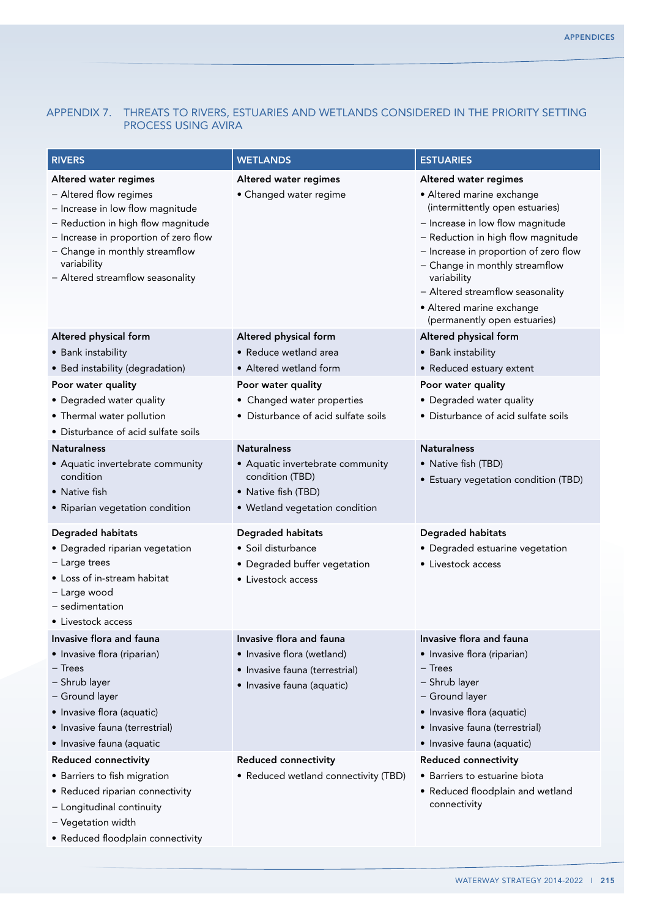## APPENDIX 7. THREATS TO RIVERS, ESTUARIES AND WETLANDS CONSIDERED IN THE PRIORITY SETTING PROCESS USING AVIRA

| RIVERS | WETLANDS | ESTUARIES |
|---|---|---|
| **Altered water regimes**<br>– Altered flow regimes<br>– Increase in low flow magnitude<br>– Reduction in high flow magnitude<br>– Increase in proportion of zero flow<br>– Change in monthly streamflow variability<br>– Altered streamflow seasonality | **Altered water regimes**<br>• Changed water regime | **Altered water regimes**<br>• Altered marine exchange (intermittently open estuaries)<br>– Increase in low flow magnitude<br>– Reduction in high flow magnitude<br>– Increase in proportion of zero flow<br>– Change in monthly streamflow variability<br>– Altered streamflow seasonality<br>• Altered marine exchange (permanently open estuaries) |
| **Altered physical form**<br>• Bank instability<br>• Bed instability (degradation) | **Altered physical form**<br>• Reduce wetland area<br>• Altered wetland form | **Altered physical form**<br>• Bank instability<br>• Reduced estuary extent |
| **Poor water quality**<br>• Degraded water quality<br>• Thermal water pollution<br>• Disturbance of acid sulfate soils | **Poor water quality**<br>• Changed water properties<br>• Disturbance of acid sulfate soils | **Poor water quality**<br>• Degraded water quality<br>• Disturbance of acid sulfate soils |
| **Naturalness**<br>• Aquatic invertebrate community condition<br>• Native fish<br>• Riparian vegetation condition | **Naturalness**<br>• Aquatic invertebrate community condition (TBD)<br>• Native fish (TBD)<br>• Wetland vegetation condition | **Naturalness**<br>• Native fish (TBD)<br>• Estuary vegetation condition (TBD) |
| **Degraded habitats**<br>• Degraded riparian vegetation<br>– Large trees<br>• Loss of in-stream habitat<br>– Large wood<br>– sedimentation<br>• Livestock access | **Degraded habitats**<br>• Soil disturbance<br>• Degraded buffer vegetation<br>• Livestock access | **Degraded habitats**<br>• Degraded estuarine vegetation<br>• Livestock access |
| **Invasive flora and fauna**<br>• Invasive flora (riparian)<br>– Trees<br>– Shrub layer<br>– Ground layer<br>• Invasive flora (aquatic)<br>• Invasive fauna (terrestrial)<br>• Invasive fauna (aquatic | **Invasive flora and fauna**<br>• Invasive flora (wetland)<br>• Invasive fauna (terrestrial)<br>• Invasive fauna (aquatic) | **Invasive flora and fauna**<br>• Invasive flora (riparian)<br>– Trees<br>– Shrub layer<br>– Ground layer<br>• Invasive flora (aquatic)<br>• Invasive fauna (terrestrial)<br>• Invasive fauna (aquatic) |
| **Reduced connectivity**<br>• Barriers to fish migration<br>• Reduced riparian connectivity<br>– Longitudinal continuity<br>– Vegetation width<br>• Reduced floodplain connectivity | **Reduced connectivity**<br>• Reduced wetland connectivity (TBD) | **Reduced connectivity**<br>• Barriers to estuarine biota<br>• Reduced floodplain and wetland connectivity |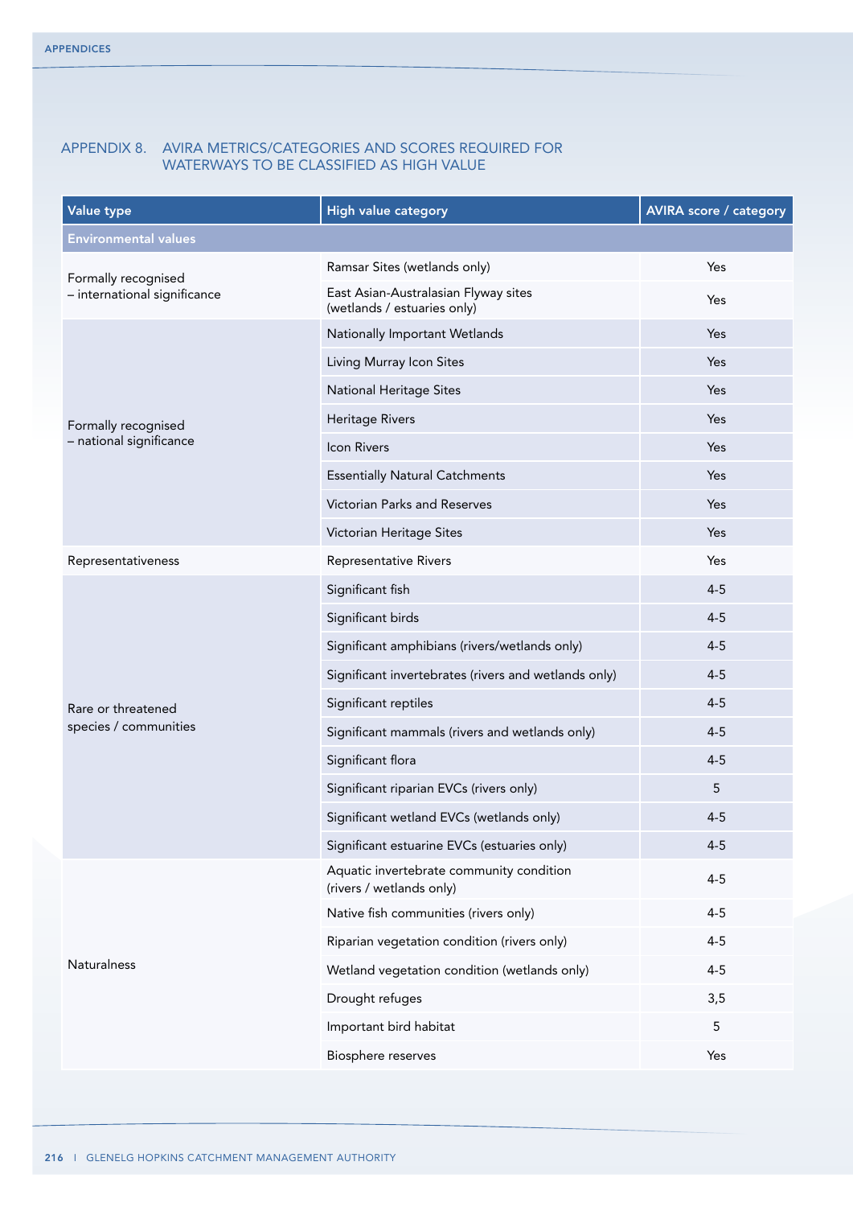## APPENDIX 8. AVIRA METRICS/CATEGORIES AND SCORES REQUIRED FOR WATERWAYS TO BE CLASSIFIED AS HIGH VALUE

| Value type | High value category | AVIRA score / category |
|---|---|---|
| **Environmental values** | | |
| Formally recognised – international significance | Ramsar Sites (wetlands only) | Yes |
| | East Asian-Australasian Flyway sites (wetlands / estuaries only) | Yes |
| Formally recognised – national significance | Nationally Important Wetlands | Yes |
| | Living Murray Icon Sites | Yes |
| | National Heritage Sites | Yes |
| | Heritage Rivers | Yes |
| | Icon Rivers | Yes |
| | Essentially Natural Catchments | Yes |
| | Victorian Parks and Reserves | Yes |
| | Victorian Heritage Sites | Yes |
| Representativeness | Representative Rivers | Yes |
| Rare or threatened species / communities | Significant fish | 4-5 |
| | Significant birds | 4-5 |
| | Significant amphibians (rivers/wetlands only) | 4-5 |
| | Significant invertebrates (rivers and wetlands only) | 4-5 |
| | Significant reptiles | 4-5 |
| | Significant mammals (rivers and wetlands only) | 4-5 |
| | Significant flora | 4-5 |
| | Significant riparian EVCs (rivers only) | 5 |
| | Significant wetland EVCs (wetlands only) | 4-5 |
| | Significant estuarine EVCs (estuaries only) | 4-5 |
| Naturalness | Aquatic invertebrate community condition (rivers / wetlands only) | 4-5 |
| | Native fish communities (rivers only) | 4-5 |
| | Riparian vegetation condition (rivers only) | 4-5 |
| | Wetland vegetation condition (wetlands only) | 4-5 |
| | Drought refuges | 3,5 |
| | Important bird habitat | 5 |
| | Biosphere reserves | Yes |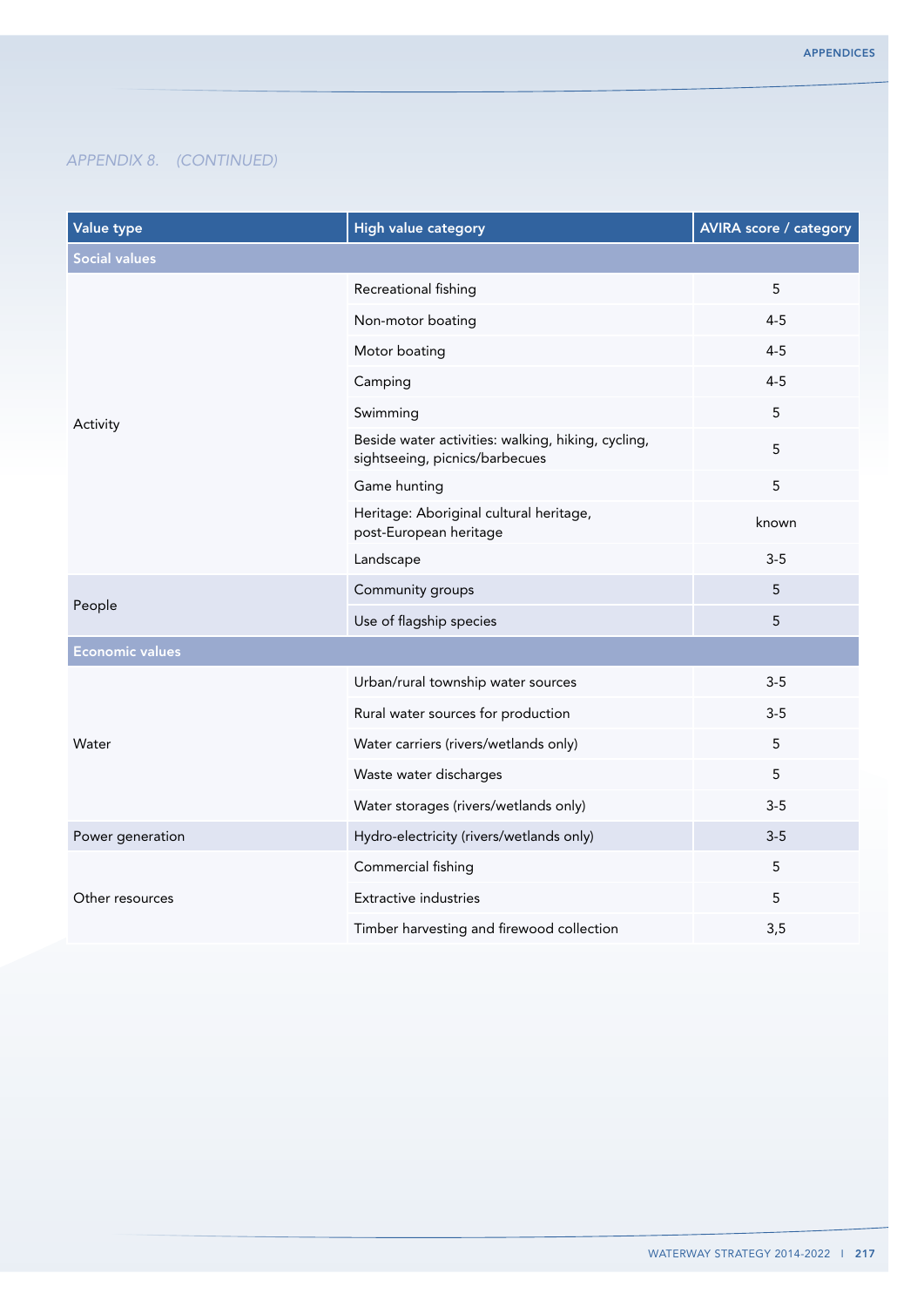*APPENDIX 8. (CONTINUED)*

| Value type | High value category | AVIRA score / category |
|---|---|---|
| **Social values** | | |
| Activity | Recreational fishing | 5 |
| | Non-motor boating | 4-5 |
| | Motor boating | 4-5 |
| | Camping | 4-5 |
| | Swimming | 5 |
| | Beside water activities: walking, hiking, cycling, sightseeing, picnics/barbecues | 5 |
| | Game hunting | 5 |
| | Heritage: Aboriginal cultural heritage, post-European heritage | known |
| | Landscape | 3-5 |
| People | Community groups | 5 |
| | Use of flagship species | 5 |
| **Economic values** | | |
| Water | Urban/rural township water sources | 3-5 |
| | Rural water sources for production | 3-5 |
| | Water carriers (rivers/wetlands only) | 5 |
| | Waste water discharges | 5 |
| | Water storages (rivers/wetlands only) | 3-5 |
| Power generation | Hydro-electricity (rivers/wetlands only) | 3-5 |
| Other resources | Commercial fishing | 5 |
| | Extractive industries | 5 |
| | Timber harvesting and firewood collection | 3,5 |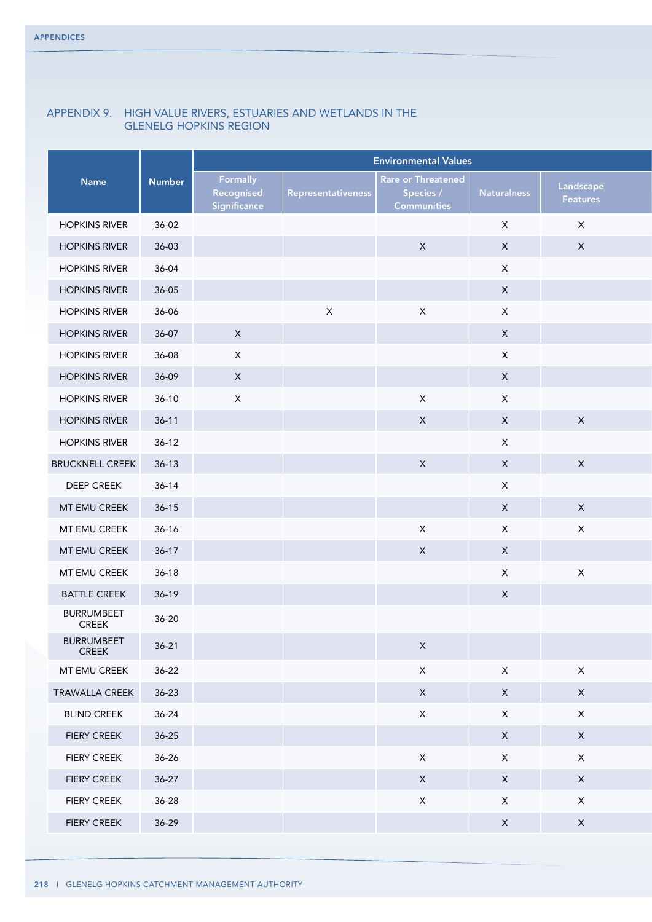## APPENDIX 9. HIGH VALUE RIVERS, ESTUARIES AND WETLANDS IN THE GLENELG HOPKINS REGION

| Name | Number | Environmental Values | | | | |
|---|---|---|---|---|---|---|
| | | Formally Recognised Significance | Representativeness | Rare or Threatened Species / Communities | Naturalness | Landscape Features |
| HOPKINS RIVER | 36-02 | | | | X | X |
| HOPKINS RIVER | 36-03 | | | X | X | X |
| HOPKINS RIVER | 36-04 | | | | X | |
| HOPKINS RIVER | 36-05 | | | | X | |
| HOPKINS RIVER | 36-06 | | X | X | X | |
| HOPKINS RIVER | 36-07 | X | | | X | |
| HOPKINS RIVER | 36-08 | X | | | X | |
| HOPKINS RIVER | 36-09 | X | | | X | |
| HOPKINS RIVER | 36-10 | X | | X | X | |
| HOPKINS RIVER | 36-11 | | | X | X | X |
| HOPKINS RIVER | 36-12 | | | | X | |
| BRUCKNELL CREEK | 36-13 | | | X | X | X |
| DEEP CREEK | 36-14 | | | | X | |
| MT EMU CREEK | 36-15 | | | | X | X |
| MT EMU CREEK | 36-16 | | | X | X | X |
| MT EMU CREEK | 36-17 | | | X | X | |
| MT EMU CREEK | 36-18 | | | | X | X |
| BATTLE CREEK | 36-19 | | | | X | |
| BURRUMBEET CREEK | 36-20 | | | | | |
| BURRUMBEET CREEK | 36-21 | | | X | | |
| MT EMU CREEK | 36-22 | | | X | X | X |
| TRAWALLA CREEK | 36-23 | | | X | X | X |
| BLIND CREEK | 36-24 | | | X | X | X |
| FIERY CREEK | 36-25 | | | | X | X |
| FIERY CREEK | 36-26 | | | X | X | X |
| FIERY CREEK | 36-27 | | | X | X | X |
| FIERY CREEK | 36-28 | | | X | X | X |
| FIERY CREEK | 36-29 | | | | X | X |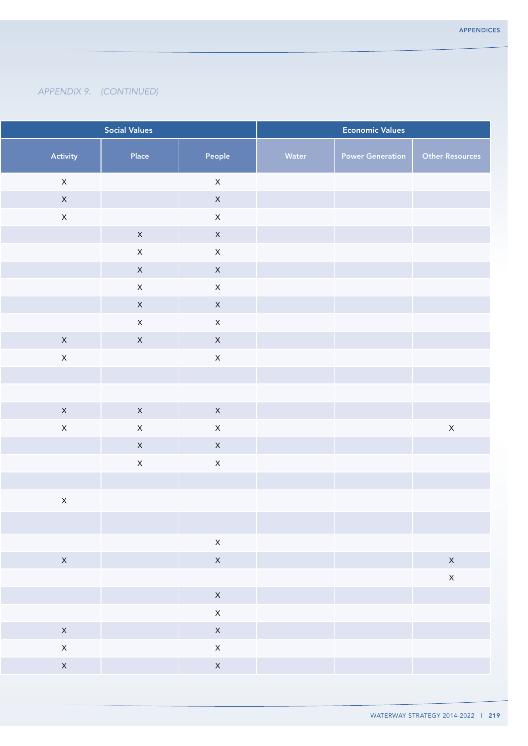*APPENDIX 9. (CONTINUED)*

| Social Values | | | Economic Values | | |
|---|---|---|---|---|---|
| Activity | Place | People | Water | Power Generation | Other Resources |
| X | | X | | | |
| X | | X | | | |
| X | | X | | | |
| | X | X | | | |
| | X | X | | | |
| | X | X | | | |
| | X | X | | | |
| | X | X | | | |
| | X | X | | | |
| X | X | X | | | |
| X | | X | | | |
| | | | | | |
| | | | | | |
| X | X | X | | | |
| X | X | X | | | X |
| | X | X | | | |
| | X | X | | | |
| | | | | | |
| X | | | | | |
| | | | | | |
| | | X | | | |
| X | | X | | | X |
| | | | | | X |
| | | X | | | |
| | | X | | | |
| X | | X | | | |
| X | | X | | | |
| X | | X | | | |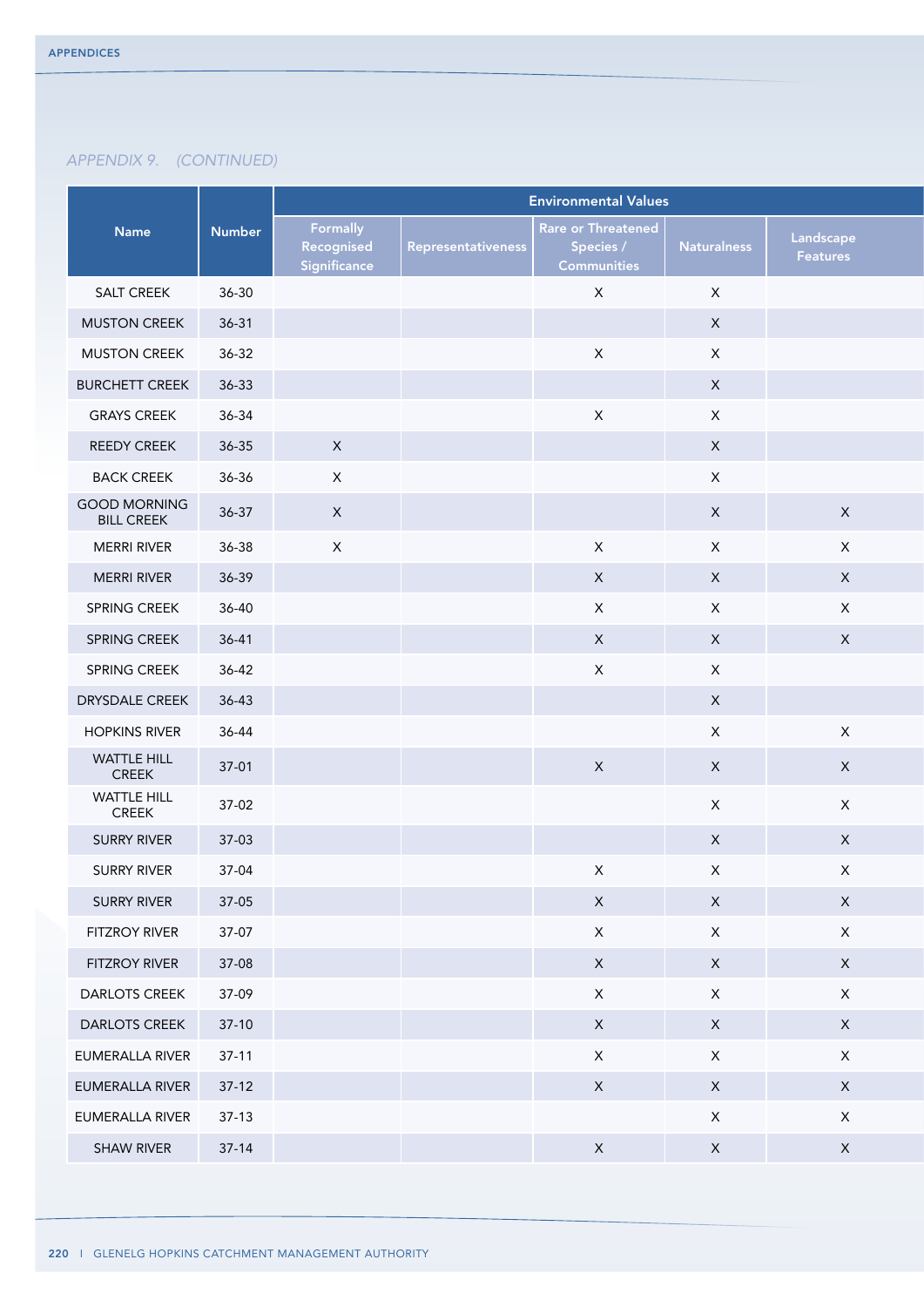*APPENDIX 9. (CONTINUED)*

| Name | Number | Environmental Values | | | | |
|---|---|---|---|---|---|---|
| | | Formally Recognised Significance | Representativeness | Rare or Threatened Species / Communities | Naturalness | Landscape Features |
| SALT CREEK | 36-30 | | | X | X | |
| MUSTON CREEK | 36-31 | | | | X | |
| MUSTON CREEK | 36-32 | | | X | X | |
| BURCHETT CREEK | 36-33 | | | | X | |
| GRAYS CREEK | 36-34 | | | X | X | |
| REEDY CREEK | 36-35 | X | | | X | |
| BACK CREEK | 36-36 | X | | | X | |
| GOOD MORNING BILL CREEK | 36-37 | X | | | X | X |
| MERRI RIVER | 36-38 | X | | X | X | X |
| MERRI RIVER | 36-39 | | | X | X | X |
| SPRING CREEK | 36-40 | | | X | X | X |
| SPRING CREEK | 36-41 | | | X | X | X |
| SPRING CREEK | 36-42 | | | X | X | |
| DRYSDALE CREEK | 36-43 | | | | X | |
| HOPKINS RIVER | 36-44 | | | | X | X |
| WATTLE HILL CREEK | 37-01 | | | X | X | X |
| WATTLE HILL CREEK | 37-02 | | | | X | X |
| SURRY RIVER | 37-03 | | | | X | X |
| SURRY RIVER | 37-04 | | | X | X | X |
| SURRY RIVER | 37-05 | | | X | X | X |
| FITZROY RIVER | 37-07 | | | X | X | X |
| FITZROY RIVER | 37-08 | | | X | X | X |
| DARLOTS CREEK | 37-09 | | | X | X | X |
| DARLOTS CREEK | 37-10 | | | X | X | X |
| EUMERALLA RIVER | 37-11 | | | X | X | X |
| EUMERALLA RIVER | 37-12 | | | X | X | X |
| EUMERALLA RIVER | 37-13 | | | | X | X |
| SHAW RIVER | 37-14 | | | X | X | X |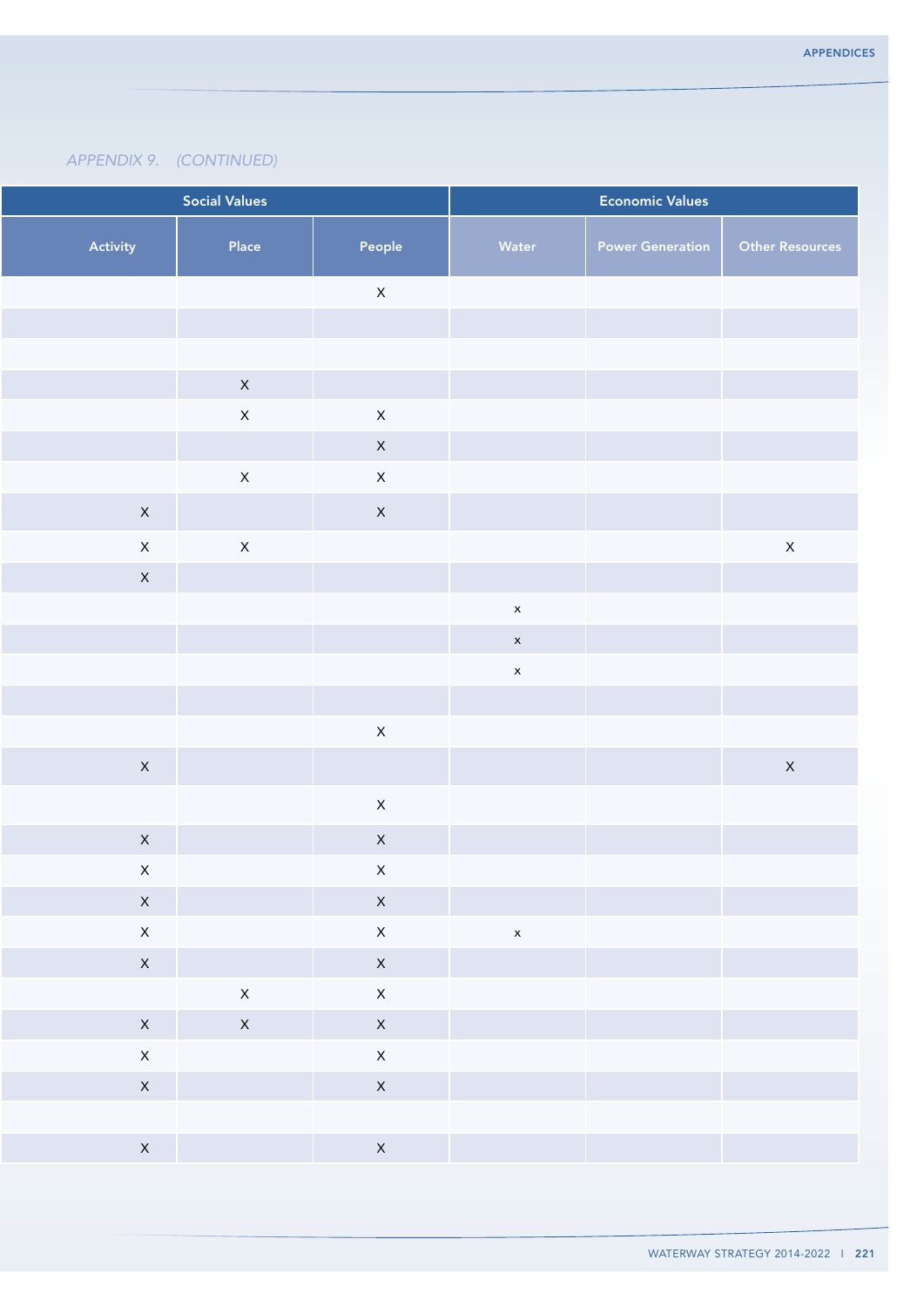*APPENDIX 9. (CONTINUED)*

| Social Values | | | Economic Values | | |
|---|---|---|---|---|---|
| Activity | Place | People | Water | Power Generation | Other Resources |
| | | X | | | |
| | | | | | |
| | | | | | |
| | X | | | | |
| | X | X | | | |
| | | X | | | |
| | X | X | | | |
| X | | X | | | |
| X | X | | | | X |
| X | | | | | |
| | | | x | | |
| | | | x | | |
| | | | x | | |
| | | | | | |
| | | X | | | |
| X | | | | | X |
| | | X | | | |
| X | | X | | | |
| X | | X | | | |
| X | | X | | | |
| X | | X | x | | |
| X | | X | | | |
| | X | X | | | |
| X | X | X | | | |
| X | | X | | | |
| X | | X | | | |
| | | | | | |
| X | | X | | | |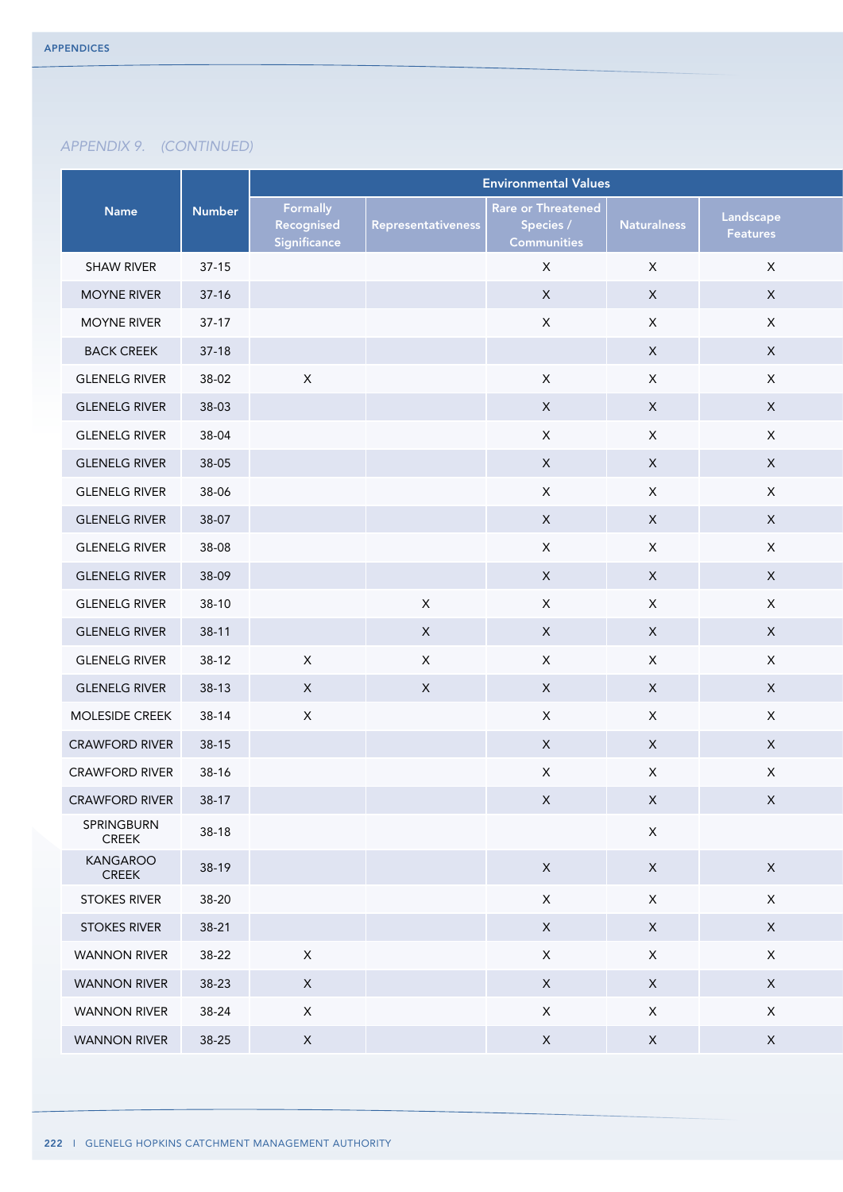*APPENDIX 9. (CONTINUED)*

| Name | Number | Environmental Values | | | | |
|---|---|---|---|---|---|---|
| | | Formally Recognised Significance | Representativeness | Rare or Threatened Species / Communities | Naturalness | Landscape Features |
| SHAW RIVER | 37-15 | | | X | X | X |
| MOYNE RIVER | 37-16 | | | X | X | X |
| MOYNE RIVER | 37-17 | | | X | X | X |
| BACK CREEK | 37-18 | | | | X | X |
| GLENELG RIVER | 38-02 | X | | X | X | X |
| GLENELG RIVER | 38-03 | | | X | X | X |
| GLENELG RIVER | 38-04 | | | X | X | X |
| GLENELG RIVER | 38-05 | | | X | X | X |
| GLENELG RIVER | 38-06 | | | X | X | X |
| GLENELG RIVER | 38-07 | | | X | X | X |
| GLENELG RIVER | 38-08 | | | X | X | X |
| GLENELG RIVER | 38-09 | | | X | X | X |
| GLENELG RIVER | 38-10 | | X | X | X | X |
| GLENELG RIVER | 38-11 | | X | X | X | X |
| GLENELG RIVER | 38-12 | X | X | X | X | X |
| GLENELG RIVER | 38-13 | X | X | X | X | X |
| MOLESIDE CREEK | 38-14 | X | | X | X | X |
| CRAWFORD RIVER | 38-15 | | | X | X | X |
| CRAWFORD RIVER | 38-16 | | | X | X | X |
| CRAWFORD RIVER | 38-17 | | | X | X | X |
| SPRINGBURN CREEK | 38-18 | | | | X | |
| KANGAROO CREEK | 38-19 | | | X | X | X |
| STOKES RIVER | 38-20 | | | X | X | X |
| STOKES RIVER | 38-21 | | | X | X | X |
| WANNON RIVER | 38-22 | X | | X | X | X |
| WANNON RIVER | 38-23 | X | | X | X | X |
| WANNON RIVER | 38-24 | X | | X | X | X |
| WANNON RIVER | 38-25 | X | | X | X | X |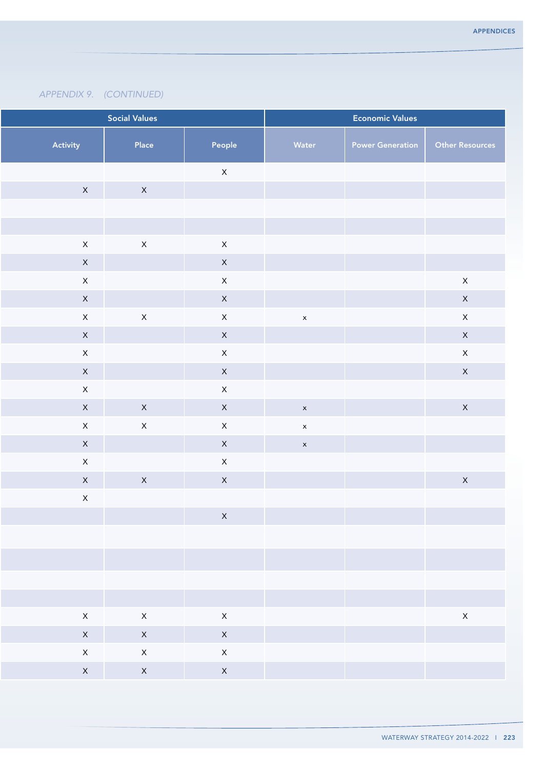*APPENDIX 9. (CONTINUED)*

| Social Values | | | Economic Values | | |
|---|---|---|---|---|---|
| Activity | Place | People | Water | Power Generation | Other Resources |
| | | X | | | |
| X | X | | | | |
| | | | | | |
| | | | | | |
| X | X | X | | | |
| X | | X | | | |
| X | | X | | | X |
| X | | X | | | X |
| X | X | X | x | | X |
| X | | X | | | X |
| X | | X | | | X |
| X | | X | | | X |
| X | | X | | | |
| X | X | X | x | | X |
| X | X | X | x | | |
| X | | X | x | | |
| X | | X | | | |
| X | X | X | | | X |
| X | | | | | |
| | | X | | | |
| | | | | | |
| | | | | | |
| | | | | | |
| | | | | | |
| X | X | X | | | X |
| X | X | X | | | |
| X | X | X | | | |
| X | X | X | | | |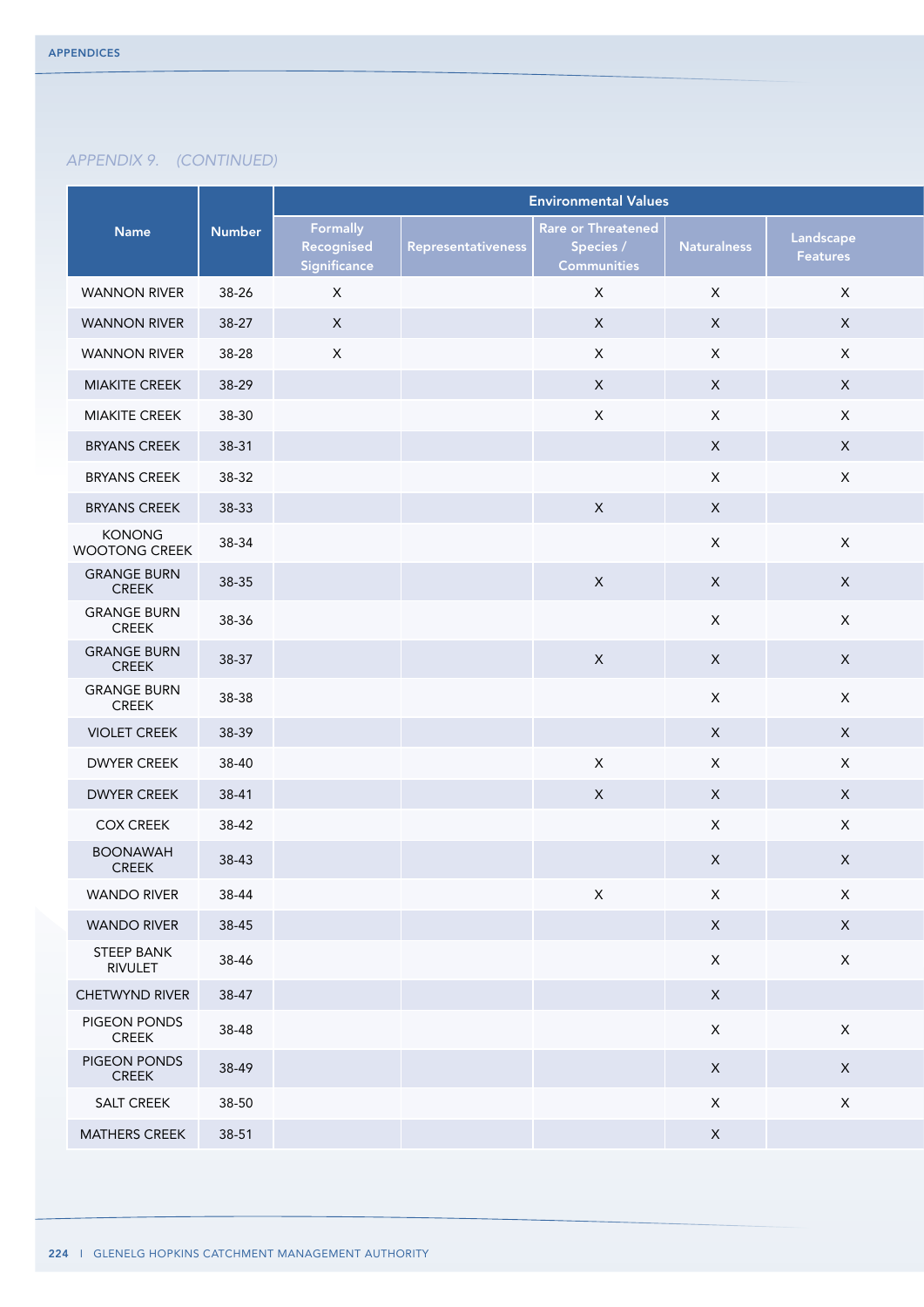*APPENDIX 9. (CONTINUED)*

| Name | Number | Environmental Values | | | | |
|---|---|---|---|---|---|---|
| | | Formally Recognised Significance | Representativeness | Rare or Threatened Species / Communities | Naturalness | Landscape Features |
| WANNON RIVER | 38-26 | X | | X | X | X |
| WANNON RIVER | 38-27 | X | | X | X | X |
| WANNON RIVER | 38-28 | X | | X | X | X |
| MIAKITE CREEK | 38-29 | | | X | X | X |
| MIAKITE CREEK | 38-30 | | | X | X | X |
| BRYANS CREEK | 38-31 | | | | X | X |
| BRYANS CREEK | 38-32 | | | | X | X |
| BRYANS CREEK | 38-33 | | | X | X | |
| KONONG WOOTONG CREEK | 38-34 | | | | X | X |
| GRANGE BURN CREEK | 38-35 | | | X | X | X |
| GRANGE BURN CREEK | 38-36 | | | | X | X |
| GRANGE BURN CREEK | 38-37 | | | X | X | X |
| GRANGE BURN CREEK | 38-38 | | | | X | X |
| VIOLET CREEK | 38-39 | | | | X | X |
| DWYER CREEK | 38-40 | | | X | X | X |
| DWYER CREEK | 38-41 | | | X | X | X |
| COX CREEK | 38-42 | | | | X | X |
| BOONAWAH CREEK | 38-43 | | | | X | X |
| WANDO RIVER | 38-44 | | | X | X | X |
| WANDO RIVER | 38-45 | | | | X | X |
| STEEP BANK RIVULET | 38-46 | | | | X | X |
| CHETWYND RIVER | 38-47 | | | | X | |
| PIGEON PONDS CREEK | 38-48 | | | | X | X |
| PIGEON PONDS CREEK | 38-49 | | | | X | X |
| SALT CREEK | 38-50 | | | | X | X |
| MATHERS CREEK | 38-51 | | | | X | |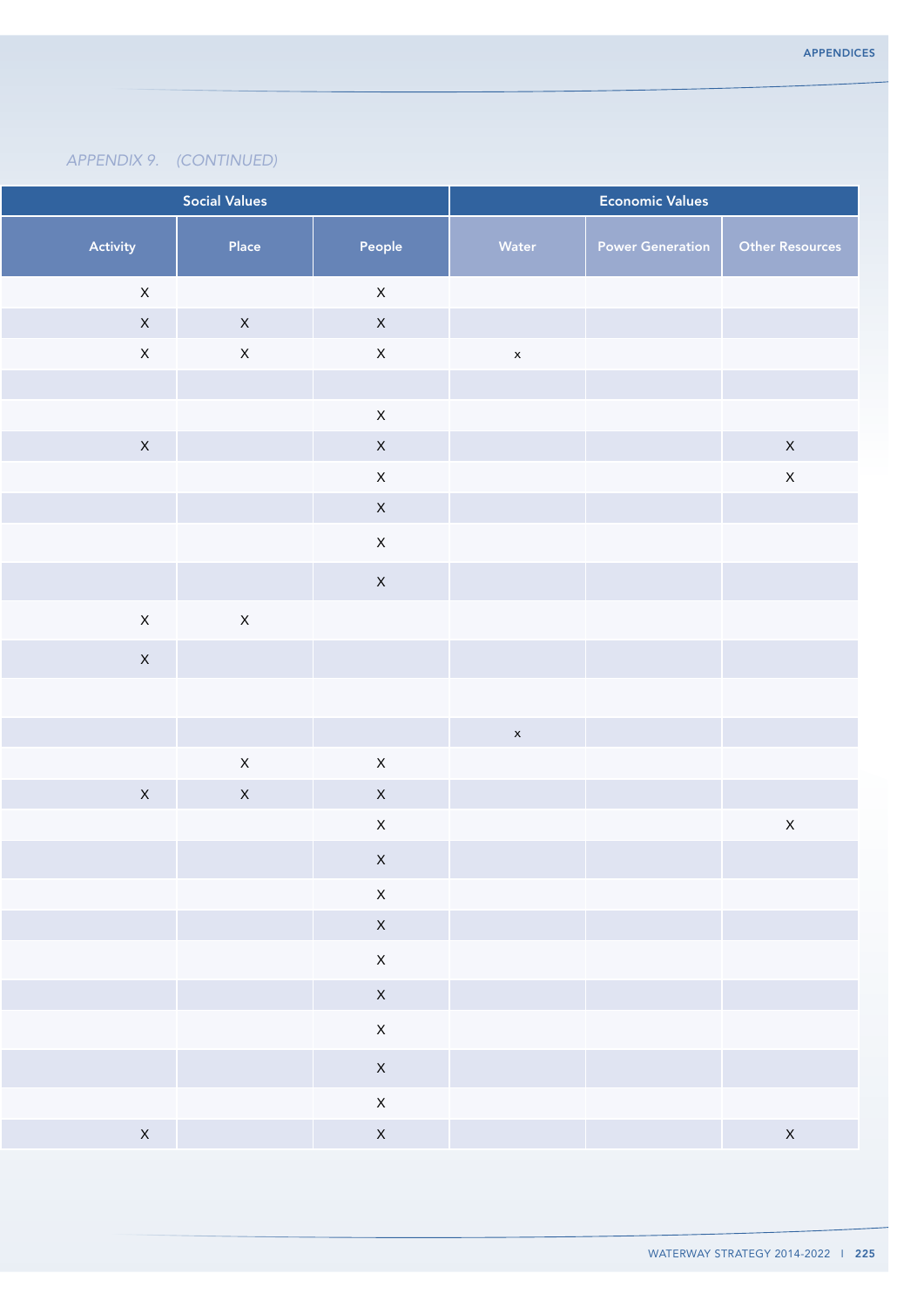*APPENDIX 9. (CONTINUED)*

| Social Values | | | Economic Values | | |
|---|---|---|---|---|---|
| Activity | Place | People | Water | Power Generation | Other Resources |
| X | | X | | | |
| X | X | X | | | |
| X | X | X | x | | |
| | | | | | |
| | | X | | | |
| X | | X | | | X |
| | | X | | | X |
| | | X | | | |
| | | X | | | |
| | | X | | | |
| X | X | | | | |
| X | | | | | |
| | | | | | |
| | | | x | | |
| | X | X | | | |
| X | X | X | | | |
| | | X | | | X |
| | | X | | | |
| | | X | | | |
| | | X | | | |
| | | X | | | |
| | | X | | | |
| | | X | | | |
| | | X | | | |
| | | X | | | |
| X | | X | | | X |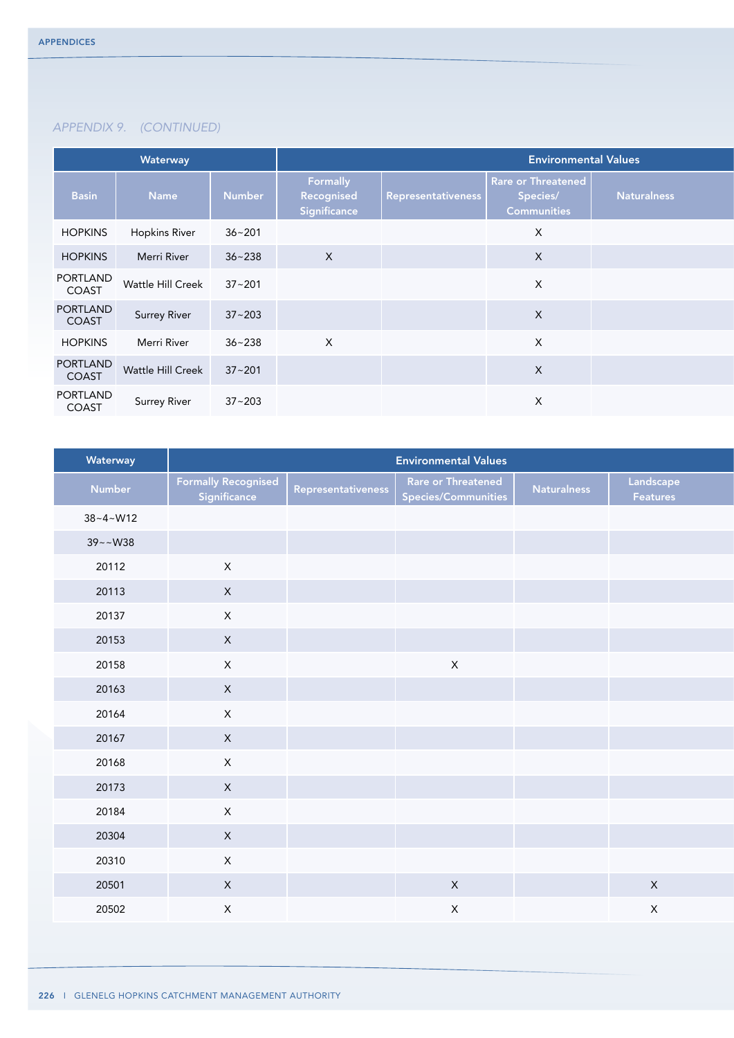*APPENDIX 9. (CONTINUED)*

| Waterway | | | Environmental Values | | | |
|---|---|---|---|---|---|---|
| Basin | Name | Number | Formally Recognised Significance | Representativeness | Rare or Threatened Species/ Communities | Naturalness |
| HOPKINS | Hopkins River | 36~201 | | | X | |
| HOPKINS | Merri River | 36~238 | X | | X | |
| PORTLAND COAST | Wattle Hill Creek | 37~201 | | | X | |
| PORTLAND COAST | Surrey River | 37~203 | | | X | |
| HOPKINS | Merri River | 36~238 | X | | X | |
| PORTLAND COAST | Wattle Hill Creek | 37~201 | | | X | |
| PORTLAND COAST | Surrey River | 37~203 | | | X | |

| Waterway | Environmental Values | | | | |
|---|---|---|---|---|---|
| Number | Formally Recognised Significance | Representativeness | Rare or Threatened Species/Communities | Naturalness | Landscape Features |
| 38~4~W12 | | | | | |
| 39~~W38 | | | | | |
| 20112 | X | | | | |
| 20113 | X | | | | |
| 20137 | X | | | | |
| 20153 | X | | | | |
| 20158 | X | | X | | |
| 20163 | X | | | | |
| 20164 | X | | | | |
| 20167 | X | | | | |
| 20168 | X | | | | |
| 20173 | X | | | | |
| 20184 | X | | | | |
| 20304 | X | | | | |
| 20310 | X | | | | |
| 20501 | X | | X | | X |
| 20502 | X | | X | | X |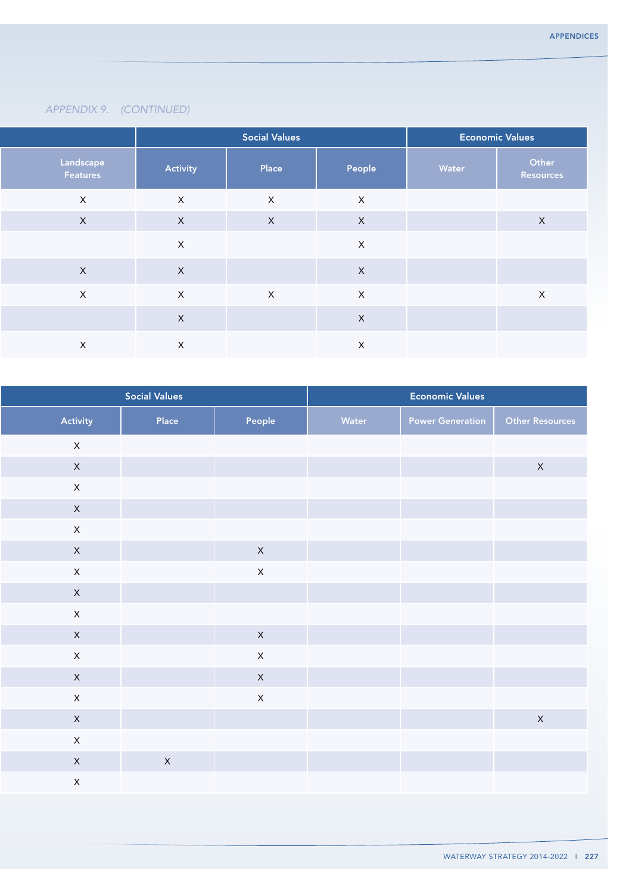*APPENDIX 9. (CONTINUED)*

| | Social Values | | | Economic Values | |
|---|---|---|---|---|---|
| Landscape Features | Activity | Place | People | Water | Other Resources |
| X | X | X | X | | |
| X | X | X | X | | X |
| | X | | X | | |
| X | X | | X | | |
| X | X | X | X | | X |
| | X | | X | | |
| X | X | | X | | |

| Social Values | | | Economic Values | | |
|---|---|---|---|---|---|
| Activity | Place | People | Water | Power Generation | Other Resources |
| X | | | | | |
| X | | | | | X |
| X | | | | | |
| X | | | | | |
| X | | | | | |
| X | | X | | | |
| X | | X | | | |
| X | | | | | |
| X | | | | | |
| X | | X | | | |
| X | | X | | | |
| X | | X | | | |
| X | | X | | | |
| X | | | | | X |
| X | | | | | |
| X | X | | | | |
| X | | | | | |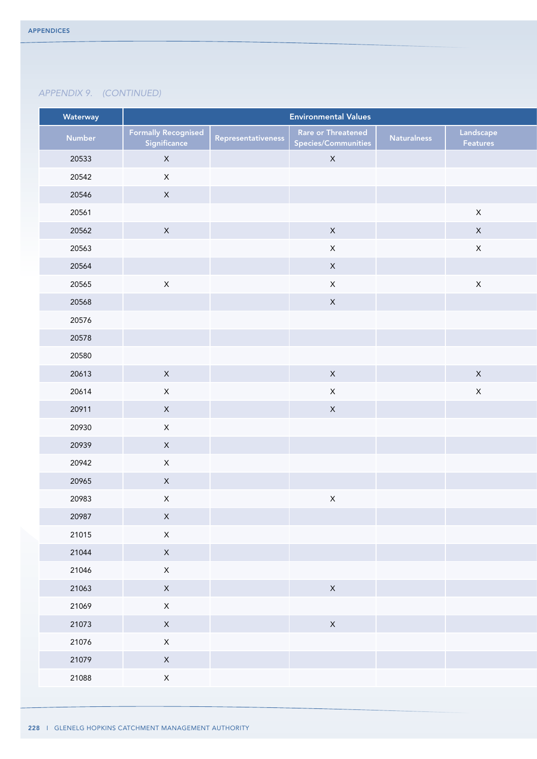*APPENDIX 9. (CONTINUED)*

| Waterway | Environmental Values | | | | |
|---|---|---|---|---|---|
| Number | Formally Recognised Significance | Representativeness | Rare or Threatened Species/Communities | Naturalness | Landscape Features |
| 20533 | X | | X | | |
| 20542 | X | | | | |
| 20546 | X | | | | |
| 20561 | | | | | X |
| 20562 | X | | X | | X |
| 20563 | | | X | | X |
| 20564 | | | X | | |
| 20565 | X | | X | | X |
| 20568 | | | X | | |
| 20576 | | | | | |
| 20578 | | | | | |
| 20580 | | | | | |
| 20613 | X | | X | | X |
| 20614 | X | | X | | X |
| 20911 | X | | X | | |
| 20930 | X | | | | |
| 20939 | X | | | | |
| 20942 | X | | | | |
| 20965 | X | | | | |
| 20983 | X | | X | | |
| 20987 | X | | | | |
| 21015 | X | | | | |
| 21044 | X | | | | |
| 21046 | X | | | | |
| 21063 | X | | X | | |
| 21069 | X | | | | |
| 21073 | X | | X | | |
| 21076 | X | | | | |
| 21079 | X | | | | |
| 21088 | X | | | | |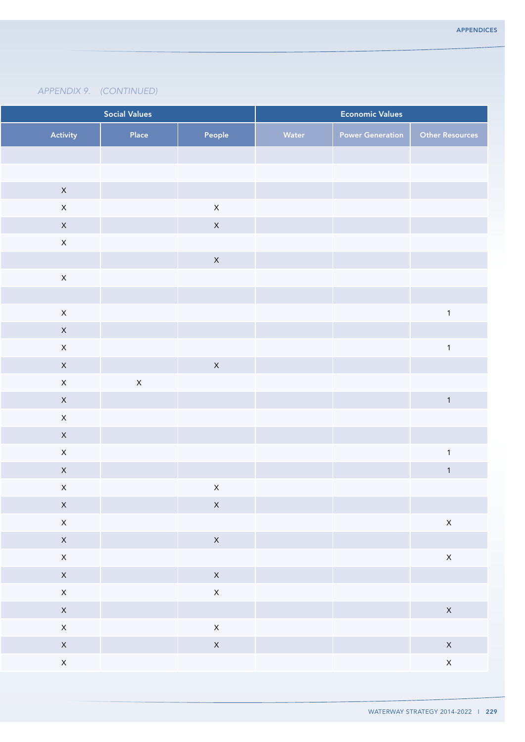*APPENDIX 9. (CONTINUED)*

| Social Values | | | Economic Values | | |
|---|---|---|---|---|---|
| Activity | Place | People | Water | Power Generation | Other Resources |
| | | | | | |
| | | | | | |
| X | | | | | |
| X | | X | | | |
| X | | X | | | |
| X | | | | | |
| | | X | | | |
| X | | | | | |
| | | | | | |
| X | | | | | 1 |
| X | | | | | |
| X | | | | | 1 |
| X | | X | | | |
| X | X | | | | |
| X | | | | | 1 |
| X | | | | | |
| X | | | | | |
| X | | | | | 1 |
| X | | | | | 1 |
| X | | X | | | |
| X | | X | | | |
| X | | | | | X |
| X | | X | | | |
| X | | | | | X |
| X | | X | | | |
| X | | X | | | |
| X | | | | | X |
| X | | X | | | |
| X | | X | | | X |
| X | | | | | X |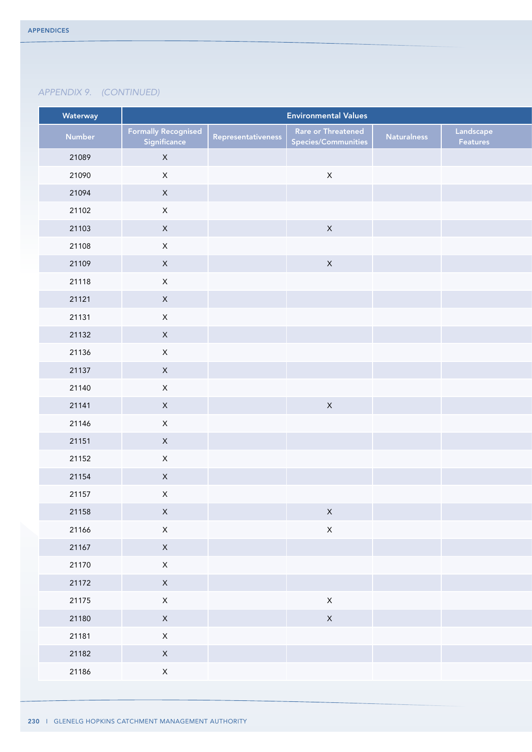*APPENDIX 9. (CONTINUED)*

| Waterway | Environmental Values | | | | |
|---|---|---|---|---|---|
| Number | Formally Recognised Significance | Representativeness | Rare or Threatened Species/Communities | Naturalness | Landscape Features |
| 21089 | X | | | | |
| 21090 | X | | X | | |
| 21094 | X | | | | |
| 21102 | X | | | | |
| 21103 | X | | X | | |
| 21108 | X | | | | |
| 21109 | X | | X | | |
| 21118 | X | | | | |
| 21121 | X | | | | |
| 21131 | X | | | | |
| 21132 | X | | | | |
| 21136 | X | | | | |
| 21137 | X | | | | |
| 21140 | X | | | | |
| 21141 | X | | X | | |
| 21146 | X | | | | |
| 21151 | X | | | | |
| 21152 | X | | | | |
| 21154 | X | | | | |
| 21157 | X | | | | |
| 21158 | X | | X | | |
| 21166 | X | | X | | |
| 21167 | X | | | | |
| 21170 | X | | | | |
| 21172 | X | | | | |
| 21175 | X | | X | | |
| 21180 | X | | X | | |
| 21181 | X | | | | |
| 21182 | X | | | | |
| 21186 | X | | | | |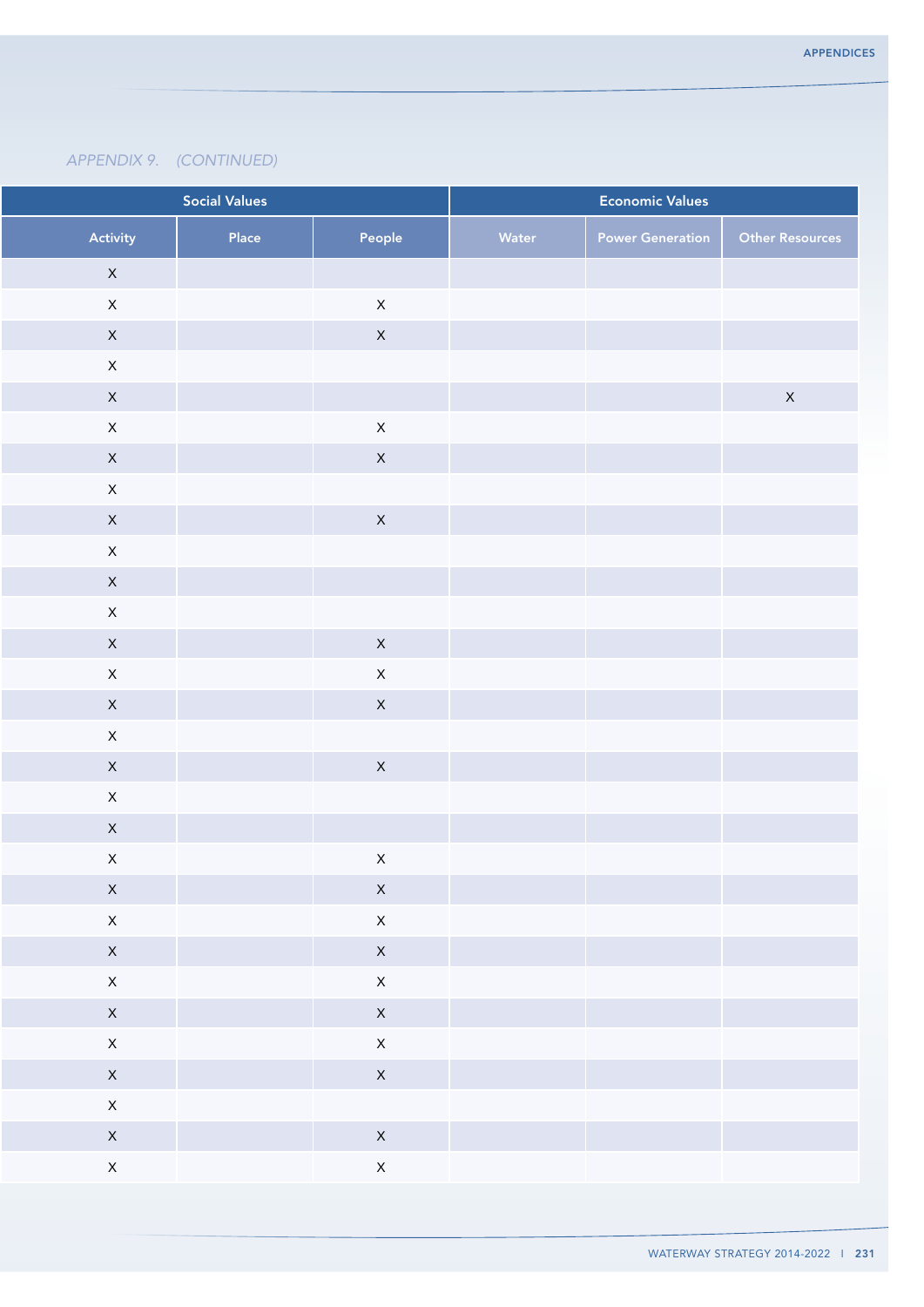*APPENDIX 9. (CONTINUED)*

| Social Values | | | Economic Values | | |
|---|---|---|---|---|---|
| Activity | Place | People | Water | Power Generation | Other Resources |
| X | | | | | |
| X | | X | | | |
| X | | X | | | |
| X | | | | | |
| X | | | | | X |
| X | | X | | | |
| X | | X | | | |
| X | | | | | |
| X | | X | | | |
| X | | | | | |
| X | | | | | |
| X | | | | | |
| X | | X | | | |
| X | | X | | | |
| X | | X | | | |
| X | | | | | |
| X | | X | | | |
| X | | | | | |
| X | | | | | |
| X | | X | | | |
| X | | X | | | |
| X | | X | | | |
| X | | X | | | |
| X | | X | | | |
| X | | X | | | |
| X | | X | | | |
| X | | X | | | |
| X | | | | | |
| X | | X | | | |
| X | | X | | | |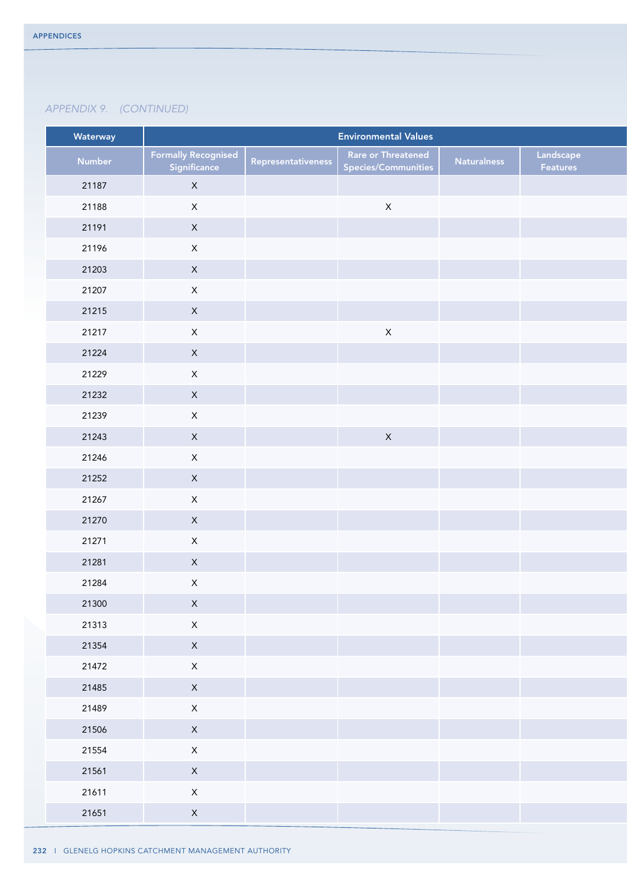*APPENDIX 9. (CONTINUED)*

| Waterway | Environmental Values | | | | |
|---|---|---|---|---|---|
| Number | Formally Recognised Significance | Representativeness | Rare or Threatened Species/Communities | Naturalness | Landscape Features |
| 21187 | X | | | | |
| 21188 | X | | X | | |
| 21191 | X | | | | |
| 21196 | X | | | | |
| 21203 | X | | | | |
| 21207 | X | | | | |
| 21215 | X | | | | |
| 21217 | X | | X | | |
| 21224 | X | | | | |
| 21229 | X | | | | |
| 21232 | X | | | | |
| 21239 | X | | | | |
| 21243 | X | | X | | |
| 21246 | X | | | | |
| 21252 | X | | | | |
| 21267 | X | | | | |
| 21270 | X | | | | |
| 21271 | X | | | | |
| 21281 | X | | | | |
| 21284 | X | | | | |
| 21300 | X | | | | |
| 21313 | X | | | | |
| 21354 | X | | | | |
| 21472 | X | | | | |
| 21485 | X | | | | |
| 21489 | X | | | | |
| 21506 | X | | | | |
| 21554 | X | | | | |
| 21561 | X | | | | |
| 21611 | X | | | | |
| 21651 | X | | | | |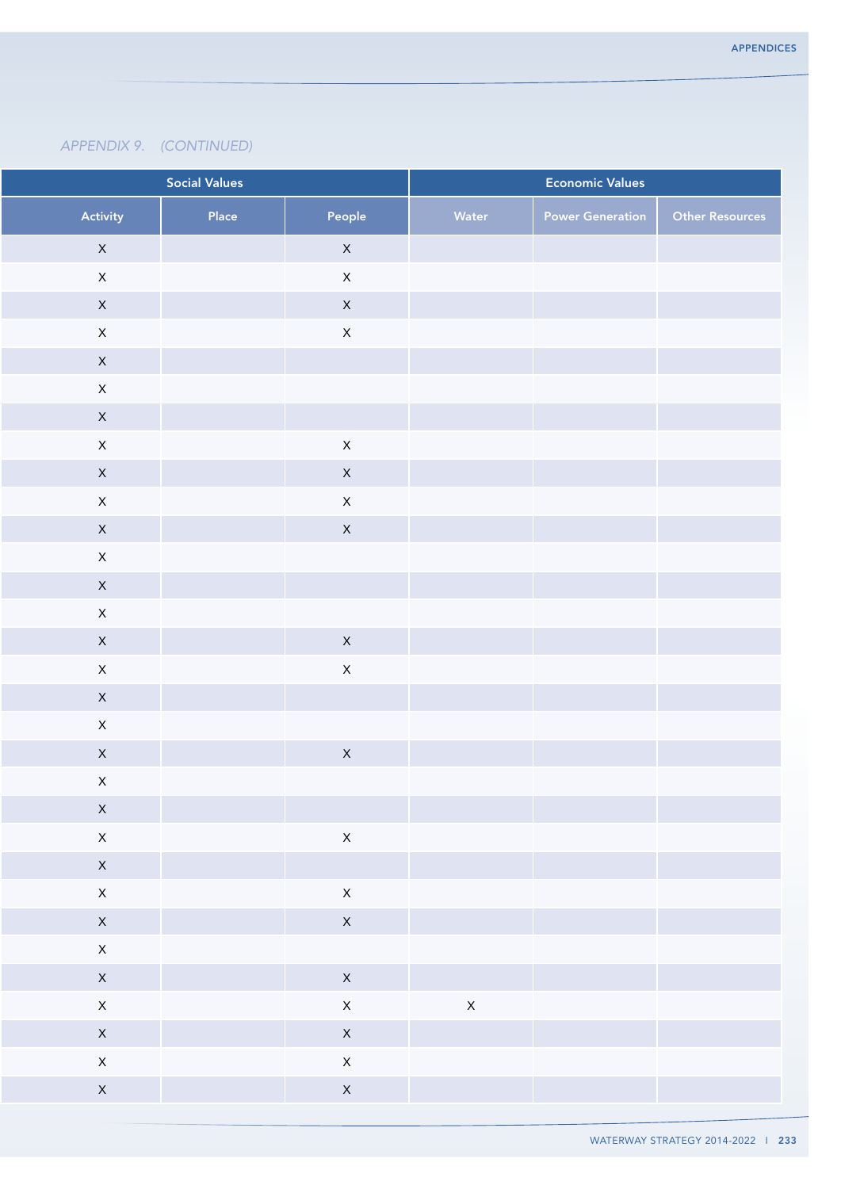*APPENDIX 9. (CONTINUED)*

| Social Values | | | Economic Values | | |
|---|---|---|---|---|---|
| Activity | Place | People | Water | Power Generation | Other Resources |
| X | | X | | | |
| X | | X | | | |
| X | | X | | | |
| X | | X | | | |
| X | | | | | |
| X | | | | | |
| X | | | | | |
| X | | X | | | |
| X | | X | | | |
| X | | X | | | |
| X | | X | | | |
| X | | | | | |
| X | | | | | |
| X | | | | | |
| X | | X | | | |
| X | | X | | | |
| X | | | | | |
| X | | | | | |
| X | | X | | | |
| X | | | | | |
| X | | | | | |
| X | | X | | | |
| X | | | | | |
| X | | X | | | |
| X | | X | | | |
| X | | | | | |
| X | | X | | | |
| X | | X | X | | |
| X | | X | | | |
| X | | X | | | |
| X | | X | | | |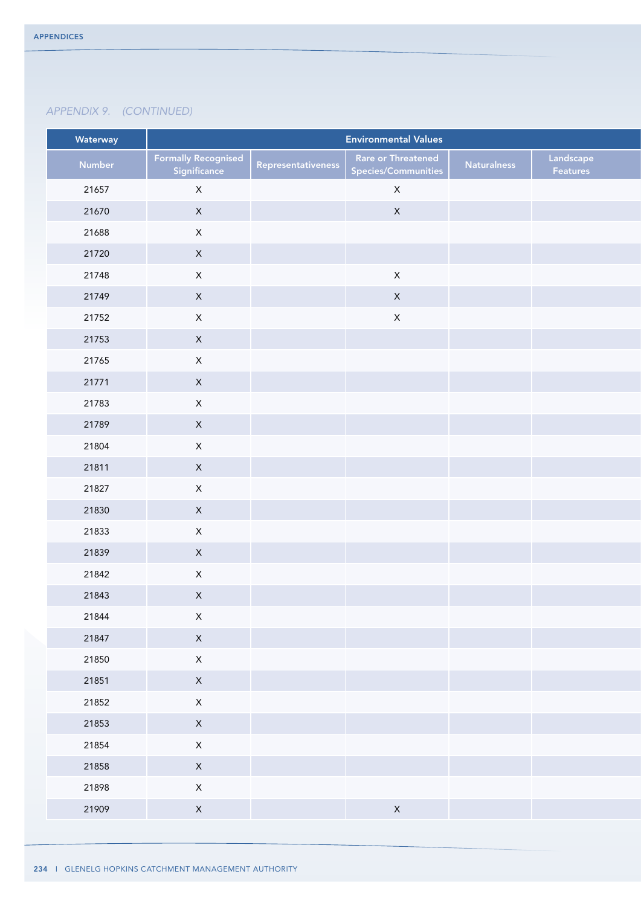*APPENDIX 9. (CONTINUED)*

| Waterway | Environmental Values | | | | |
|---|---|---|---|---|---|
| Number | Formally Recognised Significance | Representativeness | Rare or Threatened Species/Communities | Naturalness | Landscape Features |
| 21657 | X | | X | | |
| 21670 | X | | X | | |
| 21688 | X | | | | |
| 21720 | X | | | | |
| 21748 | X | | X | | |
| 21749 | X | | X | | |
| 21752 | X | | X | | |
| 21753 | X | | | | |
| 21765 | X | | | | |
| 21771 | X | | | | |
| 21783 | X | | | | |
| 21789 | X | | | | |
| 21804 | X | | | | |
| 21811 | X | | | | |
| 21827 | X | | | | |
| 21830 | X | | | | |
| 21833 | X | | | | |
| 21839 | X | | | | |
| 21842 | X | | | | |
| 21843 | X | | | | |
| 21844 | X | | | | |
| 21847 | X | | | | |
| 21850 | X | | | | |
| 21851 | X | | | | |
| 21852 | X | | | | |
| 21853 | X | | | | |
| 21854 | X | | | | |
| 21858 | X | | | | |
| 21898 | X | | | | |
| 21909 | X | | X | | |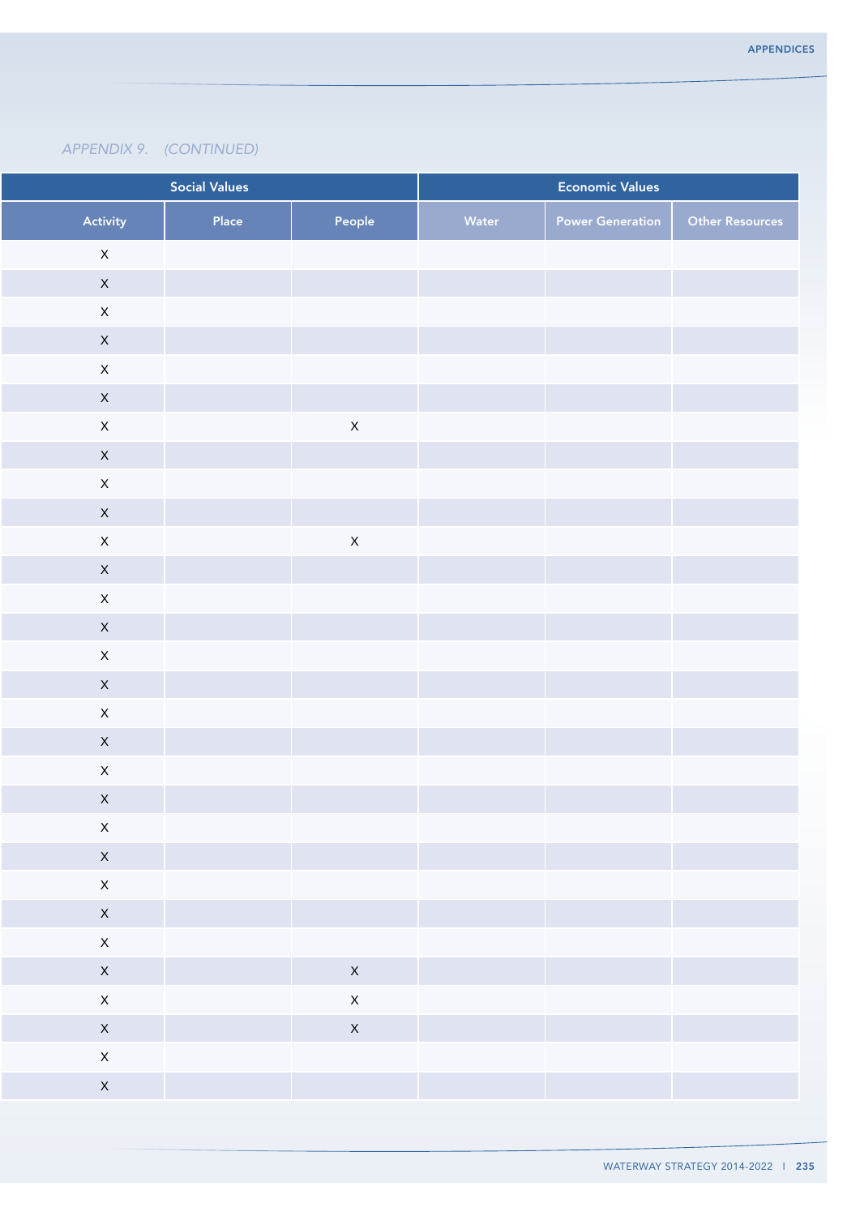*APPENDIX 9. (CONTINUED)*

| Social Values | | | Economic Values | | |
|---|---|---|---|---|---|
| Activity | Place | People | Water | Power Generation | Other Resources |
| X | | | | | |
| X | | | | | |
| X | | | | | |
| X | | | | | |
| X | | | | | |
| X | | | | | |
| X | | X | | | |
| X | | | | | |
| X | | | | | |
| X | | | | | |
| X | | X | | | |
| X | | | | | |
| X | | | | | |
| X | | | | | |
| X | | | | | |
| X | | | | | |
| X | | | | | |
| X | | | | | |
| X | | | | | |
| X | | | | | |
| X | | | | | |
| X | | | | | |
| X | | | | | |
| X | | | | | |
| X | | | | | |
| X | | X | | | |
| X | | X | | | |
| X | | X | | | |
| X | | | | | |
| X | | | | | |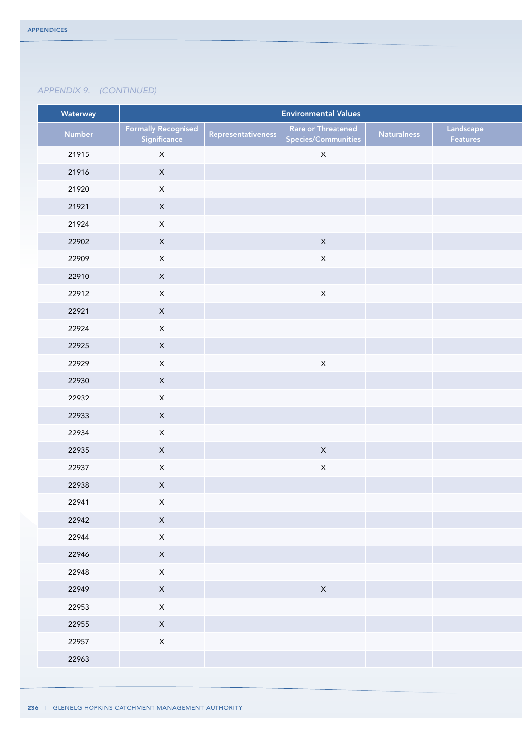*APPENDIX 9. (CONTINUED)*

| Waterway | Environmental Values | | | | |
|---|---|---|---|---|---|
| Number | Formally Recognised Significance | Representativeness | Rare or Threatened Species/Communities | Naturalness | Landscape Features |
| 21915 | X | | X | | |
| 21916 | X | | | | |
| 21920 | X | | | | |
| 21921 | X | | | | |
| 21924 | X | | | | |
| 22902 | X | | X | | |
| 22909 | X | | X | | |
| 22910 | X | | | | |
| 22912 | X | | X | | |
| 22921 | X | | | | |
| 22924 | X | | | | |
| 22925 | X | | | | |
| 22929 | X | | X | | |
| 22930 | X | | | | |
| 22932 | X | | | | |
| 22933 | X | | | | |
| 22934 | X | | | | |
| 22935 | X | | X | | |
| 22937 | X | | X | | |
| 22938 | X | | | | |
| 22941 | X | | | | |
| 22942 | X | | | | |
| 22944 | X | | | | |
| 22946 | X | | | | |
| 22948 | X | | | | |
| 22949 | X | | X | | |
| 22953 | X | | | | |
| 22955 | X | | | | |
| 22957 | X | | | | |
| 22963 | | | | | |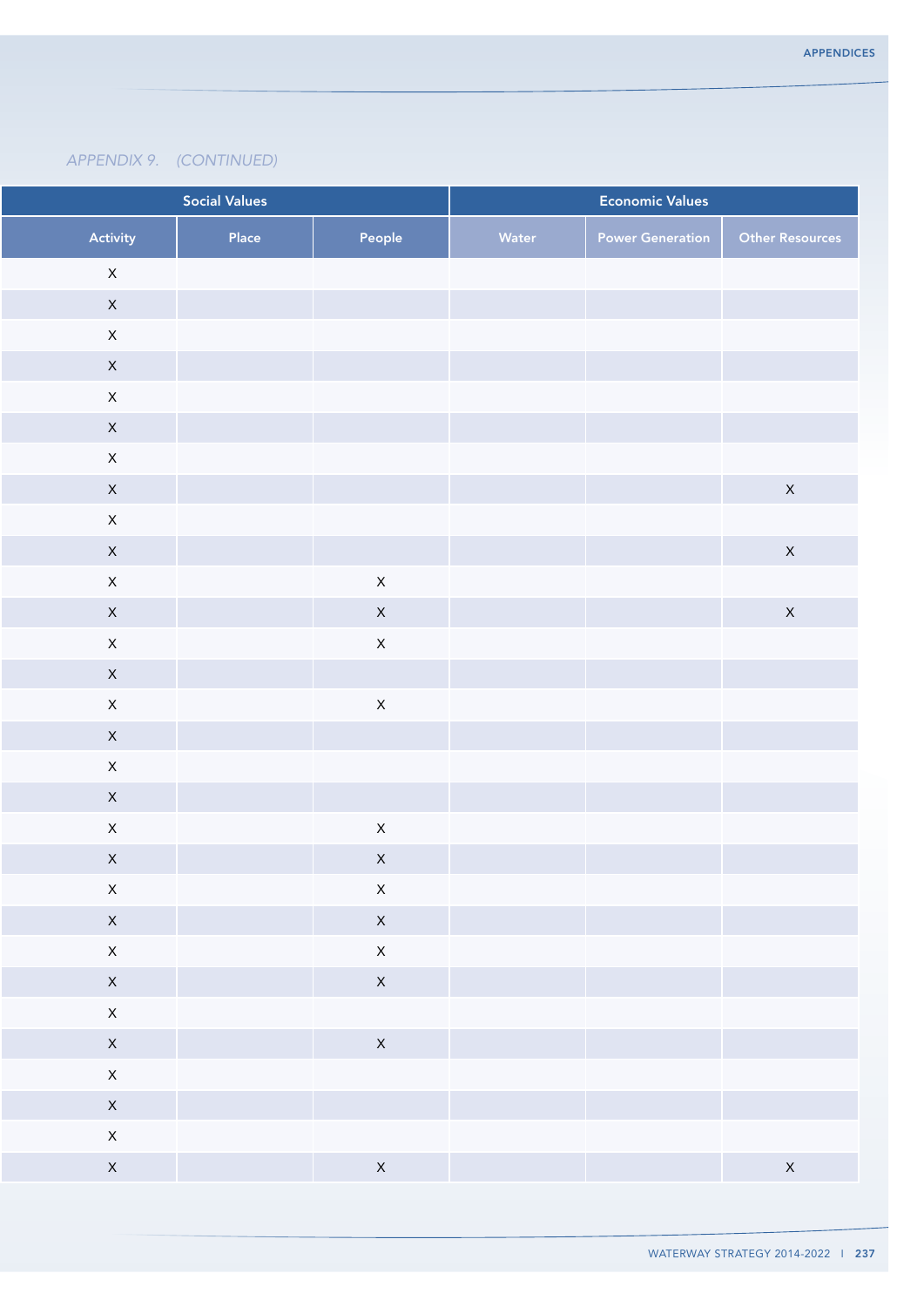*APPENDIX 9. (CONTINUED)*

| Social Values | | | Economic Values | | |
|---|---|---|---|---|---|
| Activity | Place | People | Water | Power Generation | Other Resources |
| X | | | | | |
| X | | | | | |
| X | | | | | |
| X | | | | | |
| X | | | | | |
| X | | | | | |
| X | | | | | |
| X | | | | | X |
| X | | | | | |
| X | | | | | X |
| X | | X | | | |
| X | | X | | | X |
| X | | X | | | |
| X | | | | | |
| X | | X | | | |
| X | | | | | |
| X | | | | | |
| X | | | | | |
| X | | X | | | |
| X | | X | | | |
| X | | X | | | |
| X | | X | | | |
| X | | X | | | |
| X | | X | | | |
| X | | | | | |
| X | | X | | | |
| X | | | | | |
| X | | | | | |
| X | | | | | |
| X | | X | | | X |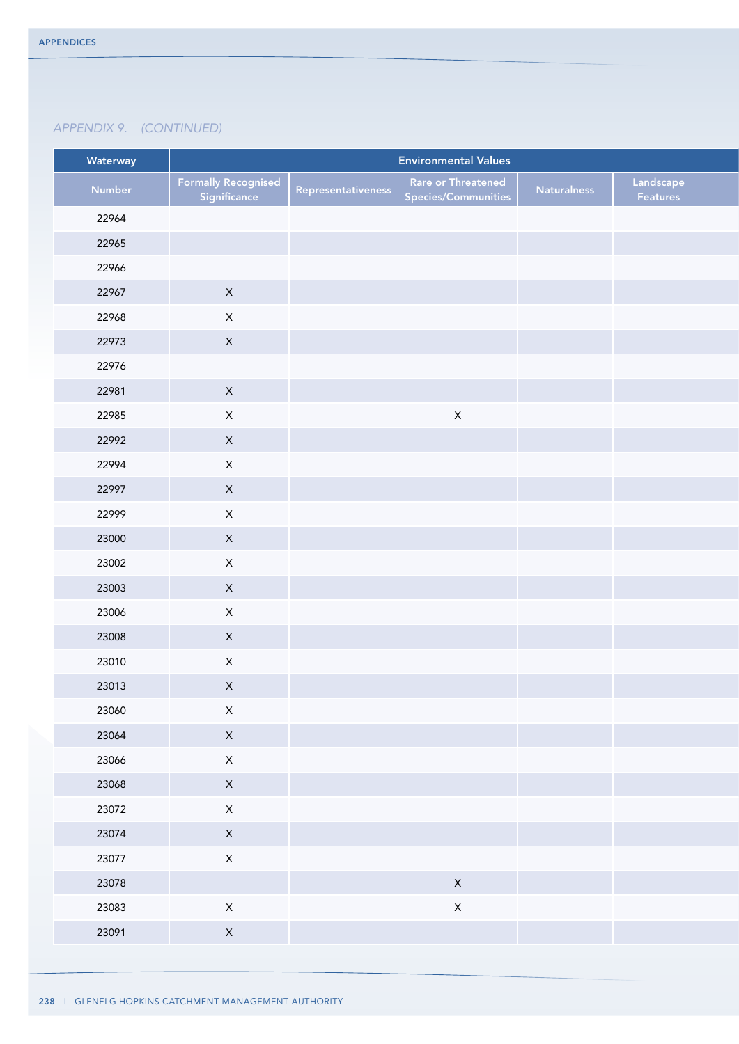*APPENDIX 9. (CONTINUED)*

| Waterway | Environmental Values | | | | |
|---|---|---|---|---|---|
| Number | Formally Recognised Significance | Representativeness | Rare or Threatened Species/Communities | Naturalness | Landscape Features |
| 22964 | | | | | |
| 22965 | | | | | |
| 22966 | | | | | |
| 22967 | X | | | | |
| 22968 | X | | | | |
| 22973 | X | | | | |
| 22976 | | | | | |
| 22981 | X | | | | |
| 22985 | X | | X | | |
| 22992 | X | | | | |
| 22994 | X | | | | |
| 22997 | X | | | | |
| 22999 | X | | | | |
| 23000 | X | | | | |
| 23002 | X | | | | |
| 23003 | X | | | | |
| 23006 | X | | | | |
| 23008 | X | | | | |
| 23010 | X | | | | |
| 23013 | X | | | | |
| 23060 | X | | | | |
| 23064 | X | | | | |
| 23066 | X | | | | |
| 23068 | X | | | | |
| 23072 | X | | | | |
| 23074 | X | | | | |
| 23077 | X | | | | |
| 23078 | | | X | | |
| 23083 | X | | X | | |
| 23091 | X | | | | |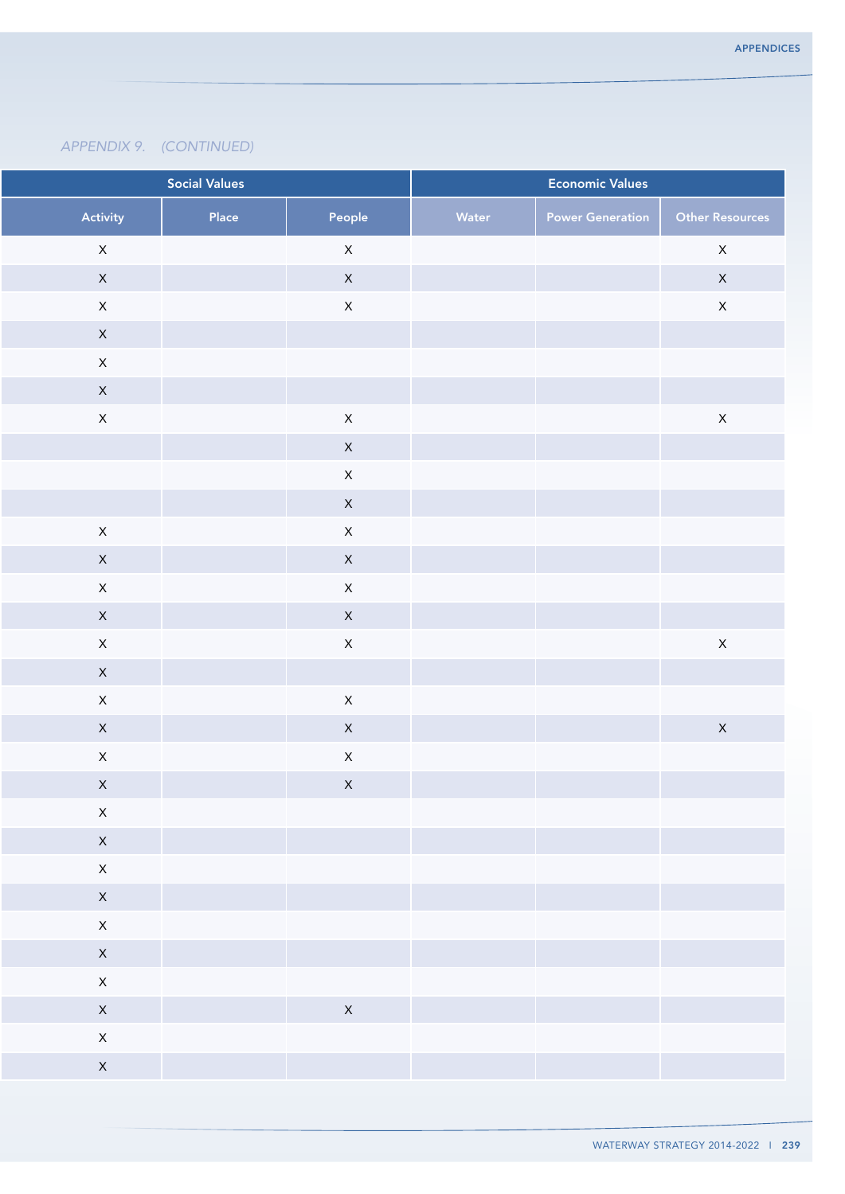*APPENDIX 9. (CONTINUED)*

| Social Values | | | Economic Values | | |
|---|---|---|---|---|---|
| Activity | Place | People | Water | Power Generation | Other Resources |
| X | | X | | | X |
| X | | X | | | X |
| X | | X | | | X |
| X | | | | | |
| X | | | | | |
| X | | | | | |
| X | | X | | | X |
| | | X | | | |
| | | X | | | |
| | | X | | | |
| X | | X | | | |
| X | | X | | | |
| X | | X | | | |
| X | | X | | | |
| X | | X | | | X |
| X | | | | | |
| X | | X | | | |
| X | | X | | | X |
| X | | X | | | |
| X | | X | | | |
| X | | | | | |
| X | | | | | |
| X | | | | | |
| X | | | | | |
| X | | | | | |
| X | | | | | |
| X | | | | | |
| X | | X | | | |
| X | | | | | |
| X | | | | | |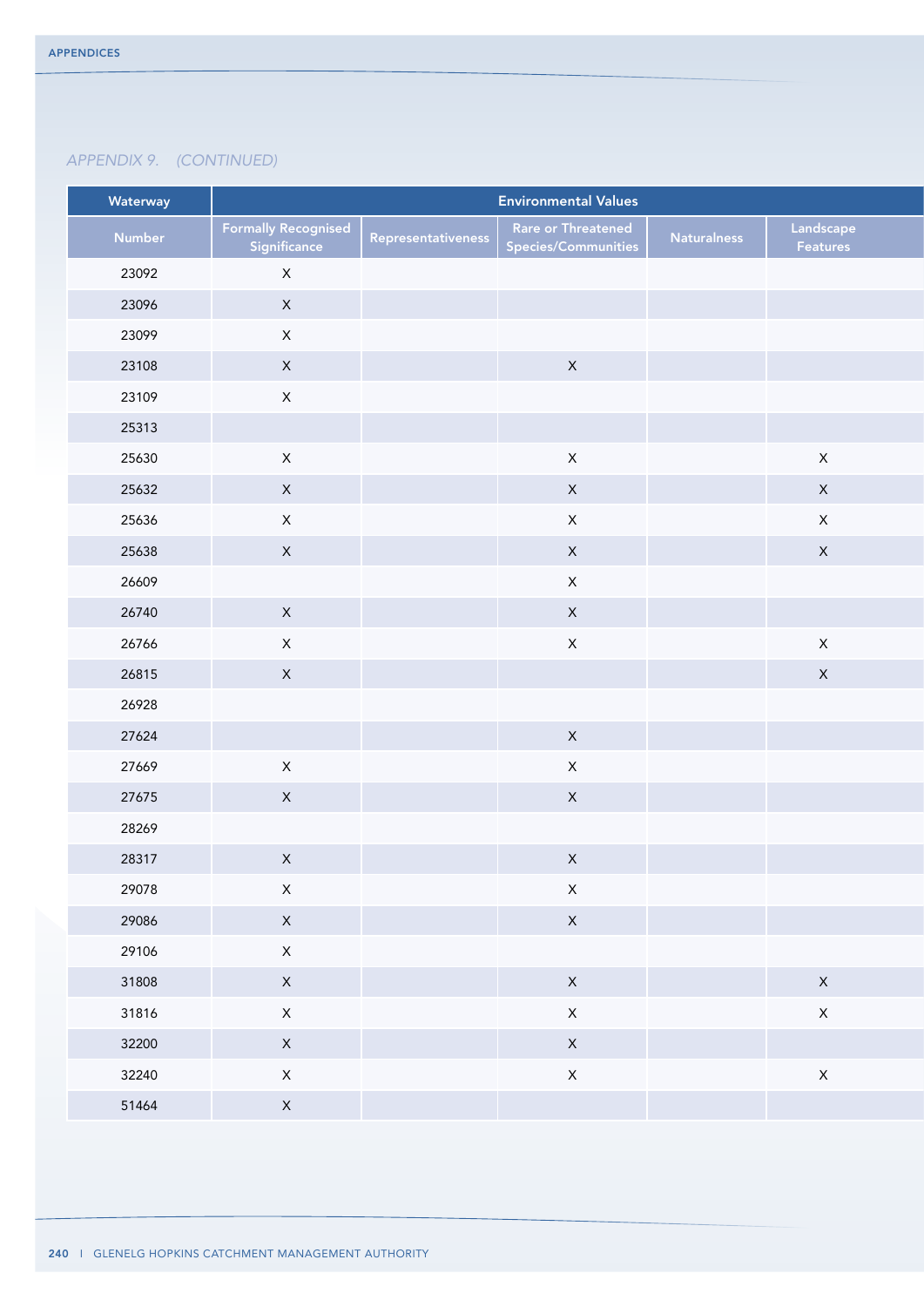*APPENDIX 9. (CONTINUED)*

| Waterway | Environmental Values | | | | |
|---|---|---|---|---|---|
| Number | Formally Recognised Significance | Representativeness | Rare or Threatened Species/Communities | Naturalness | Landscape Features |
| 23092 | X | | | | |
| 23096 | X | | | | |
| 23099 | X | | | | |
| 23108 | X | | X | | |
| 23109 | X | | | | |
| 25313 | | | | | |
| 25630 | X | | X | | X |
| 25632 | X | | X | | X |
| 25636 | X | | X | | X |
| 25638 | X | | X | | X |
| 26609 | | | X | | |
| 26740 | X | | X | | |
| 26766 | X | | X | | X |
| 26815 | X | | | | X |
| 26928 | | | | | |
| 27624 | | | X | | |
| 27669 | X | | X | | |
| 27675 | X | | X | | |
| 28269 | | | | | |
| 28317 | X | | X | | |
| 29078 | X | | X | | |
| 29086 | X | | X | | |
| 29106 | X | | | | |
| 31808 | X | | X | | X |
| 31816 | X | | X | | X |
| 32200 | X | | X | | |
| 32240 | X | | X | | X |
| 51464 | X | | | | |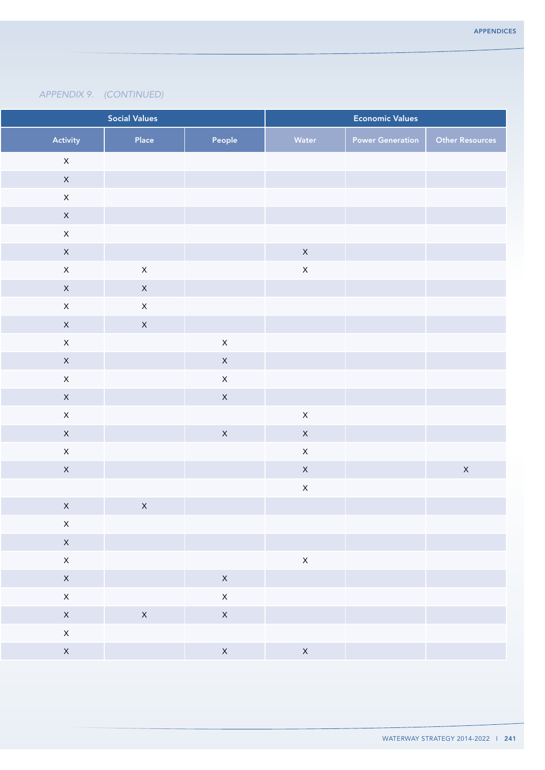*APPENDIX 9. (CONTINUED)*

| Social Values | | | Economic Values | | |
|---|---|---|---|---|---|
| Activity | Place | People | Water | Power Generation | Other Resources |
| X | | | | | |
| X | | | | | |
| X | | | | | |
| X | | | | | |
| X | | | | | |
| X | | | X | | |
| X | X | | X | | |
| X | X | | | | |
| X | X | | | | |
| X | X | | | | |
| X | | X | | | |
| X | | X | | | |
| X | | X | | | |
| X | | X | | | |
| X | | | X | | |
| X | | X | X | | |
| X | | | X | | |
| X | | | X | | X |
| | | | X | | |
| X | X | | | | |
| X | | | | | |
| X | | | | | |
| X | | | X | | |
| X | | X | | | |
| X | | X | | | |
| X | X | X | | | |
| X | | | | | |
| X | | X | X | | |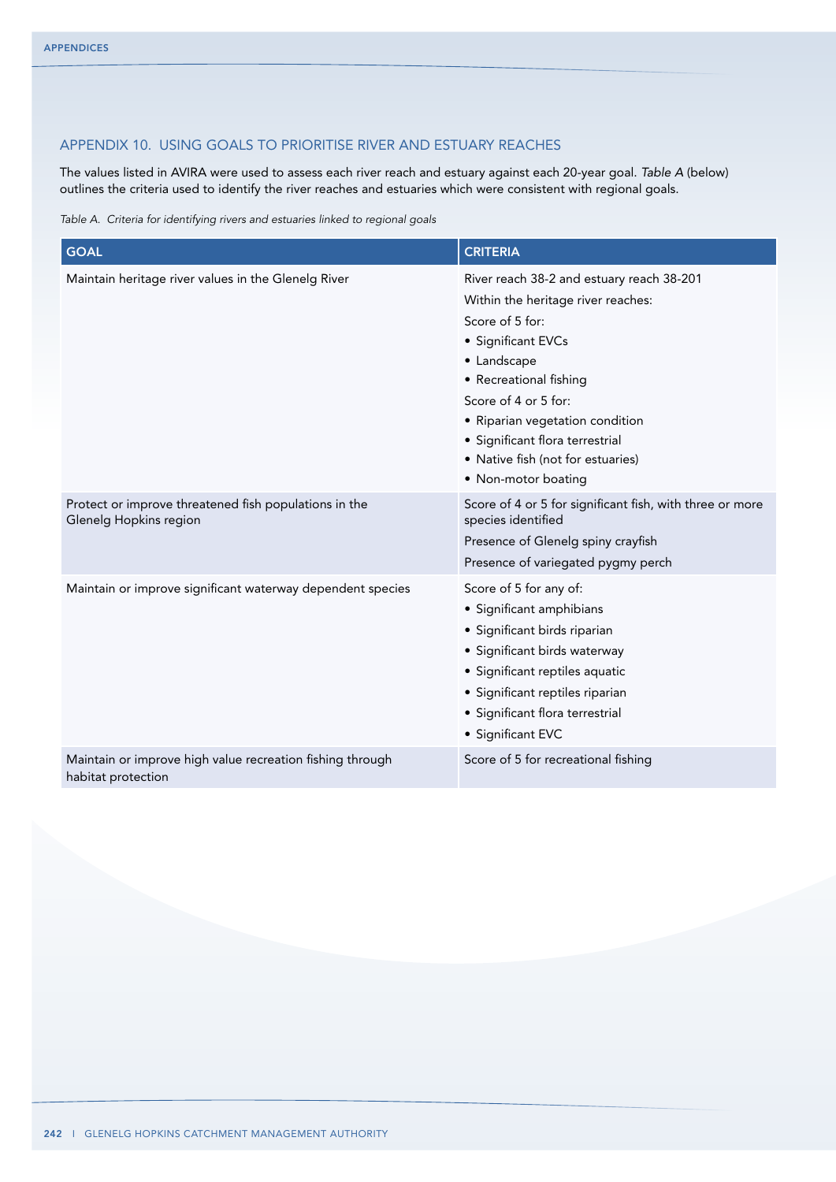## APPENDIX 10. USING GOALS TO PRIORITISE RIVER AND ESTUARY REACHES

The values listed in AVIRA were used to assess each river reach and estuary against each 20-year goal. *Table A* (below) outlines the criteria used to identify the river reaches and estuaries which were consistent with regional goals.

*Table A. Criteria for identifying rivers and estuaries linked to regional goals*

| GOAL | CRITERIA |
|---|---|
| Maintain heritage river values in the Glenelg River | River reach 38-2 and estuary reach 38-201<br>Within the heritage river reaches:<br>Score of 5 for:<br>• Significant EVCs<br>• Landscape<br>• Recreational fishing<br>Score of 4 or 5 for:<br>• Riparian vegetation condition<br>• Significant flora terrestrial<br>• Native fish (not for estuaries)<br>• Non-motor boating |
| Protect or improve threatened fish populations in the Glenelg Hopkins region | Score of 4 or 5 for significant fish, with three or more species identified<br>Presence of Glenelg spiny crayfish<br>Presence of variegated pygmy perch |
| Maintain or improve significant waterway dependent species | Score of 5 for any of:<br>• Significant amphibians<br>• Significant birds riparian<br>• Significant birds waterway<br>• Significant reptiles aquatic<br>• Significant reptiles riparian<br>• Significant flora terrestrial<br>• Significant EVC |
| Maintain or improve high value recreation fishing through habitat protection | Score of 5 for recreational fishing |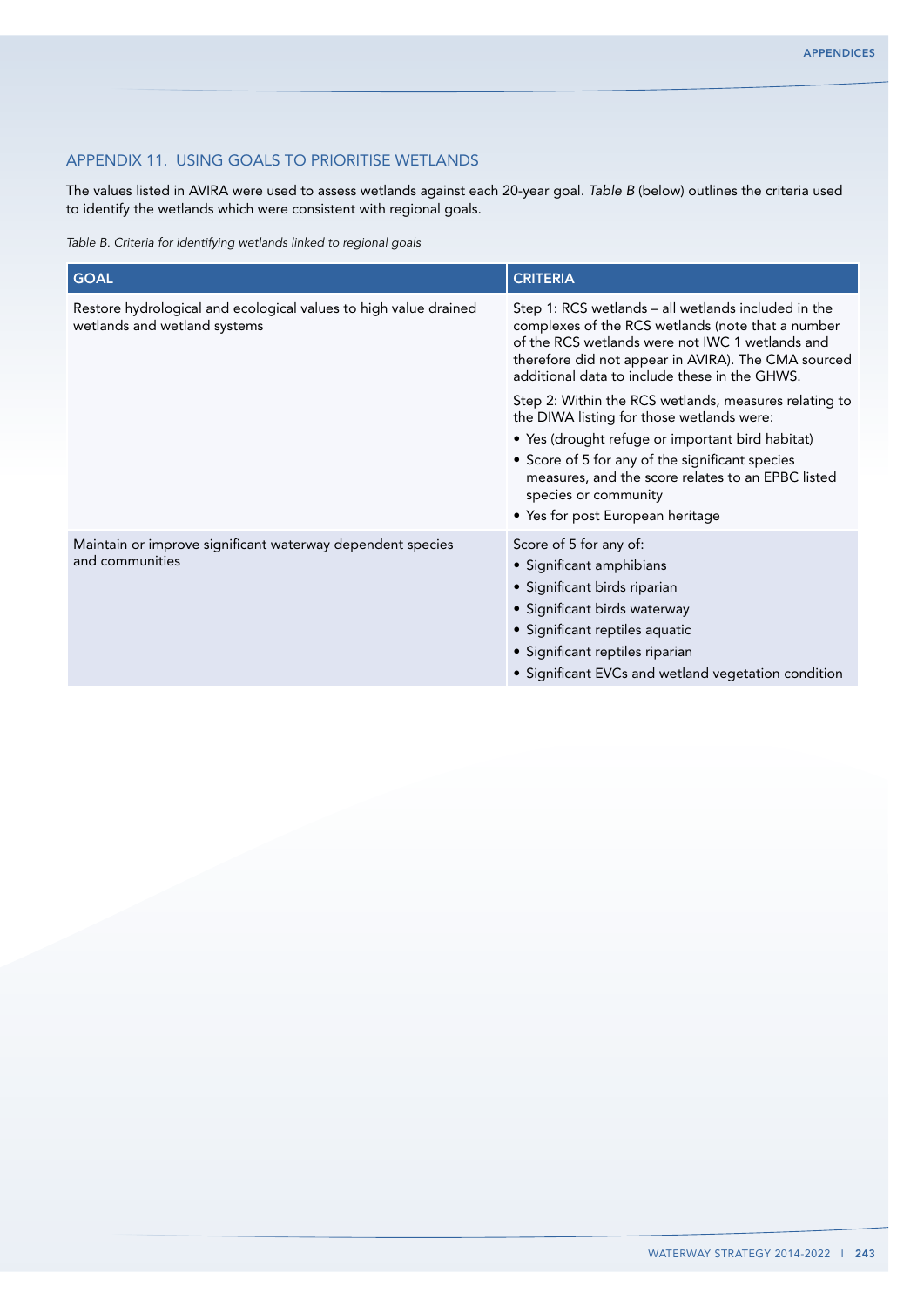## APPENDIX 11. USING GOALS TO PRIORITISE WETLANDS

The values listed in AVIRA were used to assess wetlands against each 20-year goal. *Table B* (below) outlines the criteria used to identify the wetlands which were consistent with regional goals.

*Table B. Criteria for identifying wetlands linked to regional goals*

| GOAL | CRITERIA |
| --- | --- |
| Restore hydrological and ecological values to high value drained wetlands and wetland systems | Step 1: RCS wetlands – all wetlands included in the complexes of the RCS wetlands (note that a number of the RCS wetlands were not IWC 1 wetlands and therefore did not appear in AVIRA). The CMA sourced additional data to include these in the GHWS.<br><br>Step 2: Within the RCS wetlands, measures relating to the DIWA listing for those wetlands were:<br>• Yes (drought refuge or important bird habitat)<br>• Score of 5 for any of the significant species measures, and the score relates to an EPBC listed species or community<br>• Yes for post European heritage |
| Maintain or improve significant waterway dependent species and communities | Score of 5 for any of:<br>• Significant amphibians<br>• Significant birds riparian<br>• Significant birds waterway<br>• Significant reptiles aquatic<br>• Significant reptiles riparian<br>• Significant EVCs and wetland vegetation condition |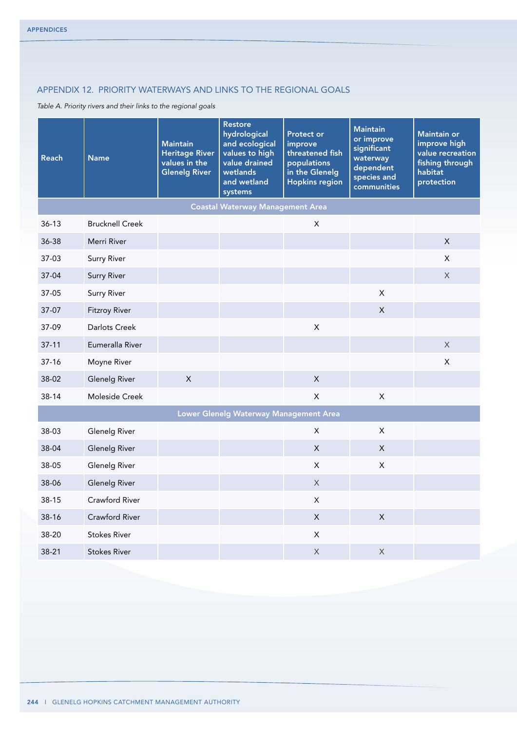## APPENDIX 12. PRIORITY WATERWAYS AND LINKS TO THE REGIONAL GOALS

*Table A. Priority rivers and their links to the regional goals*

| Reach | Name | Maintain Heritage River values in the Glenelg River | Restore hydrological and ecological values to high value drained wetlands and wetland systems | Protect or improve threatened fish populations in the Glenelg Hopkins region | Maintain or improve significant waterway dependent species and communities | Maintain or improve high value recreation fishing through habitat protection |
|---|---|---|---|---|---|---|
| **Coastal Waterway Management Area** | | | | | | |
| 36-13 | Brucknell Creek | | | X | | |
| 36-38 | Merri River | | | | | X |
| 37-03 | Surry River | | | | | X |
| 37-04 | Surry River | | | | | X |
| 37-05 | Surry River | | | | X | |
| 37-07 | Fitzroy River | | | | X | |
| 37-09 | Darlots Creek | | | X | | |
| 37-11 | Eumeralla River | | | | | X |
| 37-16 | Moyne River | | | | | X |
| 38-02 | Glenelg River | X | | X | | |
| 38-14 | Moleside Creek | | | X | X | |
| **Lower Glenelg Waterway Management Area** | | | | | | |
| 38-03 | Glenelg River | | | X | X | |
| 38-04 | Glenelg River | | | X | X | |
| 38-05 | Glenelg River | | | X | X | |
| 38-06 | Glenelg River | | | X | | |
| 38-15 | Crawford River | | | X | | |
| 38-16 | Crawford River | | | X | X | |
| 38-20 | Stokes River | | | X | | |
| 38-21 | Stokes River | | | X | X | |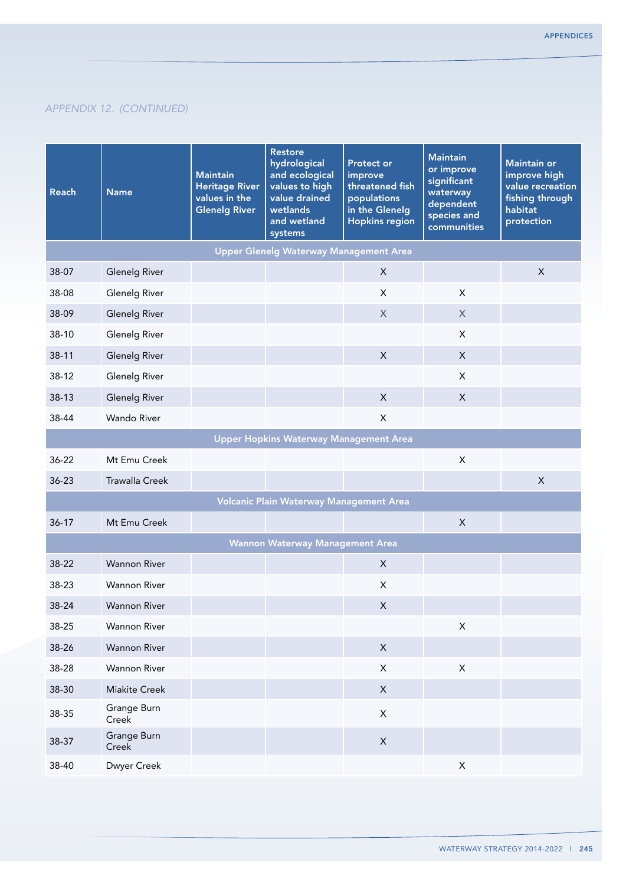*APPENDIX 12. (CONTINUED)*

| Reach | Name | Maintain Heritage River values in the Glenelg River | Restore hydrological and ecological values to high value drained wetlands and wetland systems | Protect or improve threatened fish populations in the Glenelg Hopkins region | Maintain or improve significant waterway dependent species and communities | Maintain or improve high value recreation fishing through habitat protection |
|---|---|---|---|---|---|---|
| **Upper Glenelg Waterway Management Area** | | | | | | |
| 38-07 | Glenelg River | | | X | | X |
| 38-08 | Glenelg River | | | X | X | |
| 38-09 | Glenelg River | | | X | X | |
| 38-10 | Glenelg River | | | | X | |
| 38-11 | Glenelg River | | | X | X | |
| 38-12 | Glenelg River | | | | X | |
| 38-13 | Glenelg River | | | X | X | |
| 38-44 | Wando River | | | X | | |
| **Upper Hopkins Waterway Management Area** | | | | | | |
| 36-22 | Mt Emu Creek | | | | X | |
| 36-23 | Trawalla Creek | | | | | X |
| **Volcanic Plain Waterway Management Area** | | | | | | |
| 36-17 | Mt Emu Creek | | | | X | |
| **Wannon Waterway Management Area** | | | | | | |
| 38-22 | Wannon River | | | X | | |
| 38-23 | Wannon River | | | X | | |
| 38-24 | Wannon River | | | X | | |
| 38-25 | Wannon River | | | | X | |
| 38-26 | Wannon River | | | X | | |
| 38-28 | Wannon River | | | X | X | |
| 38-30 | Miakite Creek | | | X | | |
| 38-35 | Grange Burn Creek | | | X | | |
| 38-37 | Grange Burn Creek | | | X | | |
| 38-40 | Dwyer Creek | | | | X | |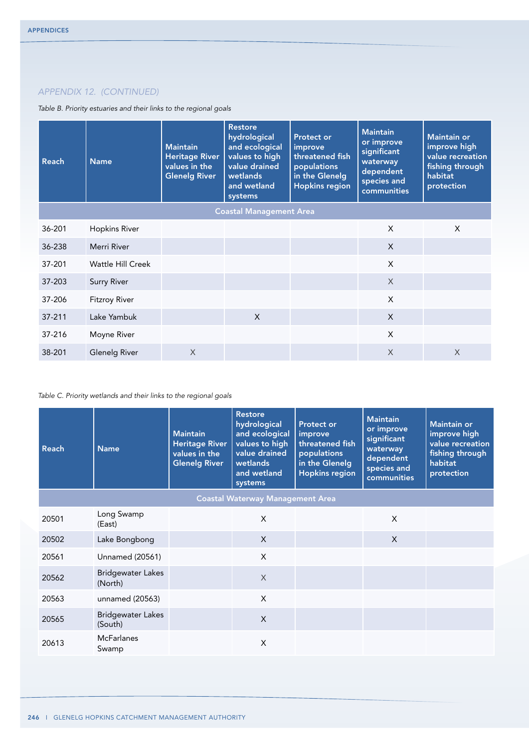## APPENDIX 12. (CONTINUED)

*Table B. Priority estuaries and their links to the regional goals*

| Reach | Name | Maintain Heritage River values in the Glenelg River | Restore hydrological and ecological values to high value drained wetlands and wetland systems | Protect or improve threatened fish populations in the Glenelg Hopkins region | Maintain or improve significant waterway dependent species and communities | Maintain or improve high value recreation fishing through habitat protection |
|---|---|---|---|---|---|---|
| **Coastal Management Area** | | | | | | |
| 36-201 | Hopkins River | | | | X | X |
| 36-238 | Merri River | | | | X | |
| 37-201 | Wattle Hill Creek | | | | X | |
| 37-203 | Surry River | | | | X | |
| 37-206 | Fitzroy River | | | | X | |
| 37-211 | Lake Yambuk | | X | | X | |
| 37-216 | Moyne River | | | | X | |
| 38-201 | Glenelg River | X | | | X | X |

*Table C. Priority wetlands and their links to the regional goals*

| Reach | Name | Maintain Heritage River values in the Glenelg River | Restore hydrological and ecological values to high value drained wetlands and wetland systems | Protect or improve threatened fish populations in the Glenelg Hopkins region | Maintain or improve significant waterway dependent species and communities | Maintain or improve high value recreation fishing through habitat protection |
|---|---|---|---|---|---|---|
| **Coastal Waterway Management Area** | | | | | | |
| 20501 | Long Swamp (East) | | X | | X | |
| 20502 | Lake Bongbong | | X | | X | |
| 20561 | Unnamed (20561) | | X | | | |
| 20562 | Bridgewater Lakes (North) | | X | | | |
| 20563 | unnamed (20563) | | X | | | |
| 20565 | Bridgewater Lakes (South) | | X | | | |
| 20613 | McFarlanes Swamp | | X | | | |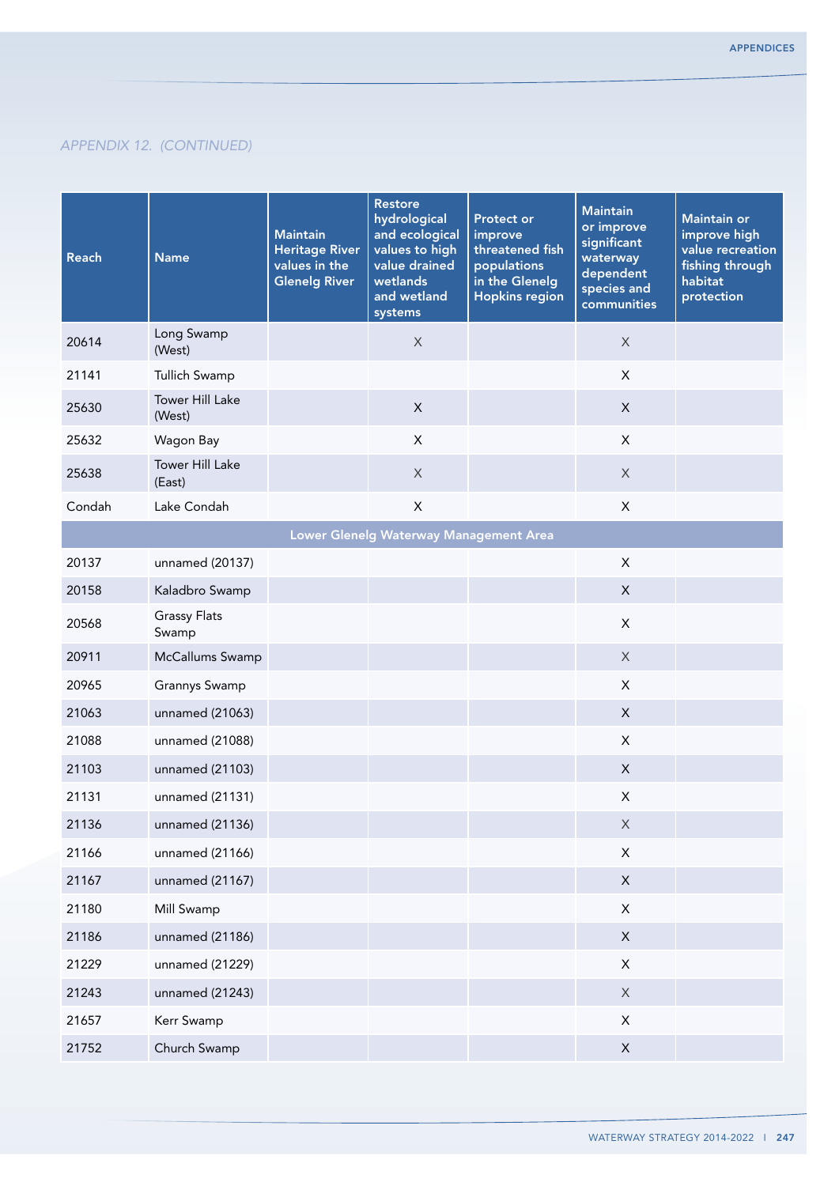*APPENDIX 12. (CONTINUED)*

| Reach | Name | Maintain Heritage River values in the Glenelg River | Restore hydrological and ecological values to high value drained wetlands and wetland systems | Protect or improve threatened fish populations in the Glenelg Hopkins region | Maintain or improve significant waterway dependent species and communities | Maintain or improve high value recreation fishing through habitat protection |
|---|---|---|---|---|---|---|
| 20614 | Long Swamp (West) | | X | | X | |
| 21141 | Tullich Swamp | | | | X | |
| 25630 | Tower Hill Lake (West) | | X | | X | |
| 25632 | Wagon Bay | | X | | X | |
| 25638 | Tower Hill Lake (East) | | X | | X | |
| Condah | Lake Condah | | X | | X | |
| **Lower Glenelg Waterway Management Area** | | | | | | |
| 20137 | unnamed (20137) | | | | X | |
| 20158 | Kaladbro Swamp | | | | X | |
| 20568 | Grassy Flats Swamp | | | | X | |
| 20911 | McCallums Swamp | | | | X | |
| 20965 | Grannys Swamp | | | | X | |
| 21063 | unnamed (21063) | | | | X | |
| 21088 | unnamed (21088) | | | | X | |
| 21103 | unnamed (21103) | | | | X | |
| 21131 | unnamed (21131) | | | | X | |
| 21136 | unnamed (21136) | | | | X | |
| 21166 | unnamed (21166) | | | | X | |
| 21167 | unnamed (21167) | | | | X | |
| 21180 | Mill Swamp | | | | X | |
| 21186 | unnamed (21186) | | | | X | |
| 21229 | unnamed (21229) | | | | X | |
| 21243 | unnamed (21243) | | | | X | |
| 21657 | Kerr Swamp | | | | X | |
| 21752 | Church Swamp | | | | X | |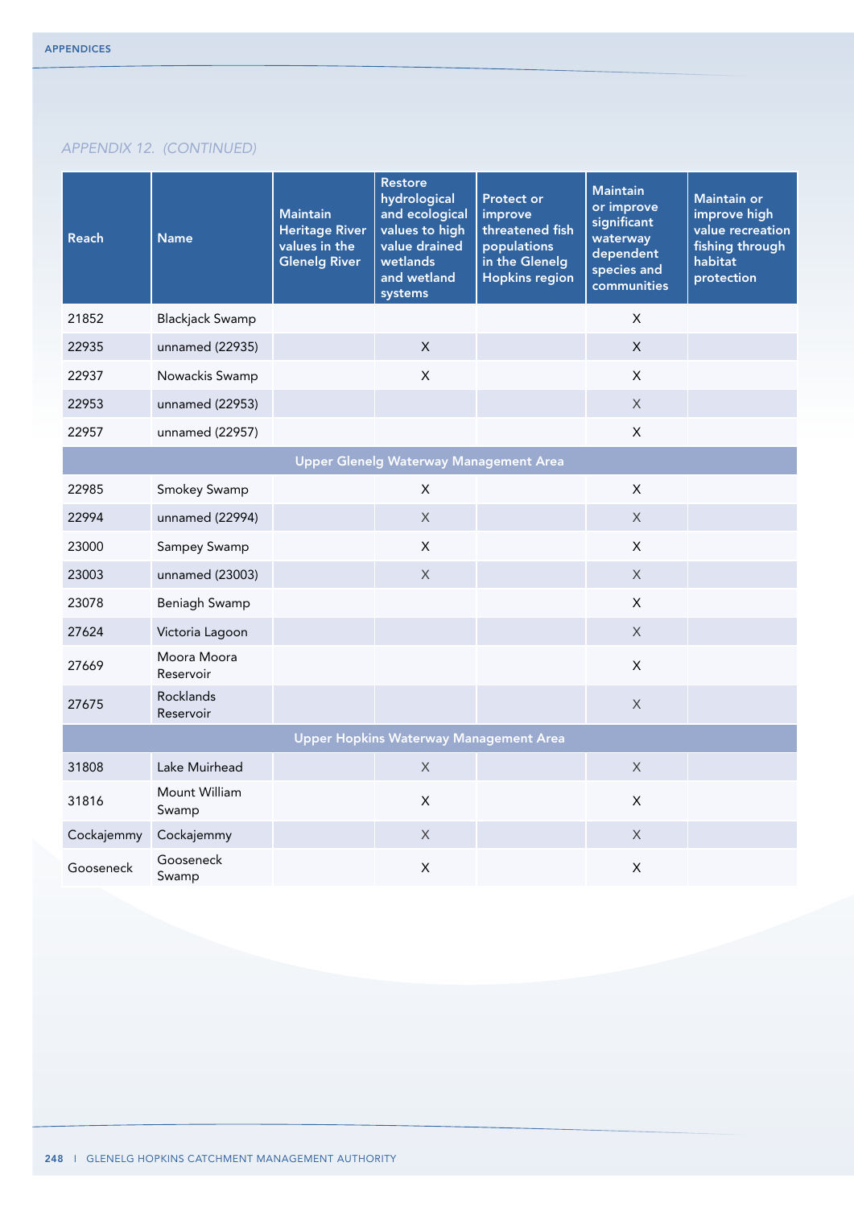*APPENDIX 12. (CONTINUED)*

| Reach | Name | Maintain Heritage River values in the Glenelg River | Restore hydrological and ecological values to high value drained wetlands and wetland systems | Protect or improve threatened fish populations in the Glenelg Hopkins region | Maintain or improve significant waterway dependent species and communities | Maintain or improve high value recreation fishing through habitat protection |
|---|---|---|---|---|---|---|
| 21852 | Blackjack Swamp | | | | X | |
| 22935 | unnamed (22935) | | X | | X | |
| 22937 | Nowackis Swamp | | X | | X | |
| 22953 | unnamed (22953) | | | | X | |
| 22957 | unnamed (22957) | | | | X | |
| **Upper Glenelg Waterway Management Area** | | | | | | |
| 22985 | Smokey Swamp | | X | | X | |
| 22994 | unnamed (22994) | | X | | X | |
| 23000 | Sampey Swamp | | X | | X | |
| 23003 | unnamed (23003) | | X | | X | |
| 23078 | Beniagh Swamp | | | | X | |
| 27624 | Victoria Lagoon | | | | X | |
| 27669 | Moora Moora Reservoir | | | | X | |
| 27675 | Rocklands Reservoir | | | | X | |
| **Upper Hopkins Waterway Management Area** | | | | | | |
| 31808 | Lake Muirhead | | X | | X | |
| 31816 | Mount William Swamp | | X | | X | |
| Cockajemmy | Cockajemmy | | X | | X | |
| Gooseneck | Gooseneck Swamp | | X | | X | |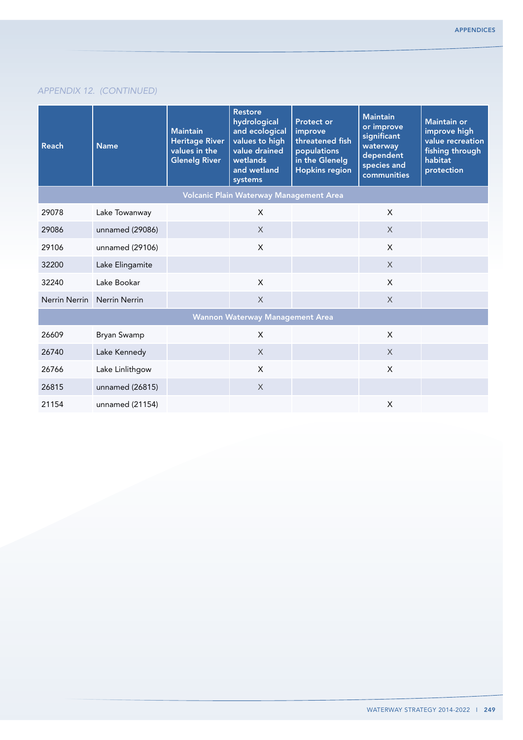*APPENDIX 12. (CONTINUED)*

| Reach | Name | Maintain Heritage River values in the Glenelg River | Restore hydrological and ecological values to high value drained wetlands and wetland systems | Protect or improve threatened fish populations in the Glenelg Hopkins region | Maintain or improve significant waterway dependent species and communities | Maintain or improve high value recreation fishing through habitat protection |
|---|---|---|---|---|---|---|
| **Volcanic Plain Waterway Management Area** | | | | | | |
| 29078 | Lake Towanway | | X | | X | |
| 29086 | unnamed (29086) | | X | | X | |
| 29106 | unnamed (29106) | | X | | X | |
| 32200 | Lake Elingamite | | | | X | |
| 32240 | Lake Bookar | | X | | X | |
| Nerrin Nerrin | Nerrin Nerrin | | X | | X | |
| **Wannon Waterway Management Area** | | | | | | |
| 26609 | Bryan Swamp | | X | | X | |
| 26740 | Lake Kennedy | | X | | X | |
| 26766 | Lake Linlithgow | | X | | X | |
| 26815 | unnamed (26815) | | X | | | |
| 21154 | unnamed (21154) | | | | X | |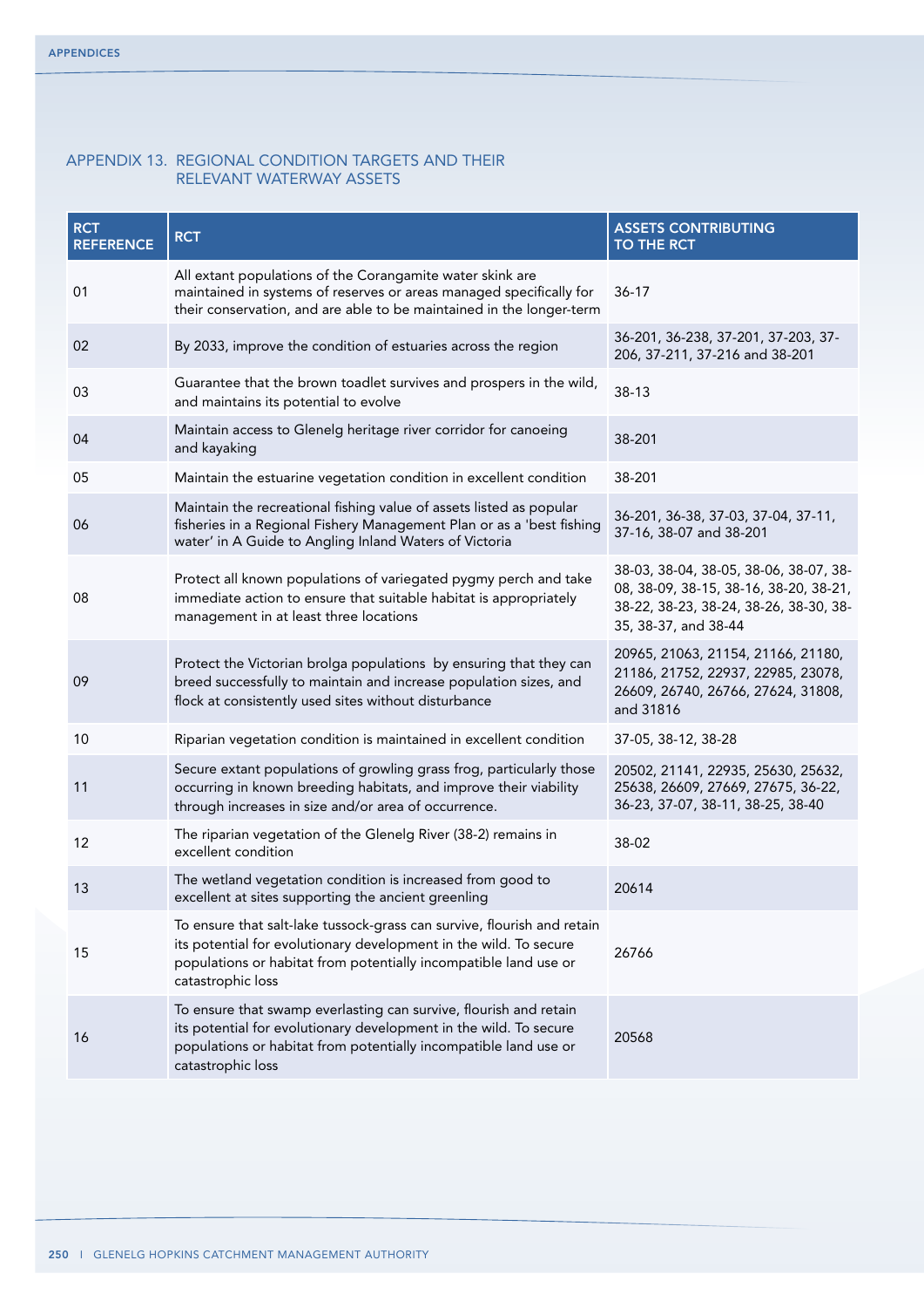## APPENDIX 13. REGIONAL CONDITION TARGETS AND THEIR RELEVANT WATERWAY ASSETS

| RCT REFERENCE | RCT | ASSETS CONTRIBUTING TO THE RCT |
|---|---|---|
| 01 | All extant populations of the Corangamite water skink are maintained in systems of reserves or areas managed specifically for their conservation, and are able to be maintained in the longer-term | 36-17 |
| 02 | By 2033, improve the condition of estuaries across the region | 36-201, 36-238, 37-201, 37-203, 37-206, 37-211, 37-216 and 38-201 |
| 03 | Guarantee that the brown toadlet survives and prospers in the wild, and maintains its potential to evolve | 38-13 |
| 04 | Maintain access to Glenelg heritage river corridor for canoeing and kayaking | 38-201 |
| 05 | Maintain the estuarine vegetation condition in excellent condition | 38-201 |
| 06 | Maintain the recreational fishing value of assets listed as popular fisheries in a Regional Fishery Management Plan or as a 'best fishing water' in A Guide to Angling Inland Waters of Victoria | 36-201, 36-38, 37-03, 37-04, 37-11, 37-16, 38-07 and 38-201 |
| 08 | Protect all known populations of variegated pygmy perch and take immediate action to ensure that suitable habitat is appropriately management in at least three locations | 38-03, 38-04, 38-05, 38-06, 38-07, 38-08, 38-09, 38-15, 38-16, 38-20, 38-21, 38-22, 38-23, 38-24, 38-26, 38-30, 38-35, 38-37, and 38-44 |
| 09 | Protect the Victorian brolga populations by ensuring that they can breed successfully to maintain and increase population sizes, and flock at consistently used sites without disturbance | 20965, 21063, 21154, 21166, 21180, 21186, 21752, 22937, 22985, 23078, 26609, 26740, 26766, 27624, 31808, and 31816 |
| 10 | Riparian vegetation condition is maintained in excellent condition | 37-05, 38-12, 38-28 |
| 11 | Secure extant populations of growling grass frog, particularly those occurring in known breeding habitats, and improve their viability through increases in size and/or area of occurrence. | 20502, 21141, 22935, 25630, 25632, 25638, 26609, 27669, 27675, 36-22, 36-23, 37-07, 38-11, 38-25, 38-40 |
| 12 | The riparian vegetation of the Glenelg River (38-2) remains in excellent condition | 38-02 |
| 13 | The wetland vegetation condition is increased from good to excellent at sites supporting the ancient greenling | 20614 |
| 15 | To ensure that salt-lake tussock-grass can survive, flourish and retain its potential for evolutionary development in the wild. To secure populations or habitat from potentially incompatible land use or catastrophic loss | 26766 |
| 16 | To ensure that swamp everlasting can survive, flourish and retain its potential for evolutionary development in the wild. To secure populations or habitat from potentially incompatible land use or catastrophic loss | 20568 |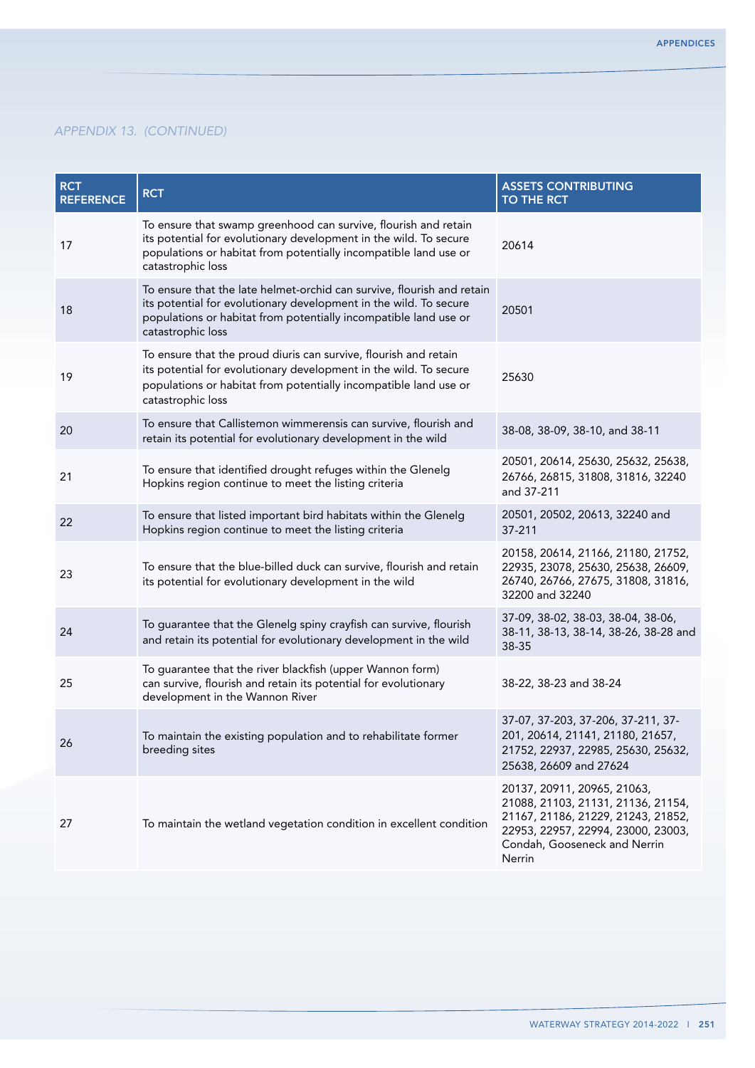*APPENDIX 13. (CONTINUED)*

| RCT REFERENCE | RCT | ASSETS CONTRIBUTING TO THE RCT |
|---|---|---|
| 17 | To ensure that swamp greenhood can survive, flourish and retain its potential for evolutionary development in the wild. To secure populations or habitat from potentially incompatible land use or catastrophic loss | 20614 |
| 18 | To ensure that the late helmet-orchid can survive, flourish and retain its potential for evolutionary development in the wild. To secure populations or habitat from potentially incompatible land use or catastrophic loss | 20501 |
| 19 | To ensure that the proud diuris can survive, flourish and retain its potential for evolutionary development in the wild. To secure populations or habitat from potentially incompatible land use or catastrophic loss | 25630 |
| 20 | To ensure that Callistemon wimmerensis can survive, flourish and retain its potential for evolutionary development in the wild | 38-08, 38-09, 38-10, and 38-11 |
| 21 | To ensure that identified drought refuges within the Glenelg Hopkins region continue to meet the listing criteria | 20501, 20614, 25630, 25632, 25638, 26766, 26815, 31808, 31816, 32240 and 37-211 |
| 22 | To ensure that listed important bird habitats within the Glenelg Hopkins region continue to meet the listing criteria | 20501, 20502, 20613, 32240 and 37-211 |
| 23 | To ensure that the blue-billed duck can survive, flourish and retain its potential for evolutionary development in the wild | 20158, 20614, 21166, 21180, 21752, 22935, 23078, 25630, 25638, 26609, 26740, 26766, 27675, 31808, 31816, 32200 and 32240 |
| 24 | To guarantee that the Glenelg spiny crayfish can survive, flourish and retain its potential for evolutionary development in the wild | 37-09, 38-02, 38-03, 38-04, 38-06, 38-11, 38-13, 38-14, 38-26, 38-28 and 38-35 |
| 25 | To guarantee that the river blackfish (upper Wannon form) can survive, flourish and retain its potential for evolutionary development in the Wannon River | 38-22, 38-23 and 38-24 |
| 26 | To maintain the existing population and to rehabilitate former breeding sites | 37-07, 37-203, 37-206, 37-211, 37-201, 20614, 21141, 21180, 21657, 21752, 22937, 22985, 25630, 25632, 25638, 26609 and 27624 |
| 27 | To maintain the wetland vegetation condition in excellent condition | 20137, 20911, 20965, 21063, 21088, 21103, 21131, 21136, 21154, 21167, 21186, 21229, 21243, 21852, 22953, 22957, 22994, 23000, 23003, Condah, Gooseneck and Nerrin Nerrin |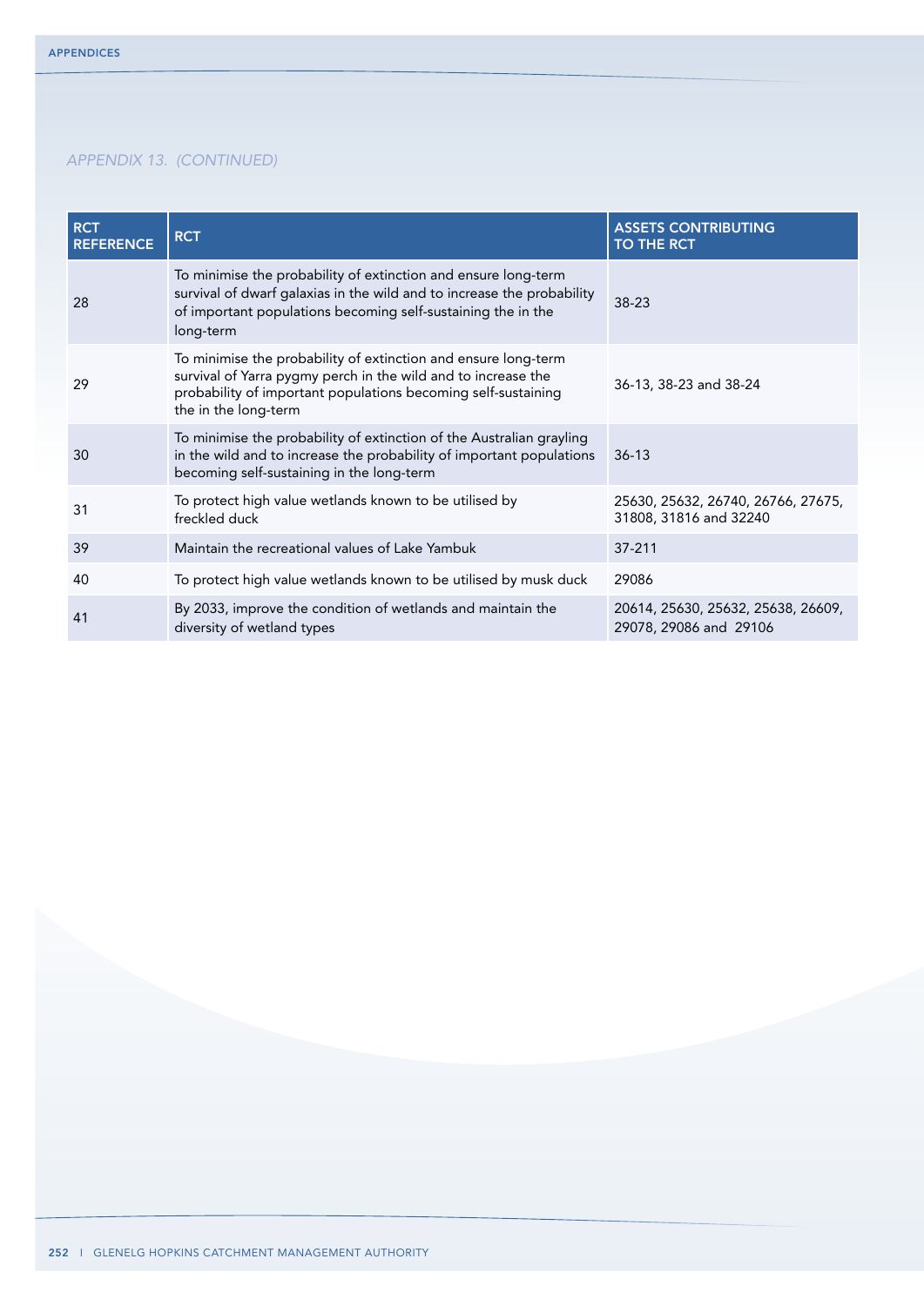*APPENDIX 13. (CONTINUED)*

| RCT REFERENCE | RCT | ASSETS CONTRIBUTING TO THE RCT |
|---|---|---|
| 28 | To minimise the probability of extinction and ensure long-term survival of dwarf galaxias in the wild and to increase the probability of important populations becoming self-sustaining the in the long-term | 38-23 |
| 29 | To minimise the probability of extinction and ensure long-term survival of Yarra pygmy perch in the wild and to increase the probability of important populations becoming self-sustaining the in the long-term | 36-13, 38-23 and 38-24 |
| 30 | To minimise the probability of extinction of the Australian grayling in the wild and to increase the probability of important populations becoming self-sustaining in the long-term | 36-13 |
| 31 | To protect high value wetlands known to be utilised by freckled duck | 25630, 25632, 26740, 26766, 27675, 31808, 31816 and 32240 |
| 39 | Maintain the recreational values of Lake Yambuk | 37-211 |
| 40 | To protect high value wetlands known to be utilised by musk duck | 29086 |
| 41 | By 2033, improve the condition of wetlands and maintain the diversity of wetland types | 20614, 25630, 25632, 25638, 26609, 29078, 29086 and 29106 |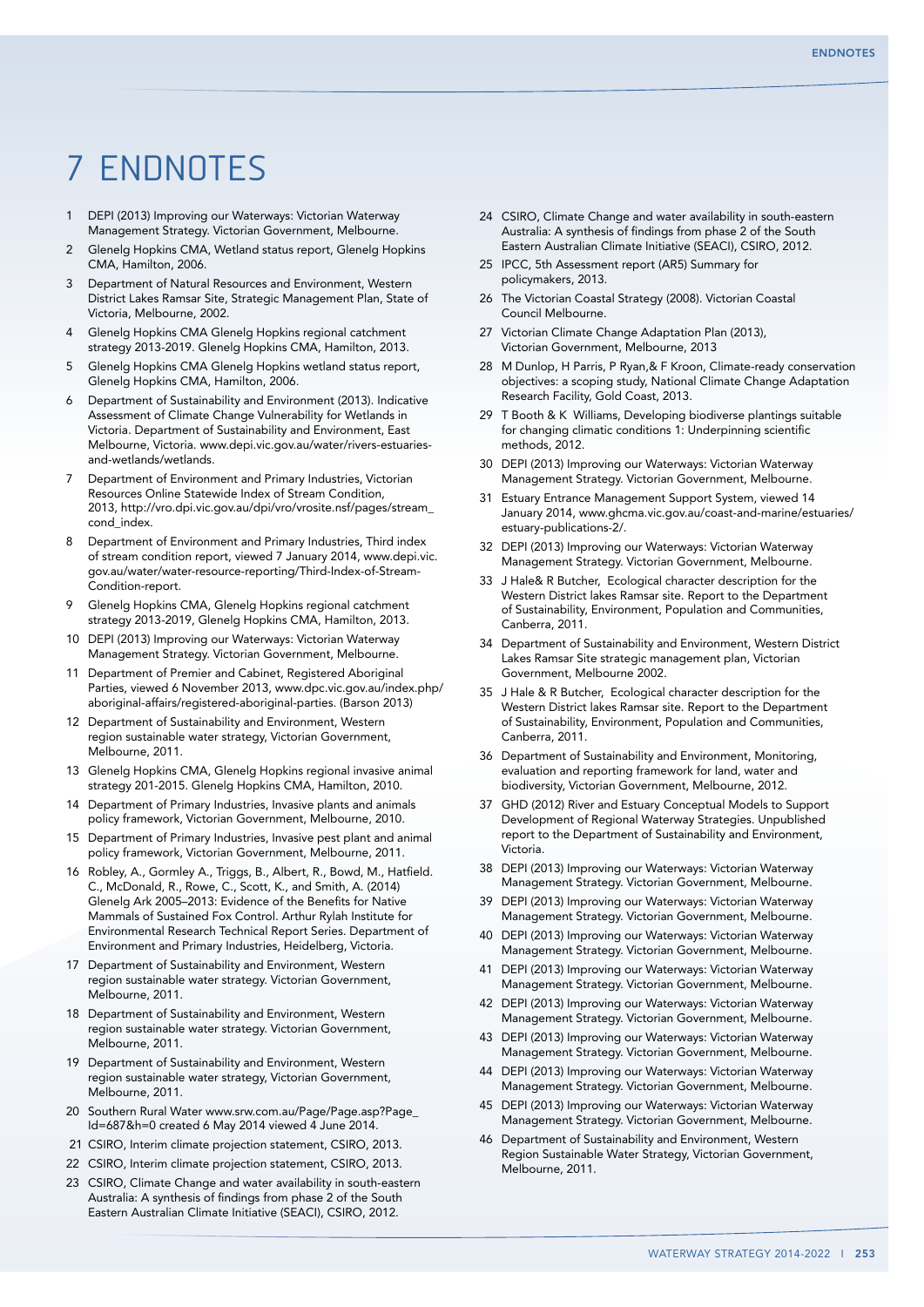# 7 ENDNOTES

1. DEPI (2013) Improving our Waterways: Victorian Waterway Management Strategy. Victorian Government, Melbourne.
2. Glenelg Hopkins CMA, Wetland status report, Glenelg Hopkins CMA, Hamilton, 2006.
3. Department of Natural Resources and Environment, Western District Lakes Ramsar Site, Strategic Management Plan, State of Victoria, Melbourne, 2002.
4. Glenelg Hopkins CMA Glenelg Hopkins regional catchment strategy 2013-2019. Glenelg Hopkins CMA, Hamilton, 2013.
5. Glenelg Hopkins CMA Glenelg Hopkins wetland status report, Glenelg Hopkins CMA, Hamilton, 2006.
6. Department of Sustainability and Environment (2013). Indicative Assessment of Climate Change Vulnerability for Wetlands in Victoria. Department of Sustainability and Environment, East Melbourne, Victoria. www.depi.vic.gov.au/water/rivers-estuaries-and-wetlands/wetlands.
7. Department of Environment and Primary Industries, Victorian Resources Online Statewide Index of Stream Condition, 2013, http://vro.dpi.vic.gov.au/dpi/vro/vrosite.nsf/pages/stream_cond_index.
8. Department of Environment and Primary Industries, Third index of stream condition report, viewed 7 January 2014, www.depi.vic.gov.au/water/water-resource-reporting/Third-Index-of-Stream-Condition-report.
9. Glenelg Hopkins CMA, Glenelg Hopkins regional catchment strategy 2013-2019, Glenelg Hopkins CMA, Hamilton, 2013.
10. DEPI (2013) Improving our Waterways: Victorian Waterway Management Strategy. Victorian Government, Melbourne.
11. Department of Premier and Cabinet, Registered Aboriginal Parties, viewed 6 November 2013, www.dpc.vic.gov.au/index.php/aboriginal-affairs/registered-aboriginal-parties. (Barson 2013)
12. Department of Sustainability and Environment, Western region sustainable water strategy, Victorian Government, Melbourne, 2011.
13. Glenelg Hopkins CMA, Glenelg Hopkins regional invasive animal strategy 201-2015. Glenelg Hopkins CMA, Hamilton, 2010.
14. Department of Primary Industries, Invasive plants and animals policy framework, Victorian Government, Melbourne, 2010.
15. Department of Primary Industries, Invasive pest plant and animal policy framework, Victorian Government, Melbourne, 2011.
16. Robley, A., Gormley A., Triggs, B., Albert, R., Bowd, M., Hatfield. C., McDonald, R., Rowe, C., Scott, K., and Smith, A. (2014) Glenelg Ark 2005–2013: Evidence of the Benefits for Native Mammals of Sustained Fox Control. Arthur Rylah Institute for Environmental Research Technical Report Series. Department of Environment and Primary Industries, Heidelberg, Victoria.
17. Department of Sustainability and Environment, Western region sustainable water strategy. Victorian Government, Melbourne, 2011.
18. Department of Sustainability and Environment, Western region sustainable water strategy. Victorian Government, Melbourne, 2011.
19. Department of Sustainability and Environment, Western region sustainable water strategy, Victorian Government, Melbourne, 2011.
20. Southern Rural Water www.srw.com.au/Page/Page.asp?Page_Id=687&h=0 created 6 May 2014 viewed 4 June 2014.
21. CSIRO, Interim climate projection statement, CSIRO, 2013.
22. CSIRO, Interim climate projection statement, CSIRO, 2013.
23. CSIRO, Climate Change and water availability in south-eastern Australia: A synthesis of findings from phase 2 of the South Eastern Australian Climate Initiative (SEACI), CSIRO, 2012.
24. CSIRO, Climate Change and water availability in south-eastern Australia: A synthesis of findings from phase 2 of the South Eastern Australian Climate Initiative (SEACI), CSIRO, 2012.
25. IPCC, 5th Assessment report (AR5) Summary for policymakers, 2013.
26. The Victorian Coastal Strategy (2008). Victorian Coastal Council Melbourne.
27. Victorian Climate Change Adaptation Plan (2013), Victorian Government, Melbourne, 2013
28. M Dunlop, H Parris, P Ryan,& F Kroon, Climate-ready conservation objectives: a scoping study, National Climate Change Adaptation Research Facility, Gold Coast, 2013.
29. T Booth & K Williams, Developing biodiverse plantings suitable for changing climatic conditions 1: Underpinning scientific methods, 2012.
30. DEPI (2013) Improving our Waterways: Victorian Waterway Management Strategy. Victorian Government, Melbourne.
31. Estuary Entrance Management Support System, viewed 14 January 2014, www.ghcma.vic.gov.au/coast-and-marine/estuaries/estuary-publications-2/.
32. DEPI (2013) Improving our Waterways: Victorian Waterway Management Strategy. Victorian Government, Melbourne.
33. J Hale& R Butcher, Ecological character description for the Western District lakes Ramsar site. Report to the Department of Sustainability, Environment, Population and Communities, Canberra, 2011.
34. Department of Sustainability and Environment, Western District Lakes Ramsar Site strategic management plan, Victorian Government, Melbourne 2002.
35. J Hale & R Butcher, Ecological character description for the Western District lakes Ramsar site. Report to the Department of Sustainability, Environment, Population and Communities, Canberra, 2011.
36. Department of Sustainability and Environment, Monitoring, evaluation and reporting framework for land, water and biodiversity, Victorian Government, Melbourne, 2012.
37. GHD (2012) River and Estuary Conceptual Models to Support Development of Regional Waterway Strategies. Unpublished report to the Department of Sustainability and Environment, Victoria.
38. DEPI (2013) Improving our Waterways: Victorian Waterway Management Strategy. Victorian Government, Melbourne.
39. DEPI (2013) Improving our Waterways: Victorian Waterway Management Strategy. Victorian Government, Melbourne.
40. DEPI (2013) Improving our Waterways: Victorian Waterway Management Strategy. Victorian Government, Melbourne.
41. DEPI (2013) Improving our Waterways: Victorian Waterway Management Strategy. Victorian Government, Melbourne.
42. DEPI (2013) Improving our Waterways: Victorian Waterway Management Strategy. Victorian Government, Melbourne.
43. DEPI (2013) Improving our Waterways: Victorian Waterway Management Strategy. Victorian Government, Melbourne.
44. DEPI (2013) Improving our Waterways: Victorian Waterway Management Strategy. Victorian Government, Melbourne.
45. DEPI (2013) Improving our Waterways: Victorian Waterway Management Strategy. Victorian Government, Melbourne.
46. Department of Sustainability and Environment, Western Region Sustainable Water Strategy, Victorian Government, Melbourne, 2011.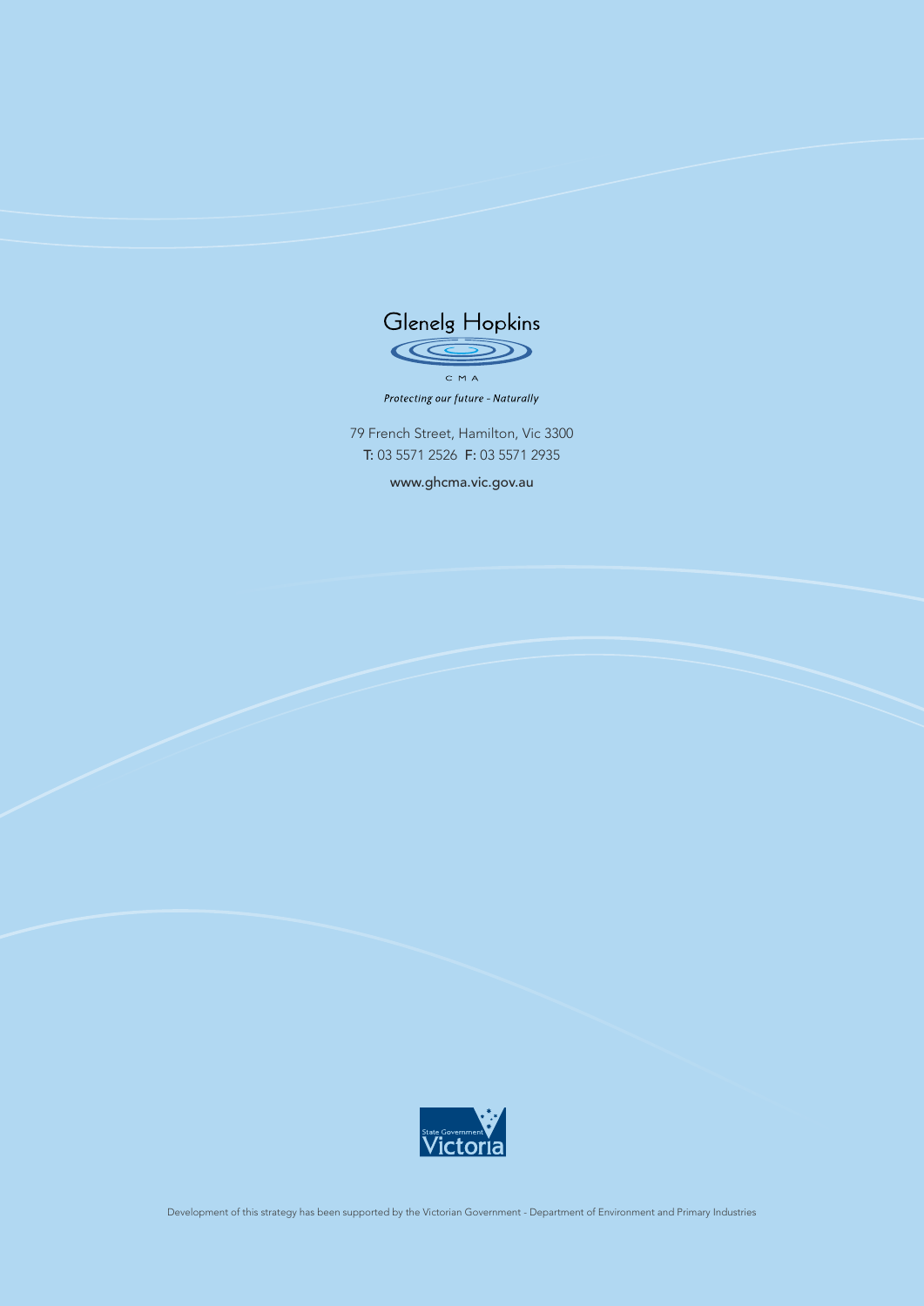Glenelg Hopkins

CMA

*Protecting our future - Naturally*

79 French Street, Hamilton, Vic 3300

**T:** 03 5571 2526 **F:** 03 5571 2935

www.ghcma.vic.gov.au

State Government Victoria

Development of this strategy has been supported by the Victorian Government - Department of Environment and Primary Industries